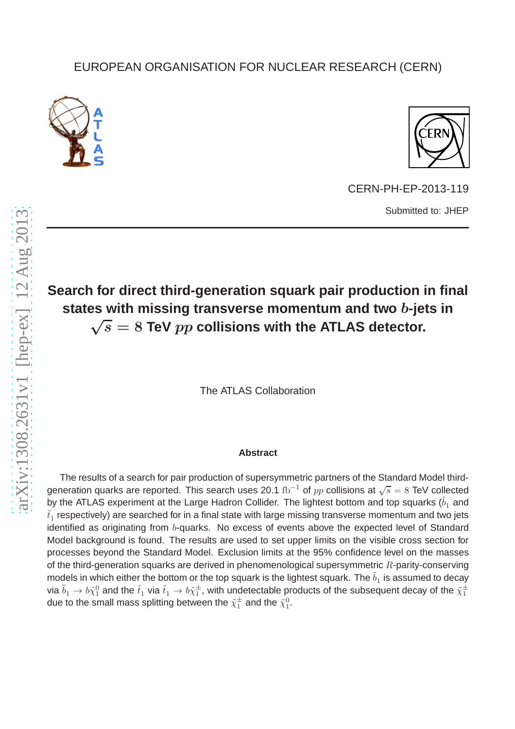EUROPEAN ORGANISATION FOR NUCLEAR RESEARCH (CERN)

CERN-PH-EP-2013-119

Submitted to: JHEP

# Search for direct third-generation squark pair production in final states with missing transverse momentum and two $b$-jets in $\sqrt{s} = 8$ TeV $pp$ collisions with the ATLAS detector.

The ATLAS Collaboration

### Abstract

The results of a search for pair production of supersymmetric partners of the Standard Model third-generation quarks are reported. This search uses 20.1 $\mathrm{fb}^{-1}$ of $pp$ collisions at $\sqrt{s} = 8$ TeV collected by the ATLAS experiment at the Large Hadron Collider. The lightest bottom and top squarks ($\tilde{b}_1$ and $\tilde{t}_1$ respectively) are searched for in a final state with large missing transverse momentum and two jets identified as originating from $b$-quarks. No excess of events above the expected level of Standard Model background is found. The results are used to set upper limits on the visible cross section for processes beyond the Standard Model. Exclusion limits at the 95% confidence level on the masses of the third-generation squarks are derived in phenomenological supersymmetric $R$-parity-conserving models in which either the bottom or the top squark is the lightest squark. The $\tilde{b}_1$ is assumed to decay via $\tilde{b}_1 \to b\tilde{\chi}_1^0$ and the $\tilde{t}_1$ via $\tilde{t}_1 \to b\tilde{\chi}_1^\pm$, with undetectable products of the subsequent decay of the $\tilde{\chi}_1^\pm$ due to the small mass splitting between the $\tilde{\chi}_1^\pm$ and the $\tilde{\chi}_1^0$.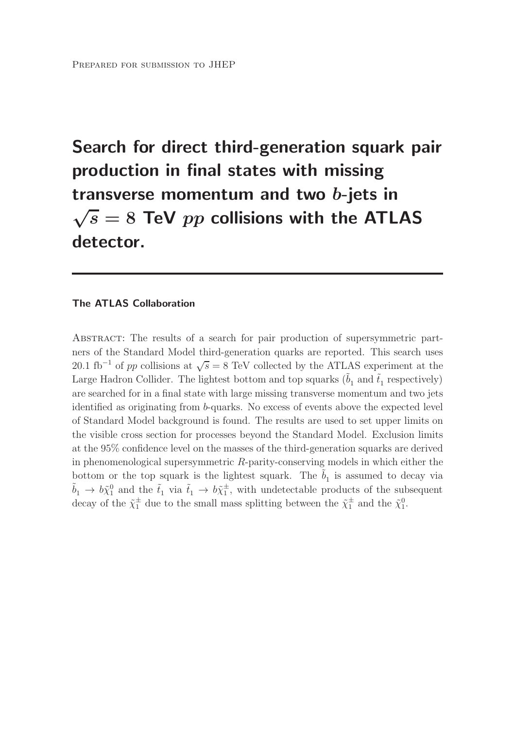Prepared for submission to JHEP

# Search for direct third-generation squark pair production in final states with missing transverse momentum and two $b$-jets in $\sqrt{s} = 8$ TeV $pp$ collisions with the ATLAS detector.

**The ATLAS Collaboration**

Abstract: The results of a search for pair production of supersymmetric partners of the Standard Model third-generation quarks are reported. This search uses 20.1 fb$^{-1}$ of $pp$ collisions at $\sqrt{s} = 8$ TeV collected by the ATLAS experiment at the Large Hadron Collider. The lightest bottom and top squarks ($\tilde{b}_1$ and $\tilde{t}_1$ respectively) are searched for in a final state with large missing transverse momentum and two jets identified as originating from $b$-quarks. No excess of events above the expected level of Standard Model background is found. The results are used to set upper limits on the visible cross section for processes beyond the Standard Model. Exclusion limits at the 95% confidence level on the masses of the third-generation squarks are derived in phenomenological supersymmetric $R$-parity-conserving models in which either the bottom or the top squark is the lightest squark. The $\tilde{b}_1$ is assumed to decay via $\tilde{b}_1 \to b\tilde{\chi}_1^0$ and the $\tilde{t}_1$ via $\tilde{t}_1 \to b\tilde{\chi}_1^{\pm}$, with undetectable products of the subsequent decay of the $\tilde{\chi}_1^{\pm}$ due to the small mass splitting between the $\tilde{\chi}_1^{\pm}$ and the $\tilde{\chi}_1^0$.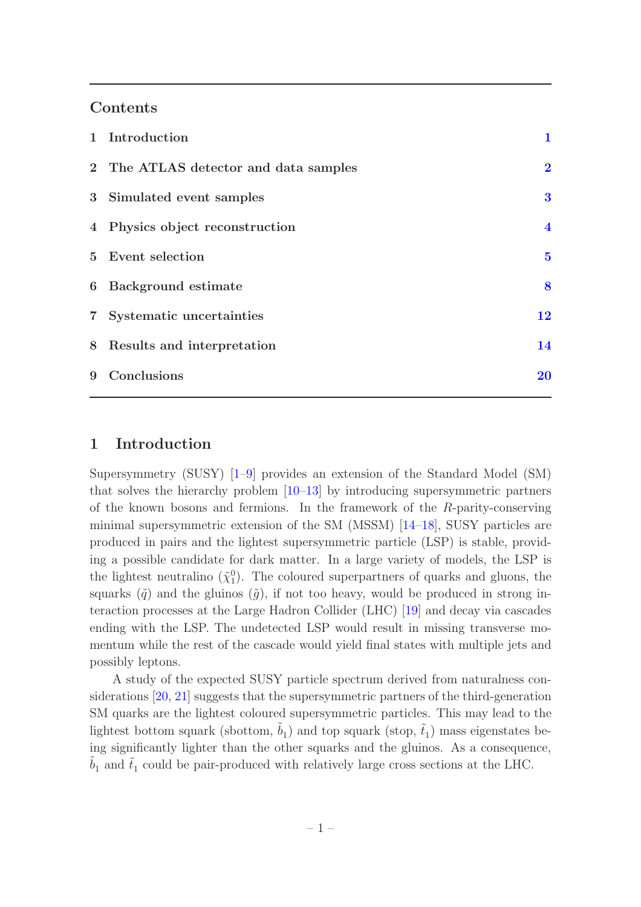## Contents

| | | |
|---|---|---|
| 1 | Introduction | 1 |
| 2 | The ATLAS detector and data samples | 2 |
| 3 | Simulated event samples | 3 |
| 4 | Physics object reconstruction | 4 |
| 5 | Event selection | 5 |
| 6 | Background estimate | 8 |
| 7 | Systematic uncertainties | 12 |
| 8 | Results and interpretation | 14 |
| 9 | Conclusions | 20 |

## 1 Introduction

Supersymmetry (SUSY) [1–9] provides an extension of the Standard Model (SM) that solves the hierarchy problem [10–13] by introducing supersymmetric partners of the known bosons and fermions. In the framework of the $R$-parity-conserving minimal supersymmetric extension of the SM (MSSM) [14–18], SUSY particles are produced in pairs and the lightest supersymmetric particle (LSP) is stable, providing a possible candidate for dark matter. In a large variety of models, the LSP is the lightest neutralino ($\tilde{\chi}_1^0$). The coloured superpartners of quarks and gluons, the squarks ($\tilde{q}$) and the gluinos ($\tilde{g}$), if not too heavy, would be produced in strong interaction processes at the Large Hadron Collider (LHC) [19] and decay via cascades ending with the LSP. The undetected LSP would result in missing transverse momentum while the rest of the cascade would yield final states with multiple jets and possibly leptons.

A study of the expected SUSY particle spectrum derived from naturalness considerations [20, 21] suggests that the supersymmetric partners of the third-generation SM quarks are the lightest coloured supersymmetric particles. This may lead to the lightest bottom squark (sbottom, $\tilde{b}_1$) and top squark (stop, $\tilde{t}_1$) mass eigenstates being significantly lighter than the other squarks and the gluinos. As a consequence, $\tilde{b}_1$ and $\tilde{t}_1$ could be pair-produced with relatively large cross sections at the LHC.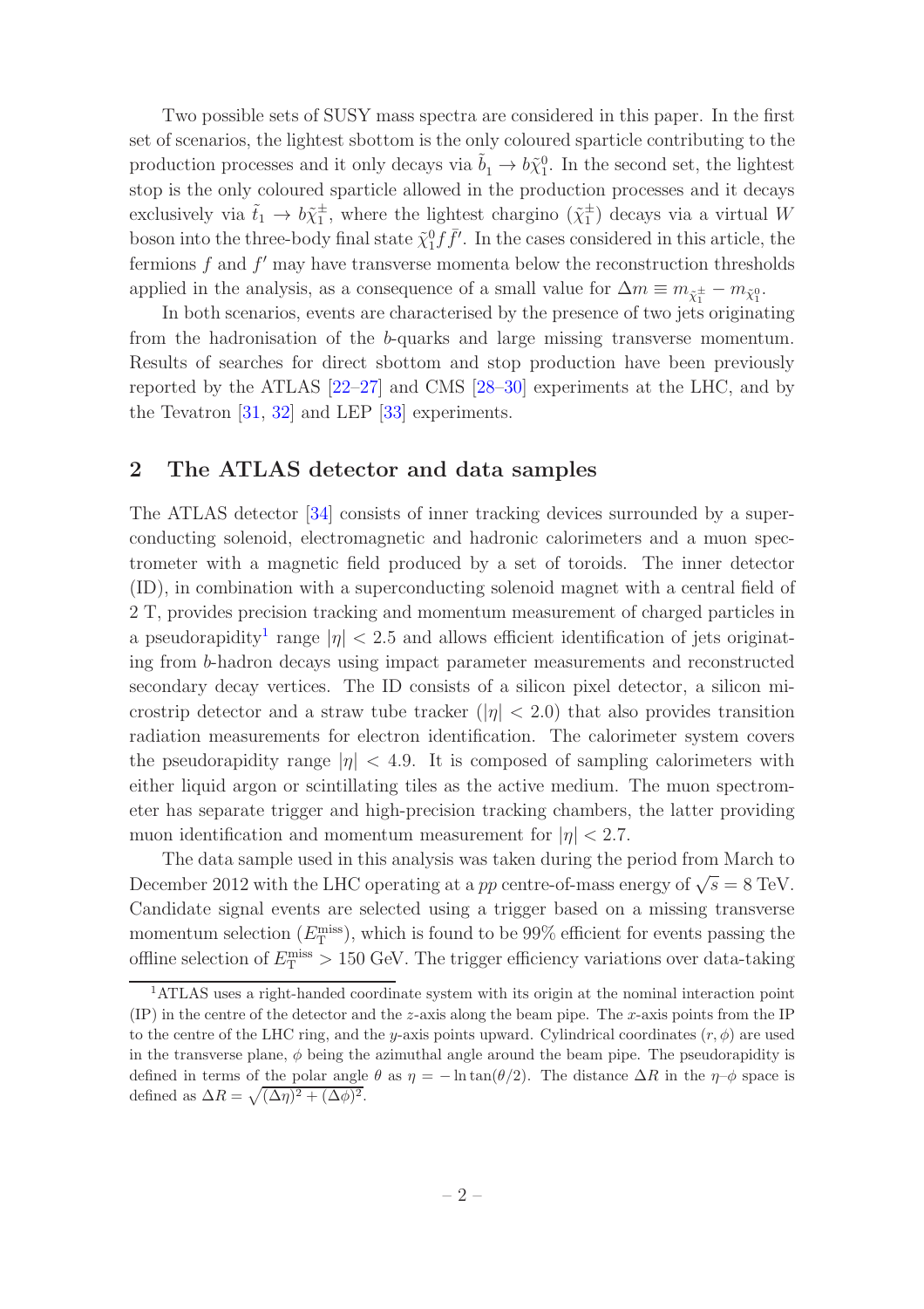Two possible sets of SUSY mass spectra are considered in this paper. In the first set of scenarios, the lightest sbottom is the only coloured sparticle contributing to the production processes and it only decays via $\tilde{b}_1 \to b\tilde{\chi}_1^0$. In the second set, the lightest stop is the only coloured sparticle allowed in the production processes and it decays exclusively via $\tilde{t}_1 \to b\tilde{\chi}_1^{\pm}$, where the lightest chargino ($\tilde{\chi}_1^{\pm}$) decays via a virtual $W$ boson into the three-body final state $\tilde{\chi}_1^0 f \bar{f}'$. In the cases considered in this article, the fermions $f$ and $f'$ may have transverse momenta below the reconstruction thresholds applied in the analysis, as a consequence of a small value for $\Delta m \equiv m_{\tilde{\chi}_1^{\pm}} - m_{\tilde{\chi}_1^0}$.

In both scenarios, events are characterised by the presence of two jets originating from the hadronisation of the $b$-quarks and large missing transverse momentum. Results of searches for direct sbottom and stop production have been previously reported by the ATLAS [22–27] and CMS [28–30] experiments at the LHC, and by the Tevatron [31, 32] and LEP [33] experiments.

## 2 The ATLAS detector and data samples

The ATLAS detector [34] consists of inner tracking devices surrounded by a superconducting solenoid, electromagnetic and hadronic calorimeters and a muon spectrometer with a magnetic field produced by a set of toroids. The inner detector (ID), in combination with a superconducting solenoid magnet with a central field of 2 T, provides precision tracking and momentum measurement of charged particles in a pseudorapidity[1] range $|\eta| < 2.5$ and allows efficient identification of jets originating from $b$-hadron decays using impact parameter measurements and reconstructed secondary decay vertices. The ID consists of a silicon pixel detector, a silicon microstrip detector and a straw tube tracker ($|\eta| < 2.0$) that also provides transition radiation measurements for electron identification. The calorimeter system covers the pseudorapidity range $|\eta| < 4.9$. It is composed of sampling calorimeters with either liquid argon or scintillating tiles as the active medium. The muon spectrometer has separate trigger and high-precision tracking chambers, the latter providing muon identification and momentum measurement for $|\eta| < 2.7$.

The data sample used in this analysis was taken during the period from March to December 2012 with the LHC operating at a $pp$ centre-of-mass energy of $\sqrt{s} = 8$ TeV. Candidate signal events are selected using a trigger based on a missing transverse momentum selection ($E_{\mathrm{T}}^{\mathrm{miss}}$), which is found to be 99% efficient for events passing the offline selection of $E_{\mathrm{T}}^{\mathrm{miss}} > 150$ GeV. The trigger efficiency variations over data-taking

[1] ATLAS uses a right-handed coordinate system with its origin at the nominal interaction point (IP) in the centre of the detector and the $z$-axis along the beam pipe. The $x$-axis points from the IP to the centre of the LHC ring, and the $y$-axis points upward. Cylindrical coordinates $(r, \phi)$ are used in the transverse plane, $\phi$ being the azimuthal angle around the beam pipe. The pseudorapidity is defined in terms of the polar angle $\theta$ as $\eta = -\ln\tan(\theta/2)$. The distance $\Delta R$ in the $\eta$–$\phi$ space is defined as $\Delta R = \sqrt{(\Delta\eta)^2 + (\Delta\phi)^2}$.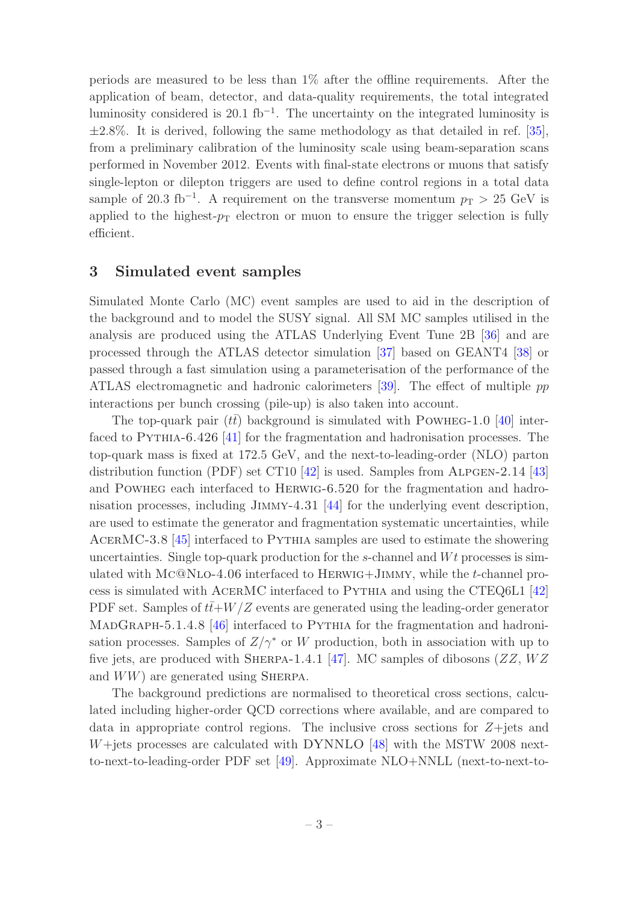periods are measured to be less than 1% after the offline requirements. After the application of beam, detector, and data-quality requirements, the total integrated luminosity considered is 20.1 fb$^{-1}$. The uncertainty on the integrated luminosity is $\pm$2.8%. It is derived, following the same methodology as that detailed in ref. [35], from a preliminary calibration of the luminosity scale using beam-separation scans performed in November 2012. Events with final-state electrons or muons that satisfy single-lepton or dilepton triggers are used to define control regions in a total data sample of 20.3 fb$^{-1}$. A requirement on the transverse momentum $p_{\mathrm{T}} > 25$ GeV is applied to the highest-$p_{\mathrm{T}}$ electron or muon to ensure the trigger selection is fully efficient.

## 3 Simulated event samples

Simulated Monte Carlo (MC) event samples are used to aid in the description of the background and to model the SUSY signal. All SM MC samples utilised in the analysis are produced using the ATLAS Underlying Event Tune 2B [36] and are processed through the ATLAS detector simulation [37] based on GEANT4 [38] or passed through a fast simulation using a parameterisation of the performance of the ATLAS electromagnetic and hadronic calorimeters [39]. The effect of multiple $pp$ interactions per bunch crossing (pile-up) is also taken into account.

The top-quark pair ($t\bar{t}$) background is simulated with Powheg-1.0 [40] interfaced to Pythia-6.426 [41] for the fragmentation and hadronisation processes. The top-quark mass is fixed at 172.5 GeV, and the next-to-leading-order (NLO) parton distribution function (PDF) set CT10 [42] is used. Samples from Alpgen-2.14 [43] and Powheg each interfaced to Herwig-6.520 for the fragmentation and hadronisation processes, including Jimmy-4.31 [44] for the underlying event description, are used to estimate the generator and fragmentation systematic uncertainties, while AcerMC-3.8 [45] interfaced to Pythia samples are used to estimate the showering uncertainties. Single top-quark production for the $s$-channel and $Wt$ processes is simulated with Mc@Nlo-4.06 interfaced to Herwig+Jimmy, while the $t$-channel process is simulated with AcerMC interfaced to Pythia and using the CTEQ6L1 [42] PDF set. Samples of $t\bar{t}$+$W/Z$ events are generated using the leading-order generator MadGraph-5.1.4.8 [46] interfaced to Pythia for the fragmentation and hadronisation processes. Samples of $Z/\gamma^{*}$ or $W$ production, both in association with up to five jets, are produced with Sherpa-1.4.1 [47]. MC samples of dibosons ($ZZ$, $WZ$ and $WW$) are generated using Sherpa.

The background predictions are normalised to theoretical cross sections, calculated including higher-order QCD corrections where available, and are compared to data in appropriate control regions. The inclusive cross sections for $Z$+jets and $W$+jets processes are calculated with DYNNLO [48] with the MSTW 2008 next-to-next-to-leading-order PDF set [49]. Approximate NLO+NNLL (next-to-next-to-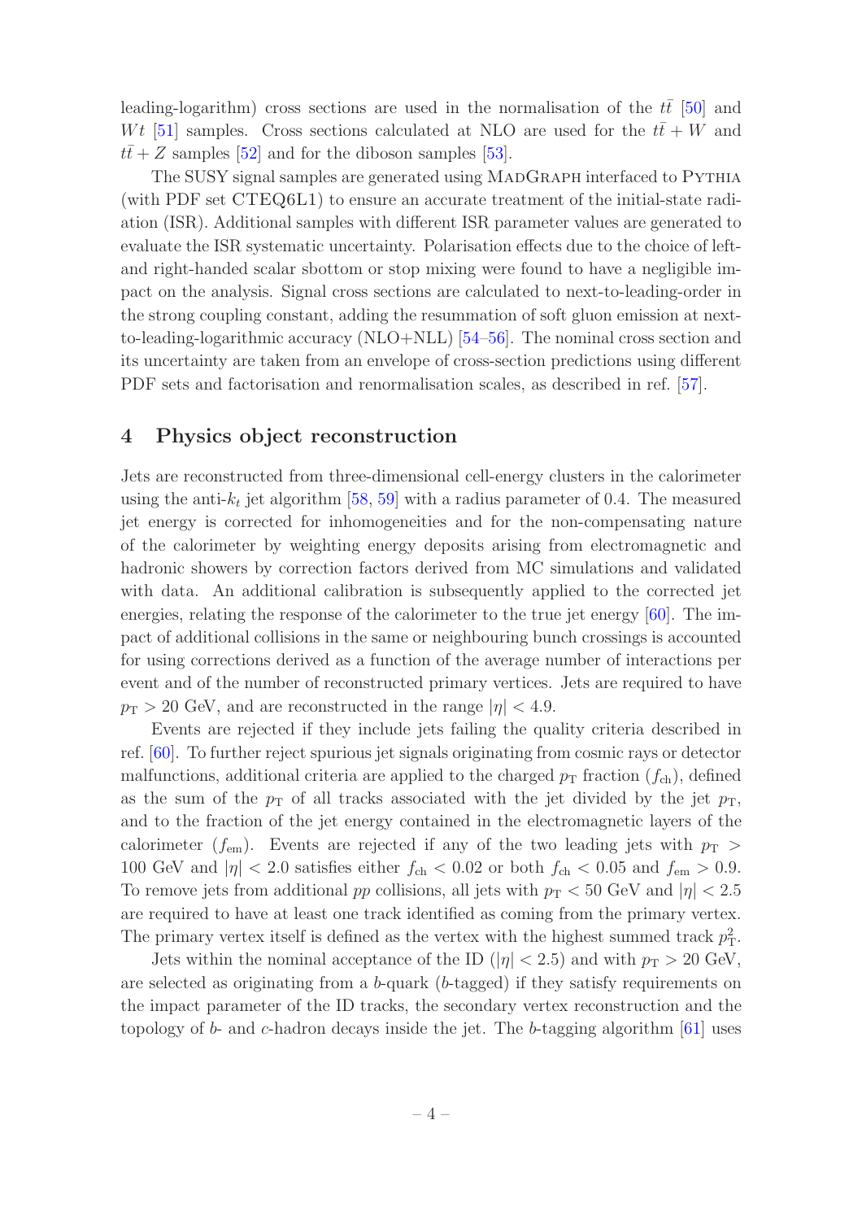leading-logarithm) cross sections are used in the normalisation of the $t\bar{t}$ [50] and $Wt$ [51] samples. Cross sections calculated at NLO are used for the $t\bar{t}+W$ and $t\bar{t}+Z$ samples [52] and for the diboson samples [53].

The SUSY signal samples are generated using MadGraph interfaced to Pythia (with PDF set CTEQ6L1) to ensure an accurate treatment of the initial-state radiation (ISR). Additional samples with different ISR parameter values are generated to evaluate the ISR systematic uncertainty. Polarisation effects due to the choice of left- and right-handed scalar sbottom or stop mixing were found to have a negligible impact on the analysis. Signal cross sections are calculated to next-to-leading-order in the strong coupling constant, adding the resummation of soft gluon emission at next-to-leading-logarithmic accuracy (NLO+NLL) [54–56]. The nominal cross section and its uncertainty are taken from an envelope of cross-section predictions using different PDF sets and factorisation and renormalisation scales, as described in ref. [57].

## 4 Physics object reconstruction

Jets are reconstructed from three-dimensional cell-energy clusters in the calorimeter using the anti-$k_t$ jet algorithm [58, 59] with a radius parameter of 0.4. The measured jet energy is corrected for inhomogeneities and for the non-compensating nature of the calorimeter by weighting energy deposits arising from electromagnetic and hadronic showers by correction factors derived from MC simulations and validated with data. An additional calibration is subsequently applied to the corrected jet energies, relating the response of the calorimeter to the true jet energy [60]. The impact of additional collisions in the same or neighbouring bunch crossings is accounted for using corrections derived as a function of the average number of interactions per event and of the number of reconstructed primary vertices. Jets are required to have $p_{\mathrm{T}} > 20$ GeV, and are reconstructed in the range $|\eta| < 4.9$.

Events are rejected if they include jets failing the quality criteria described in ref. [60]. To further reject spurious jet signals originating from cosmic rays or detector malfunctions, additional criteria are applied to the charged $p_{\mathrm{T}}$ fraction ($f_{\mathrm{ch}}$), defined as the sum of the $p_{\mathrm{T}}$ of all tracks associated with the jet divided by the jet $p_{\mathrm{T}}$, and to the fraction of the jet energy contained in the electromagnetic layers of the calorimeter ($f_{\mathrm{em}}$). Events are rejected if any of the two leading jets with $p_{\mathrm{T}} >$ 100 GeV and $|\eta| < 2.0$ satisfies either $f_{\mathrm{ch}} < 0.02$ or both $f_{\mathrm{ch}} < 0.05$ and $f_{\mathrm{em}} > 0.9$. To remove jets from additional $pp$ collisions, all jets with $p_{\mathrm{T}} < 50$ GeV and $|\eta| < 2.5$ are required to have at least one track identified as coming from the primary vertex. The primary vertex itself is defined as the vertex with the highest summed track $p_{\mathrm{T}}^2$.

Jets within the nominal acceptance of the ID ($|\eta| < 2.5$) and with $p_{\mathrm{T}} > 20$ GeV, are selected as originating from a $b$-quark ($b$-tagged) if they satisfy requirements on the impact parameter of the ID tracks, the secondary vertex reconstruction and the topology of $b$- and $c$-hadron decays inside the jet. The $b$-tagging algorithm [61] uses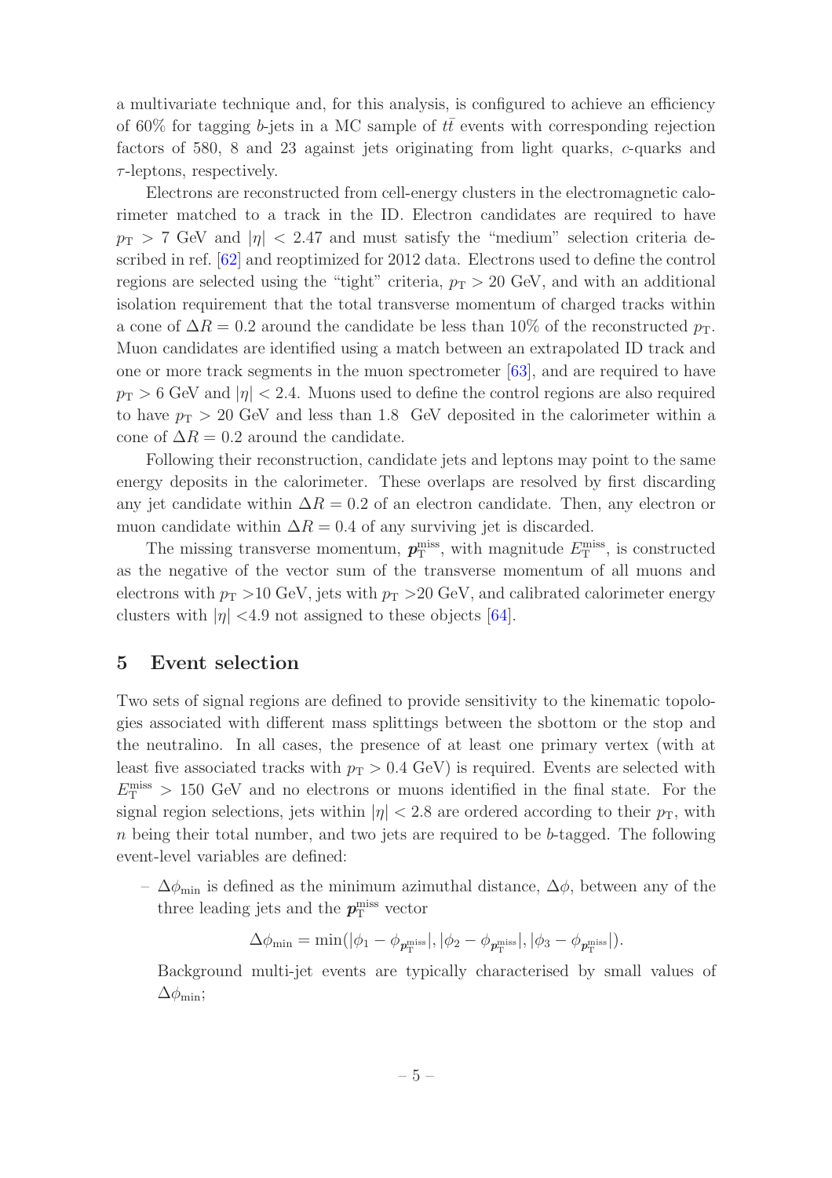a multivariate technique and, for this analysis, is configured to achieve an efficiency of 60% for tagging $b$-jets in a MC sample of $t\bar{t}$ events with corresponding rejection factors of 580, 8 and 23 against jets originating from light quarks, $c$-quarks and $\tau$-leptons, respectively.

Electrons are reconstructed from cell-energy clusters in the electromagnetic calorimeter matched to a track in the ID. Electron candidates are required to have $p_{\mathrm{T}} > 7$ GeV and $|\eta| < 2.47$ and must satisfy the "medium" selection criteria described in ref. [62] and reoptimized for 2012 data. Electrons used to define the control regions are selected using the "tight" criteria, $p_{\mathrm{T}} > 20$ GeV, and with an additional isolation requirement that the total transverse momentum of charged tracks within a cone of $\Delta R = 0.2$ around the candidate be less than 10% of the reconstructed $p_{\mathrm{T}}$. Muon candidates are identified using a match between an extrapolated ID track and one or more track segments in the muon spectrometer [63], and are required to have $p_{\mathrm{T}} > 6$ GeV and $|\eta| < 2.4$. Muons used to define the control regions are also required to have $p_{\mathrm{T}} > 20$ GeV and less than 1.8 GeV deposited in the calorimeter within a cone of $\Delta R = 0.2$ around the candidate.

Following their reconstruction, candidate jets and leptons may point to the same energy deposits in the calorimeter. These overlaps are resolved by first discarding any jet candidate within $\Delta R = 0.2$ of an electron candidate. Then, any electron or muon candidate within $\Delta R = 0.4$ of any surviving jet is discarded.

The missing transverse momentum, $\boldsymbol{p}_{\mathrm{T}}^{\mathrm{miss}}$, with magnitude $E_{\mathrm{T}}^{\mathrm{miss}}$, is constructed as the negative of the vector sum of the transverse momentum of all muons and electrons with $p_{\mathrm{T}} >10$ GeV, jets with $p_{\mathrm{T}} >20$ GeV, and calibrated calorimeter energy clusters with $|\eta| <4.9$ not assigned to these objects [64].

## 5 Event selection

Two sets of signal regions are defined to provide sensitivity to the kinematic topologies associated with different mass splittings between the sbottom or the stop and the neutralino. In all cases, the presence of at least one primary vertex (with at least five associated tracks with $p_{\mathrm{T}} > 0.4$ GeV) is required. Events are selected with $E_{\mathrm{T}}^{\mathrm{miss}} > 150$ GeV and no electrons or muons identified in the final state. For the signal region selections, jets within $|\eta| < 2.8$ are ordered according to their $p_{\mathrm{T}}$, with $n$ being their total number, and two jets are required to be $b$-tagged. The following event-level variables are defined:

– $\Delta\phi_{\mathrm{min}}$ is defined as the minimum azimuthal distance, $\Delta\phi$, between any of the three leading jets and the $\boldsymbol{p}_{\mathrm{T}}^{\mathrm{miss}}$ vector

$$\Delta\phi_{\mathrm{min}} = \min(|\phi_1 - \phi_{\boldsymbol{p}_{\mathrm{T}}^{\mathrm{miss}}}|, |\phi_2 - \phi_{\boldsymbol{p}_{\mathrm{T}}^{\mathrm{miss}}}|, |\phi_3 - \phi_{\boldsymbol{p}_{\mathrm{T}}^{\mathrm{miss}}}|).$$

Background multi-jet events are typically characterised by small values of $\Delta\phi_{\mathrm{min}}$;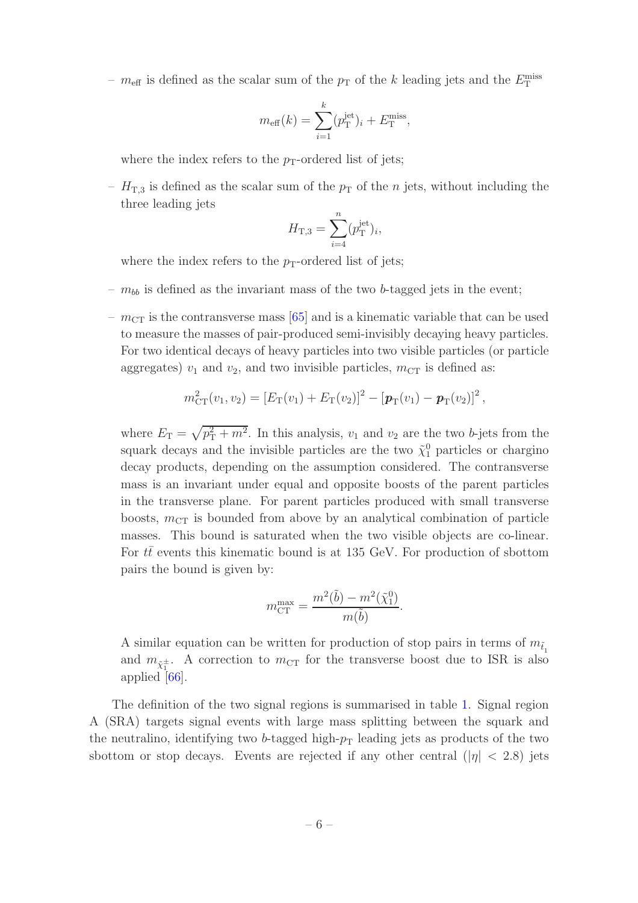- $m_{\mathrm{eff}}$ is defined as the scalar sum of the $p_{\mathrm{T}}$ of the $k$ leading jets and the $E_{\mathrm{T}}^{\mathrm{miss}}$

$$m_{\mathrm{eff}}(k) = \sum_{i=1}^{k} (p_{\mathrm{T}}^{\mathrm{jet}})_i + E_{\mathrm{T}}^{\mathrm{miss}},$$

  where the index refers to the $p_{\mathrm{T}}$-ordered list of jets;

- $H_{\mathrm{T},3}$ is defined as the scalar sum of the $p_{\mathrm{T}}$ of the $n$ jets, without including the three leading jets

$$H_{\mathrm{T},3} = \sum_{i=4}^{n} (p_{\mathrm{T}}^{\mathrm{jet}})_i,$$

  where the index refers to the $p_{\mathrm{T}}$-ordered list of jets;

- $m_{bb}$ is defined as the invariant mass of the two $b$-tagged jets in the event;

- $m_{\mathrm{CT}}$ is the contransverse mass [65] and is a kinematic variable that can be used to measure the masses of pair-produced semi-invisibly decaying heavy particles. For two identical decays of heavy particles into two visible particles (or particle aggregates) $v_1$ and $v_2$, and two invisible particles, $m_{\mathrm{CT}}$ is defined as:

$$m_{\mathrm{CT}}^2(v_1, v_2) = \left[E_{\mathrm{T}}(v_1) + E_{\mathrm{T}}(v_2)\right]^2 - \left[\boldsymbol{p}_{\mathrm{T}}(v_1) - \boldsymbol{p}_{\mathrm{T}}(v_2)\right]^2,$$

  where $E_{\mathrm{T}} = \sqrt{p_{\mathrm{T}}^2 + m^2}$. In this analysis, $v_1$ and $v_2$ are the two $b$-jets from the squark decays and the invisible particles are the two $\tilde{\chi}_1^0$ particles or chargino decay products, depending on the assumption considered. The contransverse mass is an invariant under equal and opposite boosts of the parent particles in the transverse plane. For parent particles produced with small transverse boosts, $m_{\mathrm{CT}}$ is bounded from above by an analytical combination of particle masses. This bound is saturated when the two visible objects are co-linear. For $t\bar{t}$ events this kinematic bound is at 135 GeV. For production of sbottom pairs the bound is given by:

$$m_{\mathrm{CT}}^{\mathrm{max}} = \frac{m^2(\tilde{b}) - m^2(\tilde{\chi}_1^0)}{m(\tilde{b})}.$$

  A similar equation can be written for production of stop pairs in terms of $m_{\tilde{t}_1}$ and $m_{\tilde{\chi}_1^\pm}$. A correction to $m_{\mathrm{CT}}$ for the transverse boost due to ISR is also applied [66].

The definition of the two signal regions is summarised in table 1. Signal region A (SRA) targets signal events with large mass splitting between the squark and the neutralino, identifying two $b$-tagged high-$p_{\mathrm{T}}$ leading jets as products of the two sbottom or stop decays. Events are rejected if any other central ($|\eta| < 2.8$) jets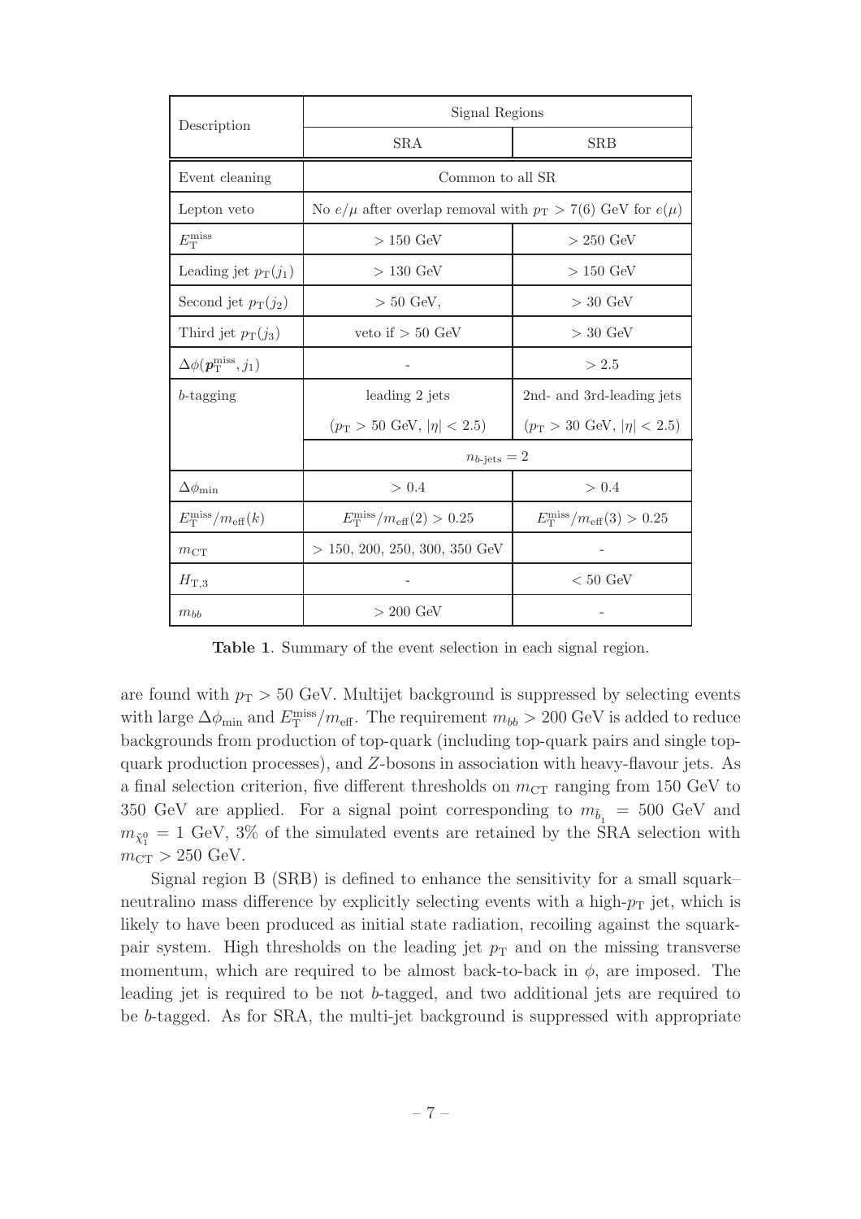| Description | Signal Regions | |
|---|---|---|
| | SRA | SRB |
| Event cleaning | Common to all SR | |
| Lepton veto | No $e/\mu$ after overlap removal with $p_{\mathrm{T}} > 7(6)$ GeV for $e(\mu)$ | |
| $E_{\mathrm{T}}^{\mathrm{miss}}$ | $> 150$ GeV | $> 250$ GeV |
| Leading jet $p_{\mathrm{T}}(j_1)$ | $> 130$ GeV | $> 150$ GeV |
| Second jet $p_{\mathrm{T}}(j_2)$ | $> 50$ GeV, | $> 30$ GeV |
| Third jet $p_{\mathrm{T}}(j_3)$ | veto if $> 50$ GeV | $> 30$ GeV |
| $\Delta\phi(\boldsymbol{p}_{\mathrm{T}}^{\mathrm{miss}}, j_1)$ | - | $> 2.5$ |
| $b$-tagging | leading 2 jets ($p_{\mathrm{T}} > 50$ GeV, $\|\eta\| < 2.5$) | 2nd- and 3rd-leading jets ($p_{\mathrm{T}} > 30$ GeV, $\|\eta\| < 2.5$) |
| | $n_{b\text{-jets}} = 2$ | |
| $\Delta\phi_{\mathrm{min}}$ | $> 0.4$ | $> 0.4$ |
| $E_{\mathrm{T}}^{\mathrm{miss}}/m_{\mathrm{eff}}(k)$ | $E_{\mathrm{T}}^{\mathrm{miss}}/m_{\mathrm{eff}}(2) > 0.25$ | $E_{\mathrm{T}}^{\mathrm{miss}}/m_{\mathrm{eff}}(3) > 0.25$ |
| $m_{\mathrm{CT}}$ | $> 150, 200, 250, 300, 350$ GeV | - |
| $H_{\mathrm{T},3}$ | - | $< 50$ GeV |
| $m_{bb}$ | $> 200$ GeV | - |

**Table 1**. Summary of the event selection in each signal region.

are found with $p_{\mathrm{T}} > 50$ GeV. Multijet background is suppressed by selecting events with large $\Delta\phi_{\mathrm{min}}$ and $E_{\mathrm{T}}^{\mathrm{miss}}/m_{\mathrm{eff}}$. The requirement $m_{bb} > 200$ GeV is added to reduce backgrounds from production of top-quark (including top-quark pairs and single top-quark production processes), and $Z$-bosons in association with heavy-flavour jets. As a final selection criterion, five different thresholds on $m_{\mathrm{CT}}$ ranging from 150 GeV to 350 GeV are applied. For a signal point corresponding to $m_{\tilde{b}_1} = 500$ GeV and $m_{\tilde{\chi}_1^0} = 1$ GeV, 3% of the simulated events are retained by the SRA selection with $m_{\mathrm{CT}} > 250$ GeV.

Signal region B (SRB) is defined to enhance the sensitivity for a small squark–neutralino mass difference by explicitly selecting events with a high-$p_{\mathrm{T}}$ jet, which is likely to have been produced as initial state radiation, recoiling against the squark-pair system. High thresholds on the leading jet $p_{\mathrm{T}}$ and on the missing transverse momentum, which are required to be almost back-to-back in $\phi$, are imposed. The leading jet is required to be not $b$-tagged, and two additional jets are required to be $b$-tagged. As for SRA, the multi-jet background is suppressed with appropriate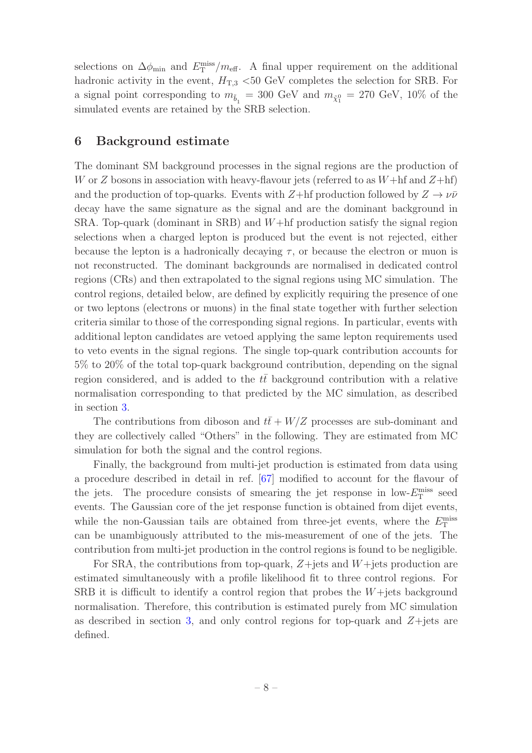selections on $\Delta\phi_{\min}$ and $E_{\mathrm{T}}^{\mathrm{miss}}/m_{\mathrm{eff}}$. A final upper requirement on the additional hadronic activity in the event, $H_{\mathrm{T},3}$ <50 GeV completes the selection for SRB. For a signal point corresponding to $m_{\tilde{b}_1}$ = 300 GeV and $m_{\tilde{\chi}_1^0}$ = 270 GeV, 10% of the simulated events are retained by the SRB selection.

## 6 Background estimate

The dominant SM background processes in the signal regions are the production of $W$ or $Z$ bosons in association with heavy-flavour jets (referred to as $W$+hf and $Z$+hf) and the production of top-quarks. Events with $Z$+hf production followed by $Z \to \nu\bar{\nu}$ decay have the same signature as the signal and are the dominant background in SRA. Top-quark (dominant in SRB) and $W$+hf production satisfy the signal region selections when a charged lepton is produced but the event is not rejected, either because the lepton is a hadronically decaying $\tau$, or because the electron or muon is not reconstructed. The dominant backgrounds are normalised in dedicated control regions (CRs) and then extrapolated to the signal regions using MC simulation. The control regions, detailed below, are defined by explicitly requiring the presence of one or two leptons (electrons or muons) in the final state together with further selection criteria similar to those of the corresponding signal regions. In particular, events with additional lepton candidates are vetoed applying the same lepton requirements used to veto events in the signal regions. The single top-quark contribution accounts for 5% to 20% of the total top-quark background contribution, depending on the signal region considered, and is added to the $t\bar{t}$ background contribution with a relative normalisation corresponding to that predicted by the MC simulation, as described in section 3.

The contributions from diboson and $t\bar{t} + W/Z$ processes are sub-dominant and they are collectively called "Others" in the following. They are estimated from MC simulation for both the signal and the control regions.

Finally, the background from multi-jet production is estimated from data using a procedure described in detail in ref. [67] modified to account for the flavour of the jets. The procedure consists of smearing the jet response in low-$E_{\mathrm{T}}^{\mathrm{miss}}$ seed events. The Gaussian core of the jet response function is obtained from dijet events, while the non-Gaussian tails are obtained from three-jet events, where the $E_{\mathrm{T}}^{\mathrm{miss}}$ can be unambiguously attributed to the mis-measurement of one of the jets. The contribution from multi-jet production in the control regions is found to be negligible.

For SRA, the contributions from top-quark, $Z$+jets and $W$+jets production are estimated simultaneously with a profile likelihood fit to three control regions. For SRB it is difficult to identify a control region that probes the $W$+jets background normalisation. Therefore, this contribution is estimated purely from MC simulation as described in section 3, and only control regions for top-quark and $Z$+jets are defined.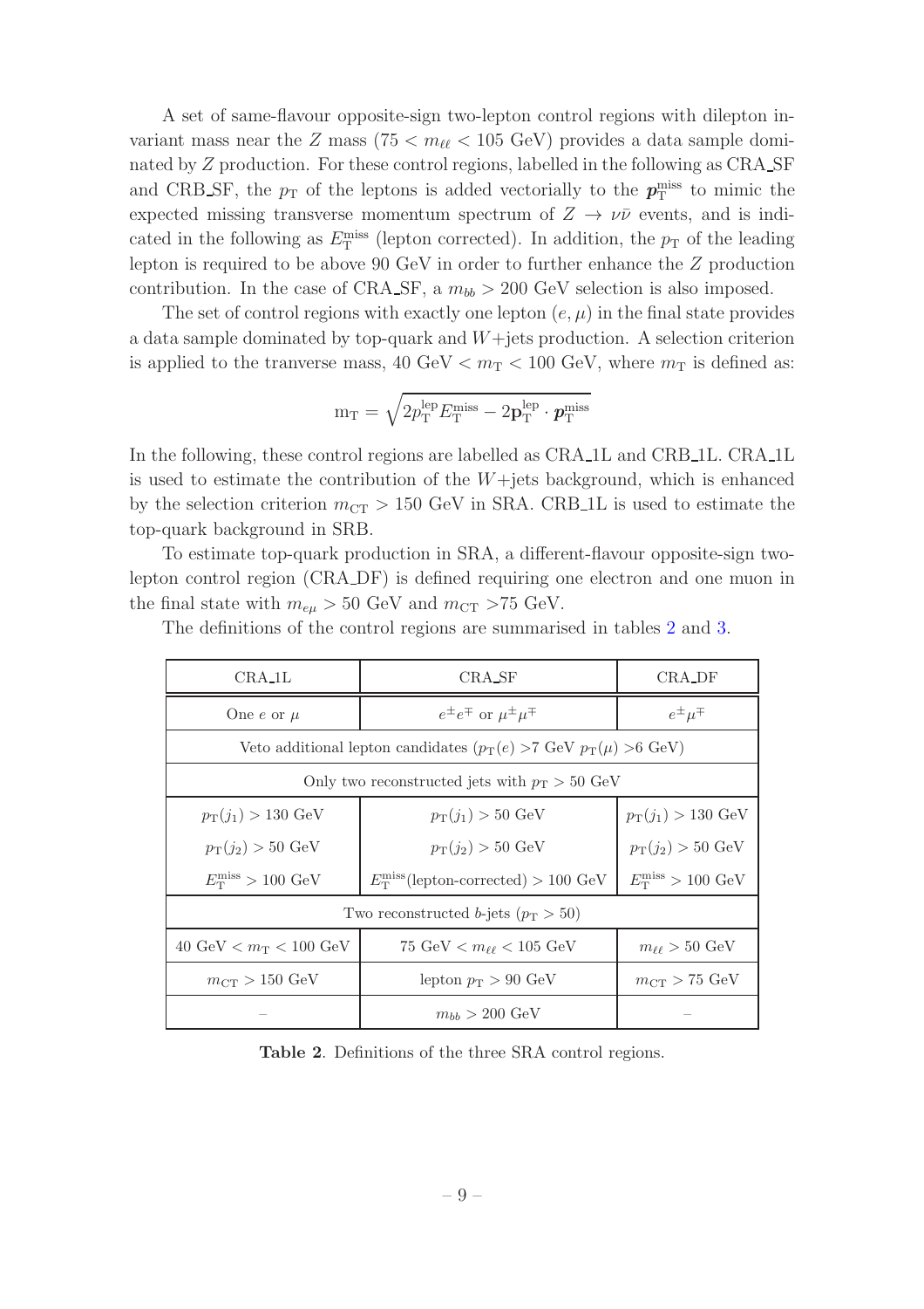A set of same-flavour opposite-sign two-lepton control regions with dilepton invariant mass near the $Z$ mass ($75 < m_{\ell\ell} < 105$ GeV) provides a data sample dominated by $Z$ production. For these control regions, labelled in the following as CRA_SF and CRB_SF, the $p_{\mathrm{T}}$ of the leptons is added vectorially to the $\boldsymbol{p}_{\mathrm{T}}^{\mathrm{miss}}$ to mimic the expected missing transverse momentum spectrum of $Z \to \nu\bar{\nu}$ events, and is indicated in the following as $E_{\mathrm{T}}^{\mathrm{miss}}$ (lepton corrected). In addition, the $p_{\mathrm{T}}$ of the leading lepton is required to be above 90 GeV in order to further enhance the $Z$ production contribution. In the case of CRA_SF, a $m_{bb} > 200$ GeV selection is also imposed.

The set of control regions with exactly one lepton $(e, \mu)$ in the final state provides a data sample dominated by top-quark and $W$+jets production. A selection criterion is applied to the tranverse mass, $40 \text{ GeV} < m_{\mathrm{T}} < 100$ GeV, where $m_{\mathrm{T}}$ is defined as:

$$\mathrm{m_T} = \sqrt{2p_{\mathrm{T}}^{\mathrm{lep}} E_{\mathrm{T}}^{\mathrm{miss}} - 2\mathbf{p}_{\mathrm{T}}^{\mathrm{lep}} \cdot \boldsymbol{p}_{\mathrm{T}}^{\mathrm{miss}}}$$

In the following, these control regions are labelled as CRA_1L and CRB_1L. CRA_1L is used to estimate the contribution of the $W$+jets background, which is enhanced by the selection criterion $m_{\mathrm{CT}} > 150$ GeV in SRA. CRB_1L is used to estimate the top-quark background in SRB.

To estimate top-quark production in SRA, a different-flavour opposite-sign two-lepton control region (CRA_DF) is defined requiring one electron and one muon in the final state with $m_{e\mu} > 50$ GeV and $m_{\mathrm{CT}} > 75$ GeV.

The definitions of the control regions are summarised in tables 2 and 3.

| CRA_1L | CRA_SF | CRA_DF |
|---|---|---|
| One $e$ or $\mu$ | $e^{\pm}e^{\mp}$ or $\mu^{\pm}\mu^{\mp}$ | $e^{\pm}\mu^{\mp}$ |
| Veto additional lepton candidates ($p_{\mathrm{T}}(e) > 7$ GeV $p_{\mathrm{T}}(\mu) > 6$ GeV) | | |
| Only two reconstructed jets with $p_{\mathrm{T}} > 50$ GeV | | |
| $p_{\mathrm{T}}(j_1) > 130$ GeV | $p_{\mathrm{T}}(j_1) > 50$ GeV | $p_{\mathrm{T}}(j_1) > 130$ GeV |
| $p_{\mathrm{T}}(j_2) > 50$ GeV | $p_{\mathrm{T}}(j_2) > 50$ GeV | $p_{\mathrm{T}}(j_2) > 50$ GeV |
| $E_{\mathrm{T}}^{\mathrm{miss}} > 100$ GeV | $E_{\mathrm{T}}^{\mathrm{miss}}$(lepton-corrected) $> 100$ GeV | $E_{\mathrm{T}}^{\mathrm{miss}} > 100$ GeV |
| Two reconstructed $b$-jets ($p_{\mathrm{T}} > 50$) | | |
| $40 \text{ GeV} < m_{\mathrm{T}} < 100$ GeV | $75 \text{ GeV} < m_{\ell\ell} < 105$ GeV | $m_{\ell\ell} > 50$ GeV |
| $m_{\mathrm{CT}} > 150$ GeV | lepton $p_{\mathrm{T}} > 90$ GeV | $m_{\mathrm{CT}} > 75$ GeV |
| – | $m_{bb} > 200$ GeV | – |

**Table 2**. Definitions of the three SRA control regions.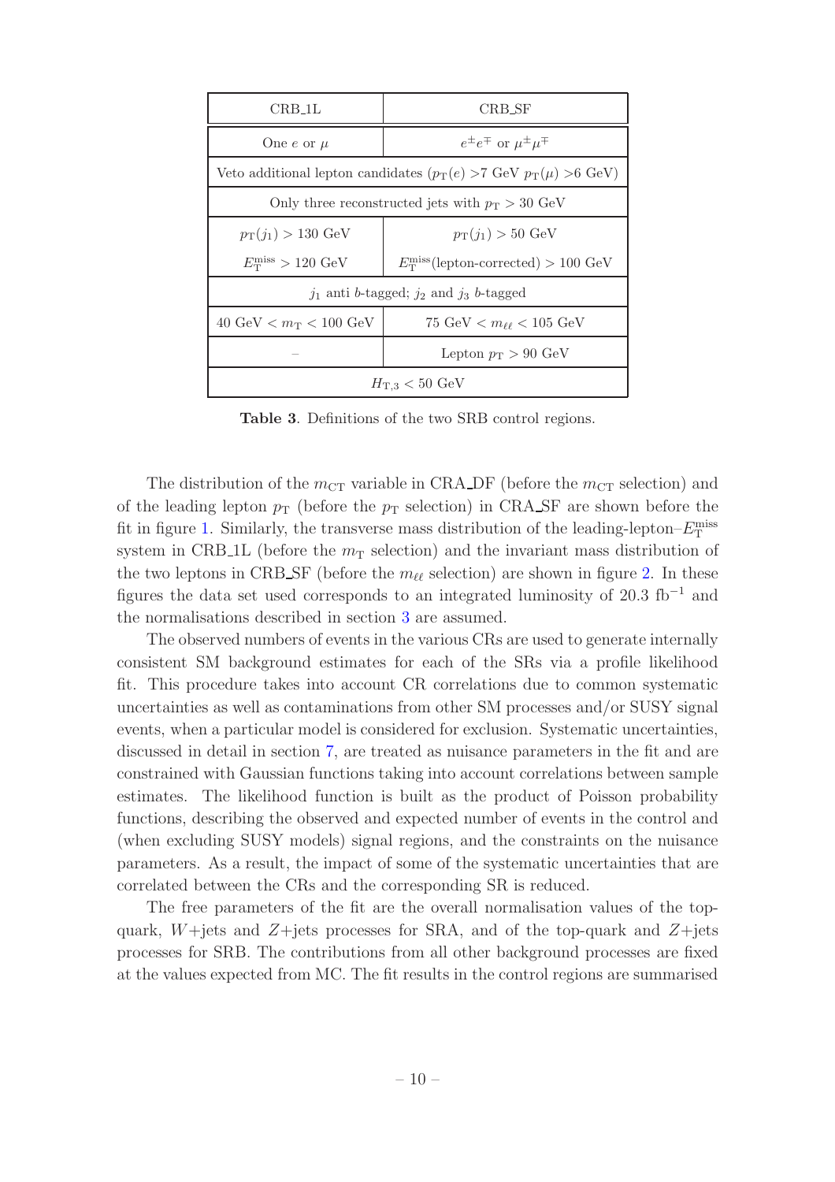| CRB_1L | CRB_SF |
|---|---|
| One $e$ or $\mu$ | $e^{\pm}e^{\mp}$ or $\mu^{\pm}\mu^{\mp}$ |
| Veto additional lepton candidates ($p_{\rm T}(e) > 7$ GeV $p_{\rm T}(\mu) > 6$ GeV) | |
| Only three reconstructed jets with $p_{\rm T} > 30$ GeV | |
| $p_{\rm T}(j_1) > 130$ GeV | $p_{\rm T}(j_1) > 50$ GeV |
| $E_{\rm T}^{\rm miss} > 120$ GeV | $E_{\rm T}^{\rm miss}$(lepton-corrected) $> 100$ GeV |
| $j_1$ anti $b$-tagged; $j_2$ and $j_3$ $b$-tagged | |
| 40 GeV $< m_{\rm T} <$ 100 GeV | 75 GeV $< m_{\ell\ell} <$ 105 GeV |
| – | Lepton $p_{\rm T} > 90$ GeV |
| $H_{\rm T,3} < 50$ GeV | |

**Table 3**. Definitions of the two SRB control regions.

The distribution of the $m_{\rm CT}$ variable in CRA_DF (before the $m_{\rm CT}$ selection) and of the leading lepton $p_{\rm T}$ (before the $p_{\rm T}$ selection) in CRA_SF are shown before the fit in figure 1. Similarly, the transverse mass distribution of the leading-lepton–$E_{\rm T}^{\rm miss}$ system in CRB_1L (before the $m_{\rm T}$ selection) and the invariant mass distribution of the two leptons in CRB_SF (before the $m_{\ell\ell}$ selection) are shown in figure 2. In these figures the data set used corresponds to an integrated luminosity of 20.3 fb$^{-1}$ and the normalisations described in section 3 are assumed.

The observed numbers of events in the various CRs are used to generate internally consistent SM background estimates for each of the SRs via a profile likelihood fit. This procedure takes into account CR correlations due to common systematic uncertainties as well as contaminations from other SM processes and/or SUSY signal events, when a particular model is considered for exclusion. Systematic uncertainties, discussed in detail in section 7, are treated as nuisance parameters in the fit and are constrained with Gaussian functions taking into account correlations between sample estimates. The likelihood function is built as the product of Poisson probability functions, describing the observed and expected number of events in the control and (when excluding SUSY models) signal regions, and the constraints on the nuisance parameters. As a result, the impact of some of the systematic uncertainties that are correlated between the CRs and the corresponding SR is reduced.

The free parameters of the fit are the overall normalisation values of the top-quark, $W$+jets and $Z$+jets processes for SRA, and of the top-quark and $Z$+jets processes for SRB. The contributions from all other background processes are fixed at the values expected from MC. The fit results in the control regions are summarised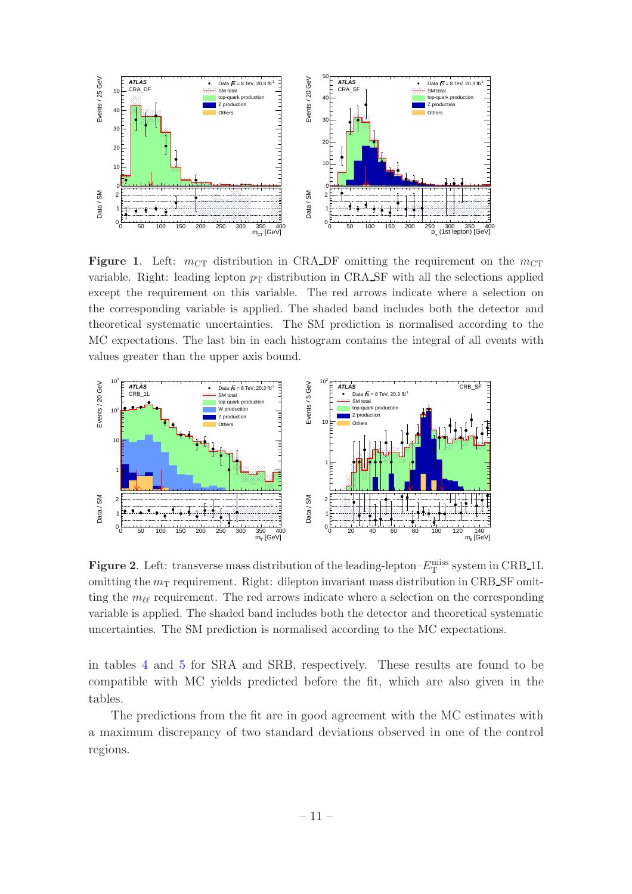ATLAS
CRA_DF
Data $\sqrt{s}$ = 8 TeV, 20.3 fb$^{-1}$
SM total
top-quark production
Z production
Others
Events / 25 GeV
Data / SM
$m_{CT}$ [GeV]

ATLAS
CRA_SF
Data $\sqrt{s}$ = 8 TeV, 20.3 fb$^{-1}$
SM total
top-quark production
Z production
Others
Events / 20 GeV
Data / SM
$p_T$ (1st lepton) [GeV]

**Figure 1**. Left: $m_{\mathrm{CT}}$ distribution in CRA_DF omitting the requirement on the $m_{\mathrm{CT}}$ variable. Right: leading lepton $p_{\mathrm{T}}$ distribution in CRA_SF with all the selections applied except the requirement on this variable. The red arrows indicate where a selection on the corresponding variable is applied. The shaded band includes both the detector and theoretical systematic uncertainties. The SM prediction is normalised according to the MC expectations. The last bin in each histogram contains the integral of all events with values greater than the upper axis bound.

ATLAS
CRB_1L
Data $\sqrt{s}$ = 8 TeV, 20.3 fb$^{-1}$
SM total
top-quark production
W production
Z production
Others
Events / 20 GeV
Data / SM
$m_T$ [GeV]

ATLAS
CRB_SF
Data $\sqrt{s}$ = 8 TeV, 20.3 fb$^{-1}$
SM total
top-quark production
Z production
Others
Events / 5 GeV
Data / SM
$m_{ll}$ [GeV]

**Figure 2**. Left: transverse mass distribution of the leading-lepton–$E_{\mathrm{T}}^{\mathrm{miss}}$ system in CRB_1L omitting the $m_{\mathrm{T}}$ requirement. Right: dilepton invariant mass distribution in CRB_SF omitting the $m_{\ell\ell}$ requirement. The red arrows indicate where a selection on the corresponding variable is applied. The shaded band includes both the detector and theoretical systematic uncertainties. The SM prediction is normalised according to the MC expectations.

in tables 4 and 5 for SRA and SRB, respectively. These results are found to be compatible with MC yields predicted before the fit, which are also given in the tables.

The predictions from the fit are in good agreement with the MC estimates with a maximum discrepancy of two standard deviations observed in one of the control regions.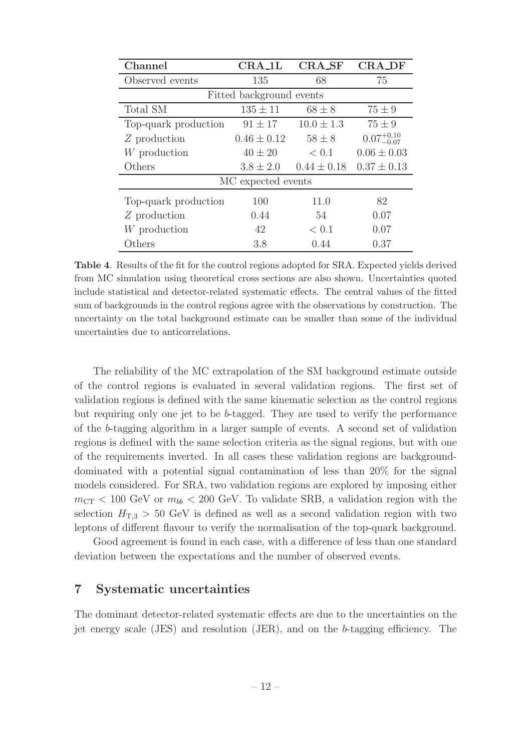| Channel | CRA_1L | CRA_SF | CRA_DF |
|---|---|---|---|
| Observed events | 135 | 68 | 75 |
| Fitted background events | | | |
| Total SM | $135 \pm 11$ | $68 \pm 8$ | $75 \pm 9$ |
| Top-quark production | $91 \pm 17$ | $10.0 \pm 1.3$ | $75 \pm 9$ |
| $Z$ production | $0.46 \pm 0.12$ | $58 \pm 8$ | $0.07^{+0.10}_{-0.07}$ |
| $W$ production | $40 \pm 20$ | $< 0.1$ | $0.06 \pm 0.03$ |
| Others | $3.8 \pm 2.0$ | $0.44 \pm 0.18$ | $0.37 \pm 0.13$ |
| MC expected events | | | |
| Top-quark production | 100 | 11.0 | 82 |
| $Z$ production | 0.44 | 54 | 0.07 |
| $W$ production | 42 | $< 0.1$ | 0.07 |
| Others | 3.8 | 0.44 | 0.37 |

**Table 4**. Results of the fit for the control regions adopted for SRA. Expected yields derived from MC simulation using theoretical cross sections are also shown. Uncertainties quoted include statistical and detector-related systematic effects. The central values of the fitted sum of backgrounds in the control regions agree with the observations by construction. The uncertainty on the total background estimate can be smaller than some of the individual uncertainties due to anticorrelations.

The reliability of the MC extrapolation of the SM background estimate outside of the control regions is evaluated in several validation regions. The first set of validation regions is defined with the same kinematic selection as the control regions but requiring only one jet to be $b$-tagged. They are used to verify the performance of the $b$-tagging algorithm in a larger sample of events. A second set of validation regions is defined with the same selection criteria as the signal regions, but with one of the requirements inverted. In all cases these validation regions are background-dominated with a potential signal contamination of less than 20% for the signal models considered. For SRA, two validation regions are explored by imposing either $m_{\mathrm{CT}} < 100$ GeV or $m_{bb} < 200$ GeV. To validate SRB, a validation region with the selection $H_{\mathrm{T},3} > 50$ GeV is defined as well as a second validation region with two leptons of different flavour to verify the normalisation of the top-quark background.

Good agreement is found in each case, with a difference of less than one standard deviation between the expectations and the number of observed events.

## 7 Systematic uncertainties

The dominant detector-related systematic effects are due to the uncertainties on the jet energy scale (JES) and resolution (JER), and on the $b$-tagging efficiency. The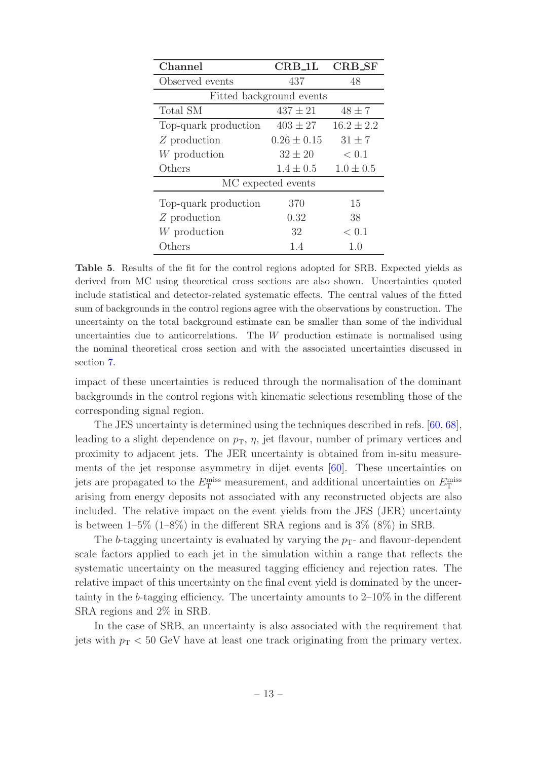| Channel | CRB_1L | CRB_SF |
|---|---|---|
| Observed events | 437 | 48 |
| Fitted background events | | |
| Total SM | $437 \pm 21$ | $48 \pm 7$ |
| Top-quark production | $403 \pm 27$ | $16.2 \pm 2.2$ |
| $Z$ production | $0.26 \pm 0.15$ | $31 \pm 7$ |
| $W$ production | $32 \pm 20$ | $< 0.1$ |
| Others | $1.4 \pm 0.5$ | $1.0 \pm 0.5$ |
| MC expected events | | |
| Top-quark production | 370 | 15 |
| $Z$ production | 0.32 | 38 |
| $W$ production | 32 | $< 0.1$ |
| Others | 1.4 | 1.0 |

**Table 5**. Results of the fit for the control regions adopted for SRB. Expected yields as derived from MC using theoretical cross sections are also shown. Uncertainties quoted include statistical and detector-related systematic effects. The central values of the fitted sum of backgrounds in the control regions agree with the observations by construction. The uncertainty on the total background estimate can be smaller than some of the individual uncertainties due to anticorrelations. The $W$ production estimate is normalised using the nominal theoretical cross section and with the associated uncertainties discussed in section 7.

impact of these uncertainties is reduced through the normalisation of the dominant backgrounds in the control regions with kinematic selections resembling those of the corresponding signal region.

The JES uncertainty is determined using the techniques described in refs. [60, 68], leading to a slight dependence on $p_{\mathrm{T}}$, $\eta$, jet flavour, number of primary vertices and proximity to adjacent jets. The JER uncertainty is obtained from in-situ measurements of the jet response asymmetry in dijet events [60]. These uncertainties on jets are propagated to the $E_{\mathrm{T}}^{\mathrm{miss}}$ measurement, and additional uncertainties on $E_{\mathrm{T}}^{\mathrm{miss}}$ arising from energy deposits not associated with any reconstructed objects are also included. The relative impact on the event yields from the JES (JER) uncertainty is between 1–5% (1–8%) in the different SRA regions and is 3% (8%) in SRB.

The $b$-tagging uncertainty is evaluated by varying the $p_{\mathrm{T}}$- and flavour-dependent scale factors applied to each jet in the simulation within a range that reflects the systematic uncertainty on the measured tagging efficiency and rejection rates. The relative impact of this uncertainty on the final event yield is dominated by the uncertainty in the $b$-tagging efficiency. The uncertainty amounts to 2–10% in the different SRA regions and 2% in SRB.

In the case of SRB, an uncertainty is also associated with the requirement that jets with $p_{\mathrm{T}} < 50$ GeV have at least one track originating from the primary vertex.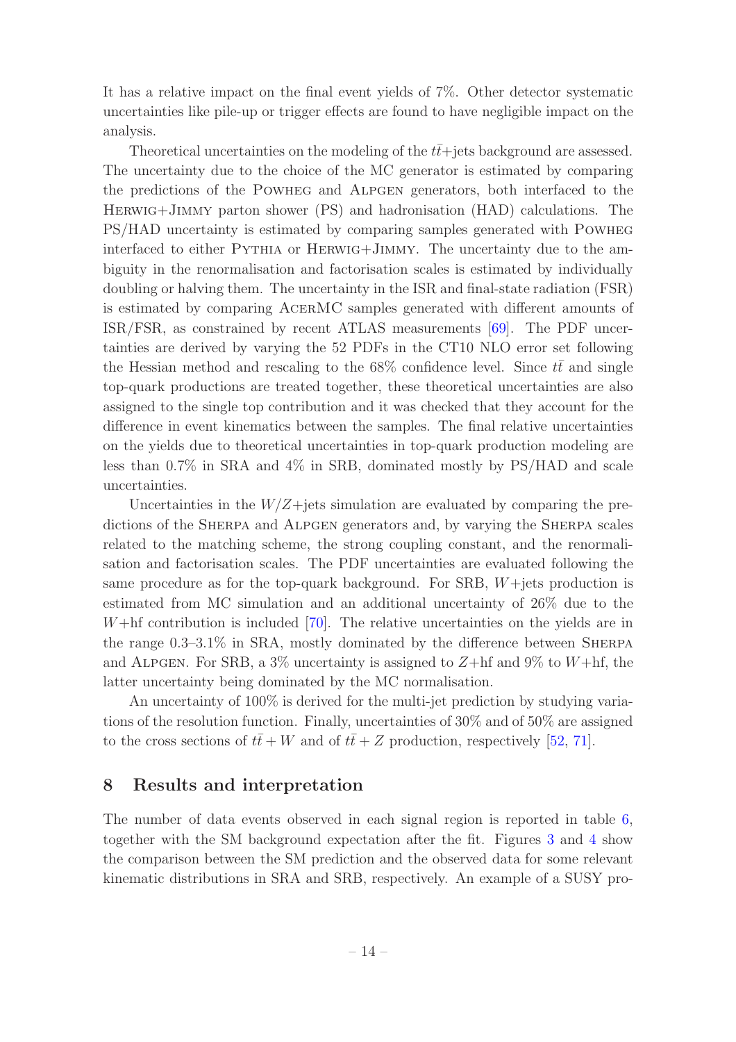It has a relative impact on the final event yields of 7%. Other detector systematic uncertainties like pile-up or trigger effects are found to have negligible impact on the analysis.

Theoretical uncertainties on the modeling of the $t\bar{t}$+jets background are assessed. The uncertainty due to the choice of the MC generator is estimated by comparing the predictions of the Powheg and Alpgen generators, both interfaced to the Herwig+Jimmy parton shower (PS) and hadronisation (HAD) calculations. The PS/HAD uncertainty is estimated by comparing samples generated with Powheg interfaced to either Pythia or Herwig+Jimmy. The uncertainty due to the ambiguity in the renormalisation and factorisation scales is estimated by individually doubling or halving them. The uncertainty in the ISR and final-state radiation (FSR) is estimated by comparing AcerMC samples generated with different amounts of ISR/FSR, as constrained by recent ATLAS measurements [69]. The PDF uncertainties are derived by varying the 52 PDFs in the CT10 NLO error set following the Hessian method and rescaling to the 68% confidence level. Since $t\bar{t}$ and single top-quark productions are treated together, these theoretical uncertainties are also assigned to the single top contribution and it was checked that they account for the difference in event kinematics between the samples. The final relative uncertainties on the yields due to theoretical uncertainties in top-quark production modeling are less than 0.7% in SRA and 4% in SRB, dominated mostly by PS/HAD and scale uncertainties.

Uncertainties in the $W/Z$+jets simulation are evaluated by comparing the predictions of the Sherpa and Alpgen generators and, by varying the Sherpa scales related to the matching scheme, the strong coupling constant, and the renormalisation and factorisation scales. The PDF uncertainties are evaluated following the same procedure as for the top-quark background. For SRB, $W$+jets production is estimated from MC simulation and an additional uncertainty of 26% due to the $W$+hf contribution is included [70]. The relative uncertainties on the yields are in the range 0.3–3.1% in SRA, mostly dominated by the difference between Sherpa and Alpgen. For SRB, a 3% uncertainty is assigned to $Z$+hf and 9% to $W$+hf, the latter uncertainty being dominated by the MC normalisation.

An uncertainty of 100% is derived for the multi-jet prediction by studying variations of the resolution function. Finally, uncertainties of 30% and of 50% are assigned to the cross sections of $t\bar{t}+W$ and of $t\bar{t}+Z$ production, respectively [52, 71].

## 8 Results and interpretation

The number of data events observed in each signal region is reported in table 6, together with the SM background expectation after the fit. Figures 3 and 4 show the comparison between the SM prediction and the observed data for some relevant kinematic distributions in SRA and SRB, respectively. An example of a SUSY pro-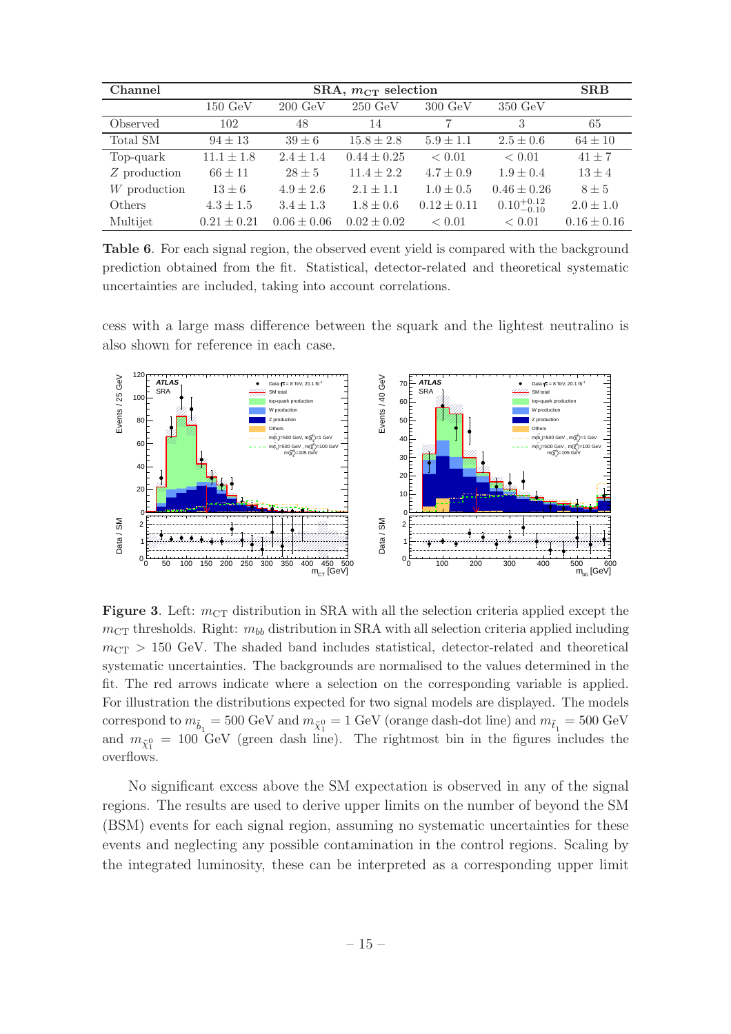| Channel | SRA, $m_{\mathrm{CT}}$ selection | | | | | SRB |
|---|---|---|---|---|---|---|
| | 150 GeV | 200 GeV | 250 GeV | 300 GeV | 350 GeV | |
| Observed | 102 | 48 | 14 | 7 | 3 | 65 |
| Total SM | $94 \pm 13$ | $39 \pm 6$ | $15.8 \pm 2.8$ | $5.9 \pm 1.1$ | $2.5 \pm 0.6$ | $64 \pm 10$ |
| Top-quark | $11.1 \pm 1.8$ | $2.4 \pm 1.4$ | $0.44 \pm 0.25$ | $< 0.01$ | $< 0.01$ | $41 \pm 7$ |
| $Z$ production | $66 \pm 11$ | $28 \pm 5$ | $11.4 \pm 2.2$ | $4.7 \pm 0.9$ | $1.9 \pm 0.4$ | $13 \pm 4$ |
| $W$ production | $13 \pm 6$ | $4.9 \pm 2.6$ | $2.1 \pm 1.1$ | $1.0 \pm 0.5$ | $0.46 \pm 0.26$ | $8 \pm 5$ |
| Others | $4.3 \pm 1.5$ | $3.4 \pm 1.3$ | $1.8 \pm 0.6$ | $0.12 \pm 0.11$ | $0.10^{+0.12}_{-0.10}$ | $2.0 \pm 1.0$ |
| Multijet | $0.21 \pm 0.21$ | $0.06 \pm 0.06$ | $0.02 \pm 0.02$ | $< 0.01$ | $< 0.01$ | $0.16 \pm 0.16$ |

**Table 6**. For each signal region, the observed event yield is compared with the background prediction obtained from the fit. Statistical, detector-related and theoretical systematic uncertainties are included, taking into account correlations.

cess with a large mass difference between the squark and the lightest neutralino is also shown for reference in each case.

ATLAS
SRA
Data $\sqrt{s}$ = 8 TeV, 20.1 fb$^{-1}$
SM total
top-quark production
W production
Z production
Others
m($\tilde{b}_1$)=500 GeV, m($\tilde{\chi}_1^0$)=1 GeV
m($\tilde{t}_1$)=500 GeV , m($\tilde{\chi}_1^0$)=100 GeV
m($\tilde{\chi}_1^\pm$)=105 GeV
Events / 25 GeV
Data / SM
$m_{\mathrm{CT}}$ [GeV]

ATLAS
SRA
Data $\sqrt{s}$ = 8 TeV, 20.1 fb$^{-1}$
SM total
top-quark production
W production
Z production
Others
m($\tilde{b}_1$)=500 GeV , m($\tilde{\chi}_1^0$)=1 GeV
m($\tilde{t}_1$)=500 GeV , m($\tilde{\chi}_1^0$)=100 GeV
m($\tilde{\chi}_1^\pm$)=105 GeV
Events / 40 GeV
Data / SM
$m_{\mathrm{bb}}$ [GeV]

**Figure 3**. Left: $m_{\mathrm{CT}}$ distribution in SRA with all the selection criteria applied except the $m_{\mathrm{CT}}$ thresholds. Right: $m_{bb}$ distribution in SRA with all selection criteria applied including $m_{\mathrm{CT}} > 150$ GeV. The shaded band includes statistical, detector-related and theoretical systematic uncertainties. The backgrounds are normalised to the values determined in the fit. The red arrows indicate where a selection on the corresponding variable is applied. For illustration the distributions expected for two signal models are displayed. The models correspond to $m_{\tilde{b}_1} = 500$ GeV and $m_{\tilde{\chi}_1^0} = 1$ GeV (orange dash-dot line) and $m_{\tilde{t}_1} = 500$ GeV and $m_{\tilde{\chi}_1^0} = 100$ GeV (green dash line). The rightmost bin in the figures includes the overflows.

No significant excess above the SM expectation is observed in any of the signal regions. The results are used to derive upper limits on the number of beyond the SM (BSM) events for each signal region, assuming no systematic uncertainties for these events and neglecting any possible contamination in the control regions. Scaling by the integrated luminosity, these can be interpreted as a corresponding upper limit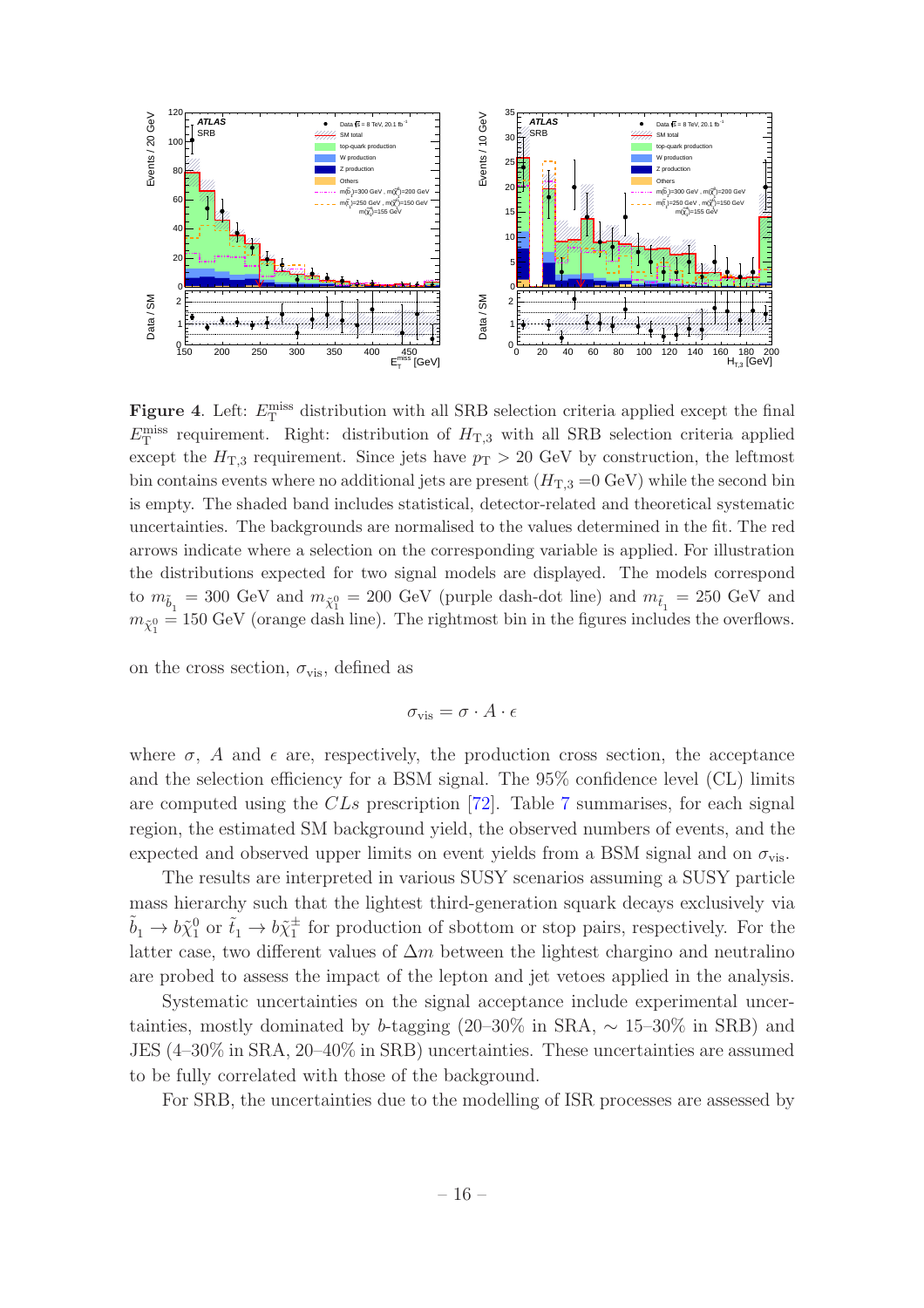ATLAS
SRB
Data $\sqrt{s}$ = 8 TeV, 20.1 fb$^{-1}$
SM total
top-quark production
W production
Z production
Others
m($\tilde{b}_1$)=300 GeV , m($\tilde{\chi}_1^0$)=200 GeV
m($\tilde{t}_1$)=250 GeV , m($\tilde{\chi}_1^0$)=150 GeV
m($\tilde{\chi}_1^{\pm}$)=155 GeV
Events / 20 GeV
Data / SM
$E_T^{miss}$ [GeV]

ATLAS
SRB
Data $\sqrt{s}$ = 8 TeV, 20.1 fb$^{-1}$
SM total
top-quark production
W production
Z production
Others
m($\tilde{b}_1$)=300 GeV , m($\tilde{\chi}_1^0$)=200 GeV
m($\tilde{t}_1$)=250 GeV , m($\tilde{\chi}_1^0$)=150 GeV
m($\tilde{\chi}_1^{\pm}$)=155 GeV
Events / 10 GeV
Data / SM
$H_{T,3}$ [GeV]

**Figure 4**. Left: $E_T^{\text{miss}}$ distribution with all SRB selection criteria applied except the final $E_T^{\text{miss}}$ requirement. Right: distribution of $H_{T,3}$ with all SRB selection criteria applied except the $H_{T,3}$ requirement. Since jets have $p_T > 20$ GeV by construction, the leftmost bin contains events where no additional jets are present ($H_{T,3} = 0$ GeV) while the second bin is empty. The shaded band includes statistical, detector-related and theoretical systematic uncertainties. The backgrounds are normalised to the values determined in the fit. The red arrows indicate where a selection on the corresponding variable is applied. For illustration the distributions expected for two signal models are displayed. The models correspond to $m_{\tilde{b}_1} = 300$ GeV and $m_{\tilde{\chi}_1^0} = 200$ GeV (purple dash-dot line) and $m_{\tilde{t}_1} = 250$ GeV and $m_{\tilde{\chi}_1^0} = 150$ GeV (orange dash line). The rightmost bin in the figures includes the overflows.

on the cross section, $\sigma_{\text{vis}}$, defined as

$$\sigma_{\text{vis}} = \sigma \cdot A \cdot \epsilon$$

where $\sigma$, $A$ and $\epsilon$ are, respectively, the production cross section, the acceptance and the selection efficiency for a BSM signal. The 95% confidence level (CL) limits are computed using the $CLs$ prescription [72]. Table 7 summarises, for each signal region, the estimated SM background yield, the observed numbers of events, and the expected and observed upper limits on event yields from a BSM signal and on $\sigma_{\text{vis}}$.

The results are interpreted in various SUSY scenarios assuming a SUSY particle mass hierarchy such that the lightest third-generation squark decays exclusively via $\tilde{b}_1 \to b\tilde{\chi}_1^0$ or $\tilde{t}_1 \to b\tilde{\chi}_1^{\pm}$ for production of sbottom or stop pairs, respectively. For the latter case, two different values of $\Delta m$ between the lightest chargino and neutralino are probed to assess the impact of the lepton and jet vetoes applied in the analysis.

Systematic uncertainties on the signal acceptance include experimental uncertainties, mostly dominated by $b$-tagging (20–30% in SRA, $\sim$ 15–30% in SRB) and JES (4–30% in SRA, 20–40% in SRB) uncertainties. These uncertainties are assumed to be fully correlated with those of the background.

For SRB, the uncertainties due to the modelling of ISR processes are assessed by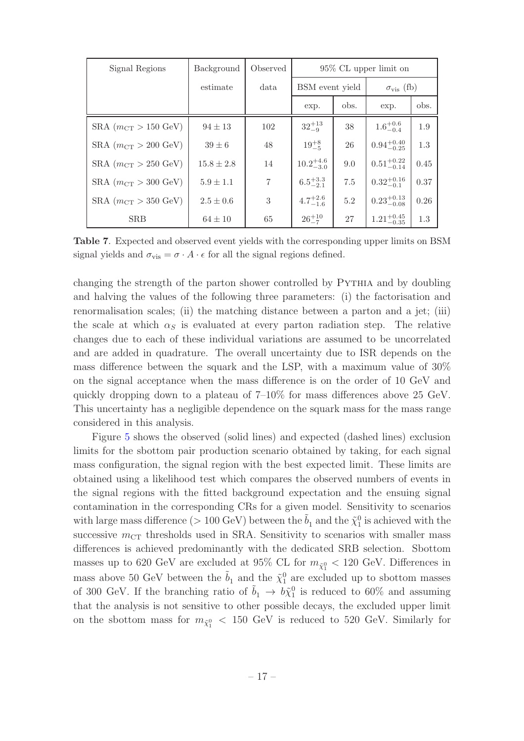| Signal Regions | Background estimate | Observed data | 95% CL upper limit on | | | |
|---|---|---|---|---|---|---|
| | | | BSM event yield | | $\sigma_{\text{vis}}$ (fb) | |
| | | | exp. | obs. | exp. | obs. |
| SRA ($m_{\text{CT}} > 150$ GeV) | $94 \pm 13$ | 102 | $32^{+13}_{-9}$ | 38 | $1.6^{+0.6}_{-0.4}$ | 1.9 |
| SRA ($m_{\text{CT}} > 200$ GeV) | $39 \pm 6$ | 48 | $19^{+8}_{-5}$ | 26 | $0.94^{+0.40}_{-0.25}$ | 1.3 |
| SRA ($m_{\text{CT}} > 250$ GeV) | $15.8 \pm 2.8$ | 14 | $10.2^{+4.6}_{-3.0}$ | 9.0 | $0.51^{+0.22}_{-0.14}$ | 0.45 |
| SRA ($m_{\text{CT}} > 300$ GeV) | $5.9 \pm 1.1$ | 7 | $6.5^{+3.3}_{-2.1}$ | 7.5 | $0.32^{+0.16}_{-0.1}$ | 0.37 |
| SRA ($m_{\text{CT}} > 350$ GeV) | $2.5 \pm 0.6$ | 3 | $4.7^{+2.6}_{-1.6}$ | 5.2 | $0.23^{+0.13}_{-0.08}$ | 0.26 |
| SRB | $64 \pm 10$ | 65 | $26^{+10}_{-7}$ | 27 | $1.21^{+0.45}_{-0.35}$ | 1.3 |

**Table 7**. Expected and observed event yields with the corresponding upper limits on BSM signal yields and $\sigma_{\text{vis}} = \sigma \cdot A \cdot \epsilon$ for all the signal regions defined.

changing the strength of the parton shower controlled by PYTHIA and by doubling and halving the values of the following three parameters: (i) the factorisation and renormalisation scales; (ii) the matching distance between a parton and a jet; (iii) the scale at which $\alpha_S$ is evaluated at every parton radiation step. The relative changes due to each of these individual variations are assumed to be uncorrelated and are added in quadrature. The overall uncertainty due to ISR depends on the mass difference between the squark and the LSP, with a maximum value of 30% on the signal acceptance when the mass difference is on the order of 10 GeV and quickly dropping down to a plateau of 7–10% for mass differences above 25 GeV. This uncertainty has a negligible dependence on the squark mass for the mass range considered in this analysis.

Figure 5 shows the observed (solid lines) and expected (dashed lines) exclusion limits for the sbottom pair production scenario obtained by taking, for each signal mass configuration, the signal region with the best expected limit. These limits are obtained using a likelihood test which compares the observed numbers of events in the signal regions with the fitted background expectation and the ensuing signal contamination in the corresponding CRs for a given model. Sensitivity to scenarios with large mass difference ($> 100$ GeV) between the $\tilde{b}_1$ and the $\tilde{\chi}^0_1$ is achieved with the successive $m_{\text{CT}}$ thresholds used in SRA. Sensitivity to scenarios with smaller mass differences is achieved predominantly with the dedicated SRB selection. Sbottom masses up to 620 GeV are excluded at 95% CL for $m_{\tilde{\chi}^0_1} < 120$ GeV. Differences in mass above 50 GeV between the $\tilde{b}_1$ and the $\tilde{\chi}^0_1$ are excluded up to sbottom masses of 300 GeV. If the branching ratio of $\tilde{b}_1 \to b\tilde{\chi}^0_1$ is reduced to 60% and assuming that the analysis is not sensitive to other possible decays, the excluded upper limit on the sbottom mass for $m_{\tilde{\chi}^0_1} < 150$ GeV is reduced to 520 GeV. Similarly for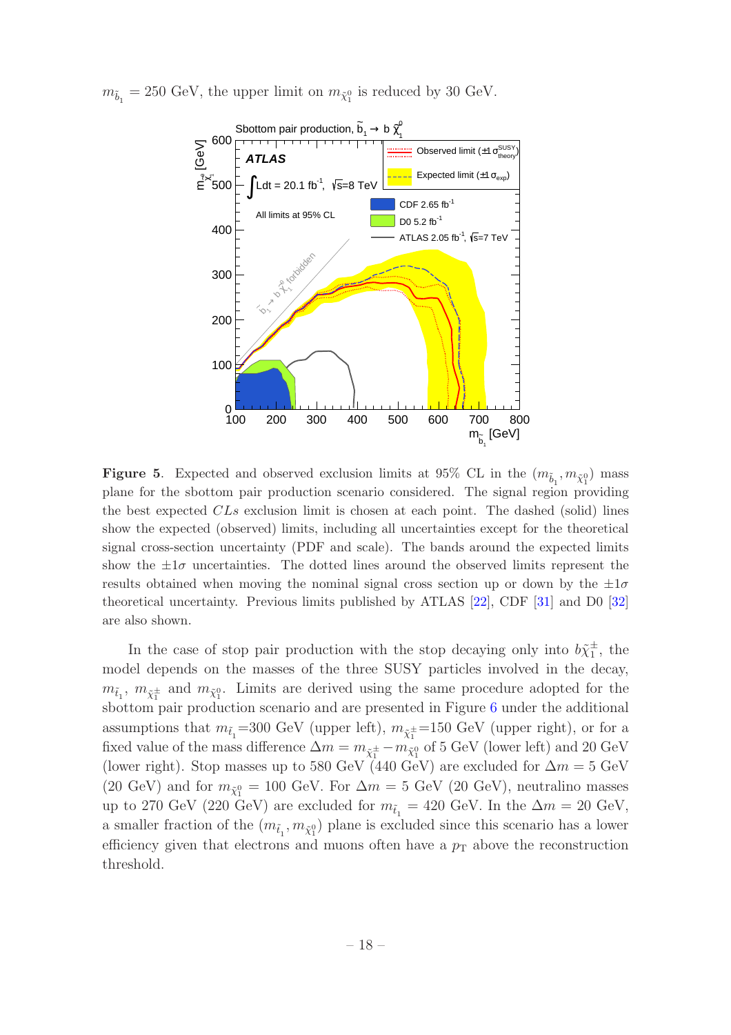$m_{\tilde{b}_1} = 250$ GeV, the upper limit on $m_{\tilde{\chi}_1^0}$ is reduced by 30 GeV.

Sbottom pair production, $\tilde{b}_1 \rightarrow b\,\tilde{\chi}_1^0$

ATLAS

$\int L dt = 20.1$ fb$^{-1}$, $\sqrt{s}$=8 TeV

All limits at 95% CL

Observed limit ($\pm 1\,\sigma^{SUSY}_{theory}$)

Expected limit ($\pm 1\,\sigma_{exp}$)

CDF 2.65 fb$^{-1}$

D0 5.2 fb$^{-1}$

ATLAS 2.05 fb$^{-1}$, $\sqrt{s}$=7 TeV

$\tilde{b}_1 \rightarrow b\,\tilde{\chi}_1^0$ forbidden

$m_{\tilde{\chi}_1^0}$ [GeV]

$m_{\tilde{b}_1}$ [GeV]

0, 100, 200, 300, 400, 500, 600

100, 200, 300, 400, 500, 600, 700, 800

**Figure 5**. Expected and observed exclusion limits at 95% CL in the $(m_{\tilde{b}_1}, m_{\tilde{\chi}_1^0})$ mass plane for the sbottom pair production scenario considered. The signal region providing the best expected *CLs* exclusion limit is chosen at each point. The dashed (solid) lines show the expected (observed) limits, including all uncertainties except for the theoretical signal cross-section uncertainty (PDF and scale). The bands around the expected limits show the $\pm 1\sigma$ uncertainties. The dotted lines around the observed limits represent the results obtained when moving the nominal signal cross section up or down by the $\pm 1\sigma$ theoretical uncertainty. Previous limits published by ATLAS [22], CDF [31] and D0 [32] are also shown.

In the case of stop pair production with the stop decaying only into $b\tilde{\chi}_1^{\pm}$, the model depends on the masses of the three SUSY particles involved in the decay, $m_{\tilde{t}_1}$, $m_{\tilde{\chi}_1^{\pm}}$ and $m_{\tilde{\chi}_1^0}$. Limits are derived using the same procedure adopted for the sbottom pair production scenario and are presented in Figure 6 under the additional assumptions that $m_{\tilde{t}_1}$=300 GeV (upper left), $m_{\tilde{\chi}_1^{\pm}}$=150 GeV (upper right), or for a fixed value of the mass difference $\Delta m = m_{\tilde{\chi}_1^{\pm}} - m_{\tilde{\chi}_1^0}$ of 5 GeV (lower left) and 20 GeV (lower right). Stop masses up to 580 GeV (440 GeV) are excluded for $\Delta m = 5$ GeV (20 GeV) and for $m_{\tilde{\chi}_1^0} = 100$ GeV. For $\Delta m = 5$ GeV (20 GeV), neutralino masses up to 270 GeV (220 GeV) are excluded for $m_{\tilde{t}_1} = 420$ GeV. In the $\Delta m = 20$ GeV, a smaller fraction of the $(m_{\tilde{t}_1}, m_{\tilde{\chi}_1^0})$ plane is excluded since this scenario has a lower efficiency given that electrons and muons often have a $p_{\mathrm{T}}$ above the reconstruction threshold.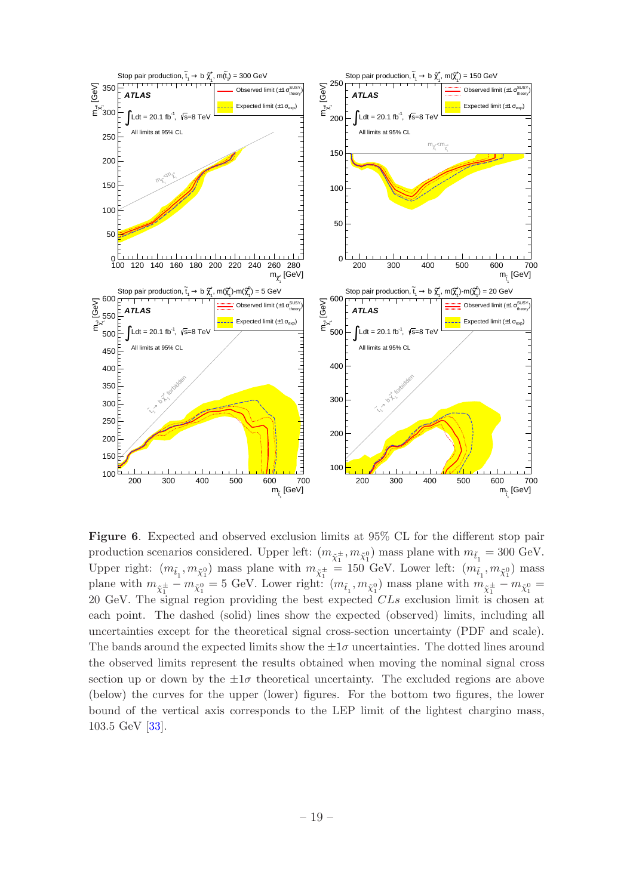Stop pair production, $\tilde{t}_1 \to b\,\tilde{\chi}_1^{\pm}$, $m(\tilde{t}_1)$ = 300 GeV

ATLAS

$\int L dt$ = 20.1 fb$^{-1}$, $\sqrt{s}$=8 TeV

All limits at 95% CL

Observed limit ($\pm 1\,\sigma^{SUSY}_{theory}$)

Expected limit ($\pm 1\,\sigma_{exp}$)

$m_{\tilde{\chi}_1^0}<m_{\tilde{\chi}_1^{\pm}}$

$m_{\tilde{\chi}_1^0}$ [GeV]

$m_{\tilde{\chi}_1^{\pm}}$ [GeV]

0, 50, 100, 150, 200, 250, 300, 350

100, 120, 140, 160, 180, 200, 220, 240, 260, 280

Stop pair production, $\tilde{t}_1 \to b\,\tilde{\chi}_1^{\pm}$, $m(\tilde{\chi}_1^{\pm})$ = 150 GeV

ATLAS

$\int L dt$ = 20.1 fb$^{-1}$, $\sqrt{s}$=8 TeV

All limits at 95% CL

Observed limit ($\pm 1\,\sigma^{SUSY}_{theory}$)

Expected limit ($\pm 1\,\sigma_{exp}$)

$m_{\tilde{\chi}_1^0}<m_{\tilde{\chi}_1^{\pm}}$

$m_{\tilde{\chi}_1^0}$ [GeV]

$m_{\tilde{t}_1}$ [GeV]

0, 50, 100, 150, 200, 250

200, 300, 400, 500, 600, 700

Stop pair production, $\tilde{t}_1 \to b\,\tilde{\chi}_1^{\pm}$, $m(\tilde{\chi}_1^{\pm})$-$m(\tilde{\chi}_1^0)$ = 5 GeV

ATLAS

$\int L dt$ = 20.1 fb$^{-1}$, $\sqrt{s}$=8 TeV

All limits at 95% CL

Observed limit ($\pm 1\,\sigma^{SUSY}_{theory}$)

Expected limit ($\pm 1\,\sigma_{exp}$)

$\tilde{t}_1 \to b\,\tilde{\chi}_1^{\pm}$ forbidden

$m_{\tilde{\chi}_1^{\pm}}$ [GeV]

$m_{\tilde{t}_1}$ [GeV]

100, 150, 200, 250, 300, 350, 400, 450, 500, 550, 600

200, 300, 400, 500, 600, 700

Stop pair production, $\tilde{t}_1 \to b\,\tilde{\chi}_1^{\pm}$, $m(\tilde{\chi}_1^{\pm})$-$m(\tilde{\chi}_1^0)$ = 20 GeV

ATLAS

$\int L dt$ = 20.1 fb$^{-1}$, $\sqrt{s}$=8 TeV

All limits at 95% CL

Observed limit ($\pm 1\,\sigma^{SUSY}_{theory}$)

Expected limit ($\pm 1\,\sigma_{exp}$)

$\tilde{t}_1 \to b\,\tilde{\chi}_1^{\pm}$ forbidden

$m_{\tilde{\chi}_1^{\pm}}$ [GeV]

$m_{\tilde{t}_1}$ [GeV]

100, 200, 300, 400, 500, 600

200, 300, 400, 500, 600, 700

**Figure 6**. Expected and observed exclusion limits at 95% CL for the different stop pair production scenarios considered. Upper left: $(m_{\tilde{\chi}_1^{\pm}}, m_{\tilde{\chi}_1^0})$ mass plane with $m_{\tilde{t}_1} = 300$ GeV. Upper right: $(m_{\tilde{t}_1}, m_{\tilde{\chi}_1^0})$ mass plane with $m_{\tilde{\chi}_1^{\pm}} = 150$ GeV. Lower left: $(m_{\tilde{t}_1}, m_{\tilde{\chi}_1^0})$ mass plane with $m_{\tilde{\chi}_1^{\pm}} - m_{\tilde{\chi}_1^0} = 5$ GeV. Lower right: $(m_{\tilde{t}_1}, m_{\tilde{\chi}_1^0})$ mass plane with $m_{\tilde{\chi}_1^{\pm}} - m_{\tilde{\chi}_1^0} = 20$ GeV. The signal region providing the best expected $CLs$ exclusion limit is chosen at each point. The dashed (solid) lines show the expected (observed) limits, including all uncertainties except for the theoretical signal cross-section uncertainty (PDF and scale). The bands around the expected limits show the $\pm1\sigma$ uncertainties. The dotted lines around the observed limits represent the results obtained when moving the nominal signal cross section up or down by the $\pm1\sigma$ theoretical uncertainty. The excluded regions are above (below) the curves for the upper (lower) figures. For the bottom two figures, the lower bound of the vertical axis corresponds to the LEP limit of the lightest chargino mass, 103.5 GeV [33].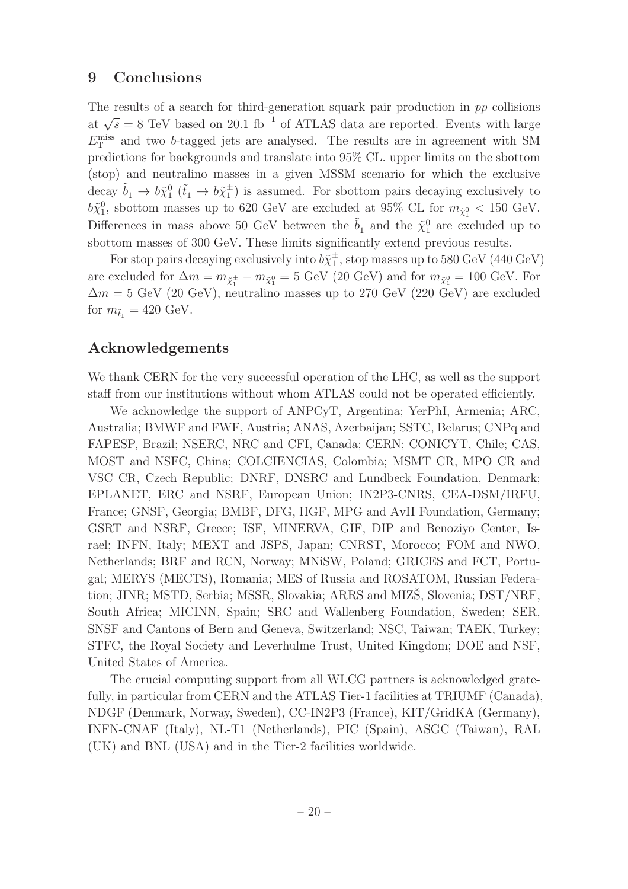## 9 Conclusions

The results of a search for third-generation squark pair production in *pp* collisions at $\sqrt{s} = 8$ TeV based on 20.1 fb$^{-1}$ of ATLAS data are reported. Events with large $E_{\mathrm{T}}^{\mathrm{miss}}$ and two *b*-tagged jets are analysed. The results are in agreement with SM predictions for backgrounds and translate into 95% CL. upper limits on the sbottom (stop) and neutralino masses in a given MSSM scenario for which the exclusive decay $\tilde{b}_1 \to b\tilde{\chi}_1^0$ ($\tilde{t}_1 \to b\tilde{\chi}_1^{\pm}$) is assumed. For sbottom pairs decaying exclusively to $b\tilde{\chi}_1^0$, sbottom masses up to 620 GeV are excluded at 95% CL for $m_{\tilde{\chi}_1^0} < 150$ GeV. Differences in mass above 50 GeV between the $\tilde{b}_1$ and the $\tilde{\chi}_1^0$ are excluded up to sbottom masses of 300 GeV. These limits significantly extend previous results.

For stop pairs decaying exclusively into $b\tilde{\chi}_1^{\pm}$, stop masses up to 580 GeV (440 GeV) are excluded for $\Delta m = m_{\tilde{\chi}_1^{\pm}} - m_{\tilde{\chi}_1^0} = 5$ GeV (20 GeV) and for $m_{\tilde{\chi}_1^0} = 100$ GeV. For $\Delta m = 5$ GeV (20 GeV), neutralino masses up to 270 GeV (220 GeV) are excluded for $m_{\tilde{t}_1} = 420$ GeV.

## Acknowledgements

We thank CERN for the very successful operation of the LHC, as well as the support staff from our institutions without whom ATLAS could not be operated efficiently.

We acknowledge the support of ANPCyT, Argentina; YerPhI, Armenia; ARC, Australia; BMWF and FWF, Austria; ANAS, Azerbaijan; SSTC, Belarus; CNPq and FAPESP, Brazil; NSERC, NRC and CFI, Canada; CERN; CONICYT, Chile; CAS, MOST and NSFC, China; COLCIENCIAS, Colombia; MSMT CR, MPO CR and VSC CR, Czech Republic; DNRF, DNSRC and Lundbeck Foundation, Denmark; EPLANET, ERC and NSRF, European Union; IN2P3-CNRS, CEA-DSM/IRFU, France; GNSF, Georgia; BMBF, DFG, HGF, MPG and AvH Foundation, Germany; GSRT and NSRF, Greece; ISF, MINERVA, GIF, DIP and Benoziyo Center, Israel; INFN, Italy; MEXT and JSPS, Japan; CNRST, Morocco; FOM and NWO, Netherlands; BRF and RCN, Norway; MNiSW, Poland; GRICES and FCT, Portugal; MERYS (MECTS), Romania; MES of Russia and ROSATOM, Russian Federation; JINR; MSTD, Serbia; MSSR, Slovakia; ARRS and MIZŠ, Slovenia; DST/NRF, South Africa; MICINN, Spain; SRC and Wallenberg Foundation, Sweden; SER, SNSF and Cantons of Bern and Geneva, Switzerland; NSC, Taiwan; TAEK, Turkey; STFC, the Royal Society and Leverhulme Trust, United Kingdom; DOE and NSF, United States of America.

The crucial computing support from all WLCG partners is acknowledged gratefully, in particular from CERN and the ATLAS Tier-1 facilities at TRIUMF (Canada), NDGF (Denmark, Norway, Sweden), CC-IN2P3 (France), KIT/GridKA (Germany), INFN-CNAF (Italy), NL-T1 (Netherlands), PIC (Spain), ASGC (Taiwan), RAL (UK) and BNL (USA) and in the Tier-2 facilities worldwide.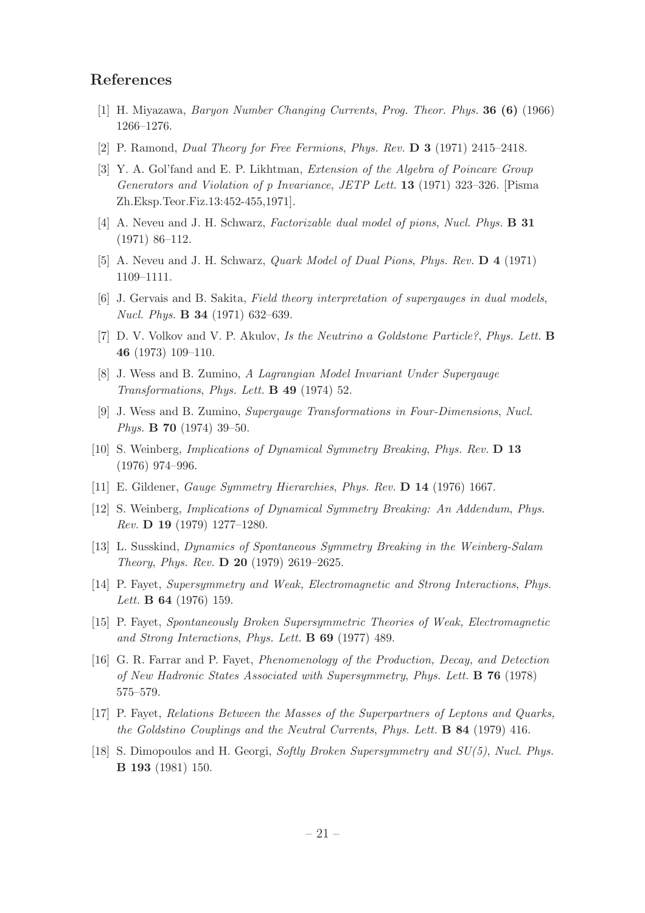## References

[1] H. Miyazawa, *Baryon Number Changing Currents*, *Prog. Theor. Phys.* **36 (6)** (1966) 1266–1276.

[2] P. Ramond, *Dual Theory for Free Fermions*, *Phys. Rev.* **D 3** (1971) 2415–2418.

[3] Y. A. Gol'fand and E. P. Likhtman, *Extension of the Algebra of Poincare Group Generators and Violation of p Invariance*, *JETP Lett.* **13** (1971) 323–326. [Pisma Zh.Eksp.Teor.Fiz.13:452-455,1971].

[4] A. Neveu and J. H. Schwarz, *Factorizable dual model of pions*, *Nucl. Phys.* **B 31** (1971) 86–112.

[5] A. Neveu and J. H. Schwarz, *Quark Model of Dual Pions*, *Phys. Rev.* **D 4** (1971) 1109–1111.

[6] J. Gervais and B. Sakita, *Field theory interpretation of supergauges in dual models*, *Nucl. Phys.* **B 34** (1971) 632–639.

[7] D. V. Volkov and V. P. Akulov, *Is the Neutrino a Goldstone Particle?*, *Phys. Lett.* **B 46** (1973) 109–110.

[8] J. Wess and B. Zumino, *A Lagrangian Model Invariant Under Supergauge Transformations*, *Phys. Lett.* **B 49** (1974) 52.

[9] J. Wess and B. Zumino, *Supergauge Transformations in Four-Dimensions*, *Nucl. Phys.* **B 70** (1974) 39–50.

[10] S. Weinberg, *Implications of Dynamical Symmetry Breaking*, *Phys. Rev.* **D 13** (1976) 974–996.

[11] E. Gildener, *Gauge Symmetry Hierarchies*, *Phys. Rev.* **D 14** (1976) 1667.

[12] S. Weinberg, *Implications of Dynamical Symmetry Breaking: An Addendum*, *Phys. Rev.* **D 19** (1979) 1277–1280.

[13] L. Susskind, *Dynamics of Spontaneous Symmetry Breaking in the Weinberg-Salam Theory*, *Phys. Rev.* **D 20** (1979) 2619–2625.

[14] P. Fayet, *Supersymmetry and Weak, Electromagnetic and Strong Interactions*, *Phys. Lett.* **B 64** (1976) 159.

[15] P. Fayet, *Spontaneously Broken Supersymmetric Theories of Weak, Electromagnetic and Strong Interactions*, *Phys. Lett.* **B 69** (1977) 489.

[16] G. R. Farrar and P. Fayet, *Phenomenology of the Production, Decay, and Detection of New Hadronic States Associated with Supersymmetry*, *Phys. Lett.* **B 76** (1978) 575–579.

[17] P. Fayet, *Relations Between the Masses of the Superpartners of Leptons and Quarks, the Goldstino Couplings and the Neutral Currents*, *Phys. Lett.* **B 84** (1979) 416.

[18] S. Dimopoulos and H. Georgi, *Softly Broken Supersymmetry and SU(5)*, *Nucl. Phys.* **B 193** (1981) 150.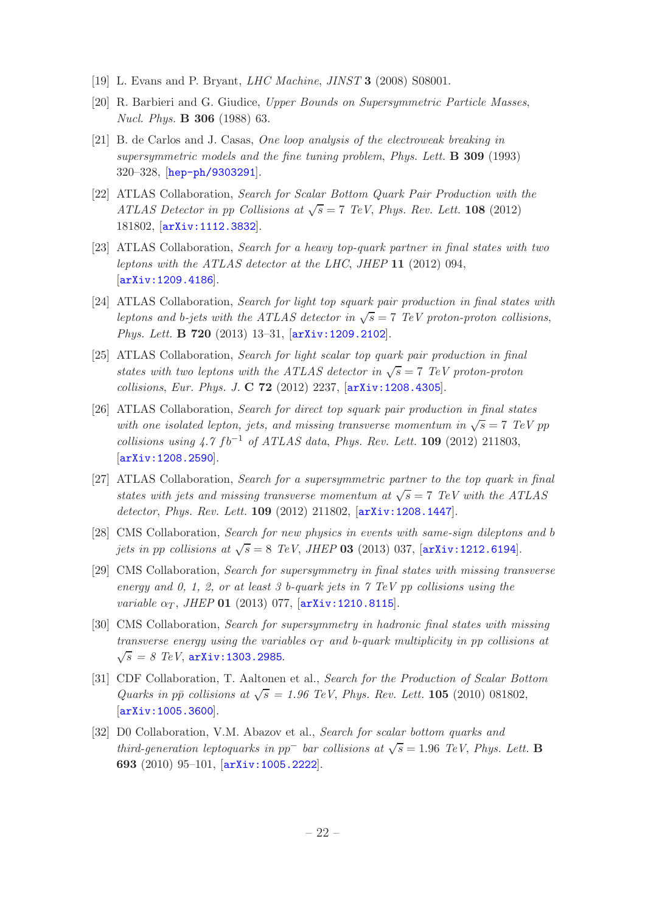[19] L. Evans and P. Bryant, *LHC Machine*, *JINST* **3** (2008) S08001.

[20] R. Barbieri and G. Giudice, *Upper Bounds on Supersymmetric Particle Masses*, *Nucl. Phys.* **B 306** (1988) 63.

[21] B. de Carlos and J. Casas, *One loop analysis of the electroweak breaking in supersymmetric models and the fine tuning problem*, *Phys. Lett.* **B 309** (1993) 320–328, [hep-ph/9303291].

[22] ATLAS Collaboration, *Search for Scalar Bottom Quark Pair Production with the ATLAS Detector in pp Collisions at $\sqrt{s} = 7$ TeV*, *Phys. Rev. Lett.* **108** (2012) 181802, [arXiv:1112.3832].

[23] ATLAS Collaboration, *Search for a heavy top-quark partner in final states with two leptons with the ATLAS detector at the LHC*, *JHEP* **11** (2012) 094, [arXiv:1209.4186].

[24] ATLAS Collaboration, *Search for light top squark pair production in final states with leptons and b-jets with the ATLAS detector in $\sqrt{s} = 7$ TeV proton-proton collisions*, *Phys. Lett.* **B 720** (2013) 13–31, [arXiv:1209.2102].

[25] ATLAS Collaboration, *Search for light scalar top quark pair production in final states with two leptons with the ATLAS detector in $\sqrt{s} = 7$ TeV proton-proton collisions*, *Eur. Phys. J.* **C 72** (2012) 2237, [arXiv:1208.4305].

[26] ATLAS Collaboration, *Search for direct top squark pair production in final states with one isolated lepton, jets, and missing transverse momentum in $\sqrt{s} = 7$ TeV pp collisions using 4.7 $fb^{-1}$ of ATLAS data*, *Phys. Rev. Lett.* **109** (2012) 211803, [arXiv:1208.2590].

[27] ATLAS Collaboration, *Search for a supersymmetric partner to the top quark in final states with jets and missing transverse momentum at $\sqrt{s} = 7$ TeV with the ATLAS detector*, *Phys. Rev. Lett.* **109** (2012) 211802, [arXiv:1208.1447].

[28] CMS Collaboration, *Search for new physics in events with same-sign dileptons and b jets in pp collisions at $\sqrt{s} = 8$ TeV*, *JHEP* **03** (2013) 037, [arXiv:1212.6194].

[29] CMS Collaboration, *Search for supersymmetry in final states with missing transverse energy and 0, 1, 2, or at least 3 b-quark jets in 7 TeV pp collisions using the variable $\alpha_T$*, *JHEP* **01** (2013) 077, [arXiv:1210.8115].

[30] CMS Collaboration, *Search for supersymmetry in hadronic final states with missing transverse energy using the variables $\alpha_T$ and b-quark multiplicity in pp collisions at $\sqrt{s} = 8$ TeV*, arXiv:1303.2985.

[31] CDF Collaboration, T. Aaltonen et al., *Search for the Production of Scalar Bottom Quarks in $p\bar{p}$ collisions at $\sqrt{s} = 1.96$ TeV*, *Phys. Rev. Lett.* **105** (2010) 081802, [arXiv:1005.3600].

[32] D0 Collaboration, V.M. Abazov et al., *Search for scalar bottom quarks and third-generation leptoquarks in $pp^{-}$ bar collisions at $\sqrt{s} = 1.96$ TeV*, *Phys. Lett.* **B 693** (2010) 95–101, [arXiv:1005.2222].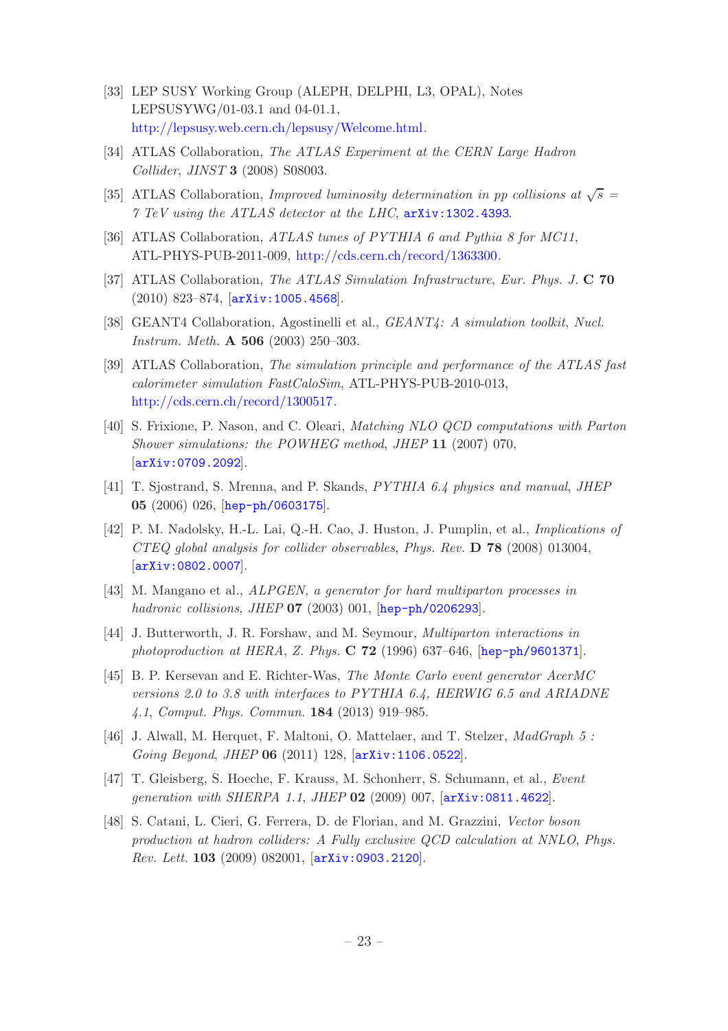[33] LEP SUSY Working Group (ALEPH, DELPHI, L3, OPAL), Notes LEPSUSYWG/01-03.1 and 04-01.1, http://lepsusy.web.cern.ch/lepsusy/Welcome.html.

[34] ATLAS Collaboration, *The ATLAS Experiment at the CERN Large Hadron Collider*, *JINST* **3** (2008) S08003.

[35] ATLAS Collaboration, *Improved luminosity determination in pp collisions at $\sqrt{s}$ = 7 TeV using the ATLAS detector at the LHC*, arXiv:1302.4393.

[36] ATLAS Collaboration, *ATLAS tunes of PYTHIA 6 and Pythia 8 for MC11*, ATL-PHYS-PUB-2011-009, http://cds.cern.ch/record/1363300.

[37] ATLAS Collaboration, *The ATLAS Simulation Infrastructure*, *Eur. Phys. J.* **C 70** (2010) 823–874, [arXiv:1005.4568].

[38] GEANT4 Collaboration, Agostinelli et al., *GEANT4: A simulation toolkit*, *Nucl. Instrum. Meth.* **A 506** (2003) 250–303.

[39] ATLAS Collaboration, *The simulation principle and performance of the ATLAS fast calorimeter simulation FastCaloSim*, ATL-PHYS-PUB-2010-013, http://cds.cern.ch/record/1300517.

[40] S. Frixione, P. Nason, and C. Oleari, *Matching NLO QCD computations with Parton Shower simulations: the POWHEG method*, *JHEP* **11** (2007) 070, [arXiv:0709.2092].

[41] T. Sjostrand, S. Mrenna, and P. Skands, *PYTHIA 6.4 physics and manual*, *JHEP* **05** (2006) 026, [hep-ph/0603175].

[42] P. M. Nadolsky, H.-L. Lai, Q.-H. Cao, J. Huston, J. Pumplin, et al., *Implications of CTEQ global analysis for collider observables*, *Phys. Rev.* **D 78** (2008) 013004, [arXiv:0802.0007].

[43] M. Mangano et al., *ALPGEN, a generator for hard multiparton processes in hadronic collisions*, *JHEP* **07** (2003) 001, [hep-ph/0206293].

[44] J. Butterworth, J. R. Forshaw, and M. Seymour, *Multiparton interactions in photoproduction at HERA*, *Z. Phys.* **C 72** (1996) 637–646, [hep-ph/9601371].

[45] B. P. Kersevan and E. Richter-Was, *The Monte Carlo event generator AcerMC versions 2.0 to 3.8 with interfaces to PYTHIA 6.4, HERWIG 6.5 and ARIADNE 4.1*, *Comput. Phys. Commun.* **184** (2013) 919–985.

[46] J. Alwall, M. Herquet, F. Maltoni, O. Mattelaer, and T. Stelzer, *MadGraph 5 : Going Beyond*, *JHEP* **06** (2011) 128, [arXiv:1106.0522].

[47] T. Gleisberg, S. Hoeche, F. Krauss, M. Schonherr, S. Schumann, et al., *Event generation with SHERPA 1.1*, *JHEP* **02** (2009) 007, [arXiv:0811.4622].

[48] S. Catani, L. Cieri, G. Ferrera, D. de Florian, and M. Grazzini, *Vector boson production at hadron colliders: A Fully exclusive QCD calculation at NNLO*, *Phys. Rev. Lett.* **103** (2009) 082001, [arXiv:0903.2120].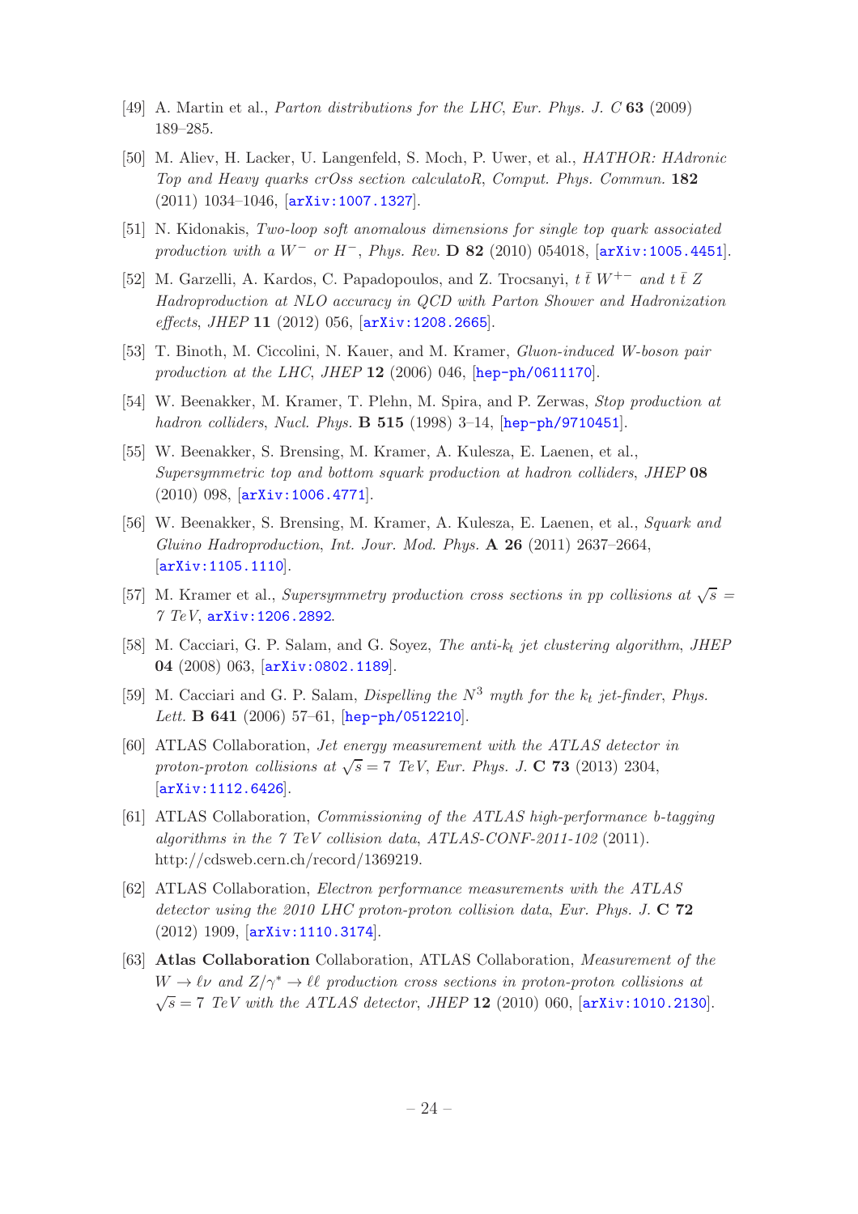[49] A. Martin et al., *Parton distributions for the LHC*, *Eur. Phys. J. C* **63** (2009) 189–285.

[50] M. Aliev, H. Lacker, U. Langenfeld, S. Moch, P. Uwer, et al., *HATHOR: HAdronic Top and Heavy quarks crOss section calculatoR*, *Comput. Phys. Commun.* **182** (2011) 1034–1046, [arXiv:1007.1327].

[51] N. Kidonakis, *Two-loop soft anomalous dimensions for single top quark associated production with a $W^-$ or $H^-$*, *Phys. Rev.* **D 82** (2010) 054018, [arXiv:1005.4451].

[52] M. Garzelli, A. Kardos, C. Papadopoulos, and Z. Trocsanyi, *$t\,\bar{t}\,W^{+-}$ and $t\,\bar{t}\,Z$ Hadroproduction at NLO accuracy in QCD with Parton Shower and Hadronization effects*, *JHEP* **11** (2012) 056, [arXiv:1208.2665].

[53] T. Binoth, M. Ciccolini, N. Kauer, and M. Kramer, *Gluon-induced W-boson pair production at the LHC*, *JHEP* **12** (2006) 046, [hep-ph/0611170].

[54] W. Beenakker, M. Kramer, T. Plehn, M. Spira, and P. Zerwas, *Stop production at hadron colliders*, *Nucl. Phys.* **B 515** (1998) 3–14, [hep-ph/9710451].

[55] W. Beenakker, S. Brensing, M. Kramer, A. Kulesza, E. Laenen, et al., *Supersymmetric top and bottom squark production at hadron colliders*, *JHEP* **08** (2010) 098, [arXiv:1006.4771].

[56] W. Beenakker, S. Brensing, M. Kramer, A. Kulesza, E. Laenen, et al., *Squark and Gluino Hadroproduction*, *Int. Jour. Mod. Phys.* **A 26** (2011) 2637–2664, [arXiv:1105.1110].

[57] M. Kramer et al., *Supersymmetry production cross sections in pp collisions at $\sqrt{s}$ = 7 TeV*, arXiv:1206.2892.

[58] M. Cacciari, G. P. Salam, and G. Soyez, *The anti-$k_t$ jet clustering algorithm*, *JHEP* **04** (2008) 063, [arXiv:0802.1189].

[59] M. Cacciari and G. P. Salam, *Dispelling the $N^3$ myth for the $k_t$ jet-finder*, *Phys. Lett.* **B 641** (2006) 57–61, [hep-ph/0512210].

[60] ATLAS Collaboration, *Jet energy measurement with the ATLAS detector in proton-proton collisions at $\sqrt{s} = 7$ TeV*, *Eur. Phys. J.* **C 73** (2013) 2304, [arXiv:1112.6426].

[61] ATLAS Collaboration, *Commissioning of the ATLAS high-performance b-tagging algorithms in the 7 TeV collision data*, *ATLAS-CONF-2011-102* (2011). http://cdsweb.cern.ch/record/1369219.

[62] ATLAS Collaboration, *Electron performance measurements with the ATLAS detector using the 2010 LHC proton-proton collision data*, *Eur. Phys. J.* **C 72** (2012) 1909, [arXiv:1110.3174].

[63] **Atlas Collaboration** Collaboration, ATLAS Collaboration, *Measurement of the $W \to \ell\nu$ and $Z/\gamma^* \to \ell\ell$ production cross sections in proton-proton collisions at $\sqrt{s} = 7$ TeV with the ATLAS detector*, *JHEP* **12** (2010) 060, [arXiv:1010.2130].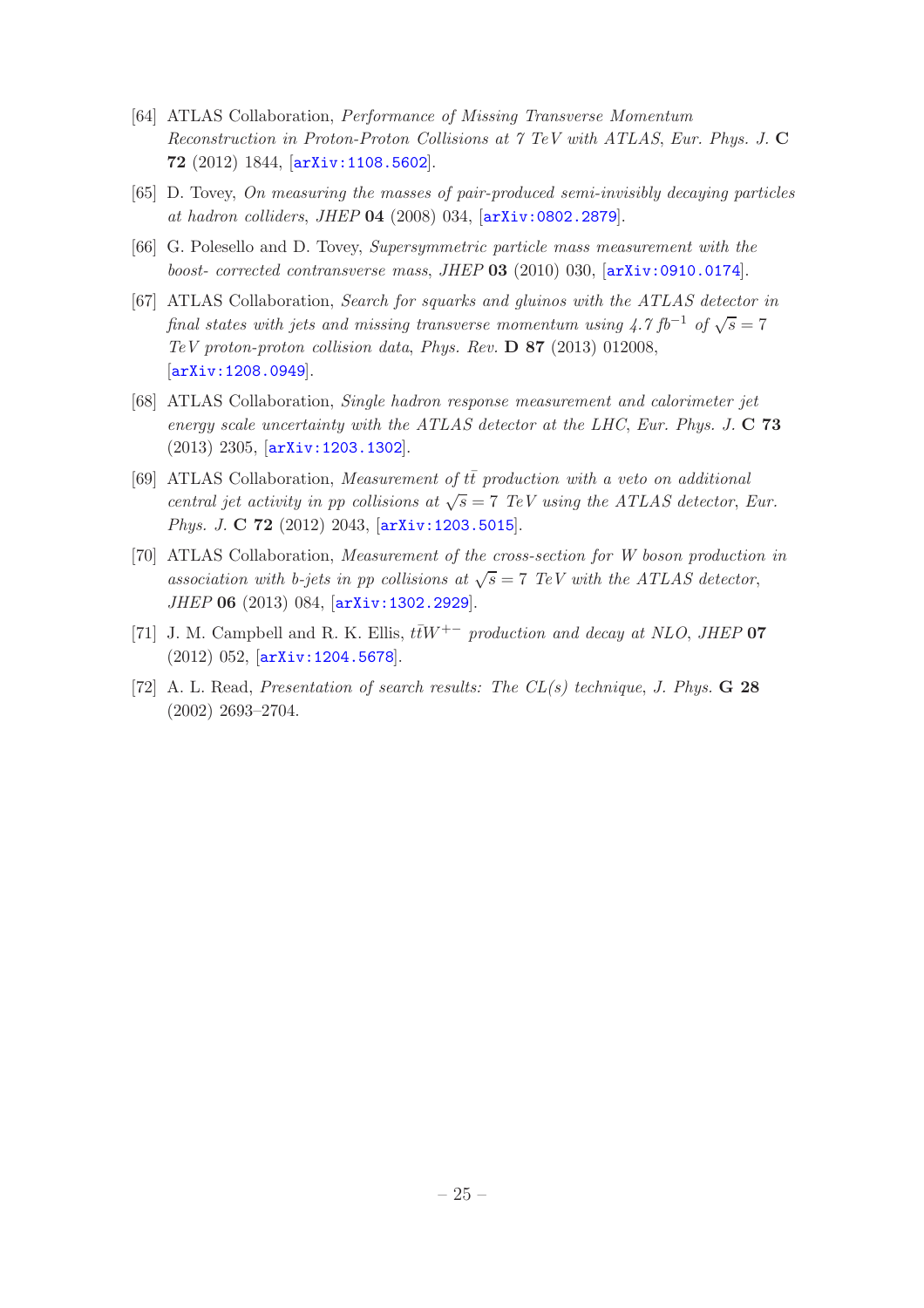[64] ATLAS Collaboration, *Performance of Missing Transverse Momentum Reconstruction in Proton-Proton Collisions at 7 TeV with ATLAS*, *Eur. Phys. J.* **C 72** (2012) 1844, [arXiv:1108.5602].

[65] D. Tovey, *On measuring the masses of pair-produced semi-invisibly decaying particles at hadron colliders*, *JHEP* **04** (2008) 034, [arXiv:0802.2879].

[66] G. Polesello and D. Tovey, *Supersymmetric particle mass measurement with the boost- corrected contransverse mass*, *JHEP* **03** (2010) 030, [arXiv:0910.0174].

[67] ATLAS Collaboration, *Search for squarks and gluinos with the ATLAS detector in final states with jets and missing transverse momentum using 4.7 fb$^{-1}$ of $\sqrt{s} = 7$ TeV proton-proton collision data*, *Phys. Rev.* **D 87** (2013) 012008, [arXiv:1208.0949].

[68] ATLAS Collaboration, *Single hadron response measurement and calorimeter jet energy scale uncertainty with the ATLAS detector at the LHC*, *Eur. Phys. J.* **C 73** (2013) 2305, [arXiv:1203.1302].

[69] ATLAS Collaboration, *Measurement of $t\bar{t}$ production with a veto on additional central jet activity in pp collisions at $\sqrt{s} = 7$ TeV using the ATLAS detector*, *Eur. Phys. J.* **C 72** (2012) 2043, [arXiv:1203.5015].

[70] ATLAS Collaboration, *Measurement of the cross-section for W boson production in association with b-jets in pp collisions at $\sqrt{s} = 7$ TeV with the ATLAS detector*, *JHEP* **06** (2013) 084, [arXiv:1302.2929].

[71] J. M. Campbell and R. K. Ellis, *$t\bar{t}W^{+-}$ production and decay at NLO*, *JHEP* **07** (2012) 052, [arXiv:1204.5678].

[72] A. L. Read, *Presentation of search results: The CL(s) technique*, *J. Phys.* **G 28** (2002) 2693–2704.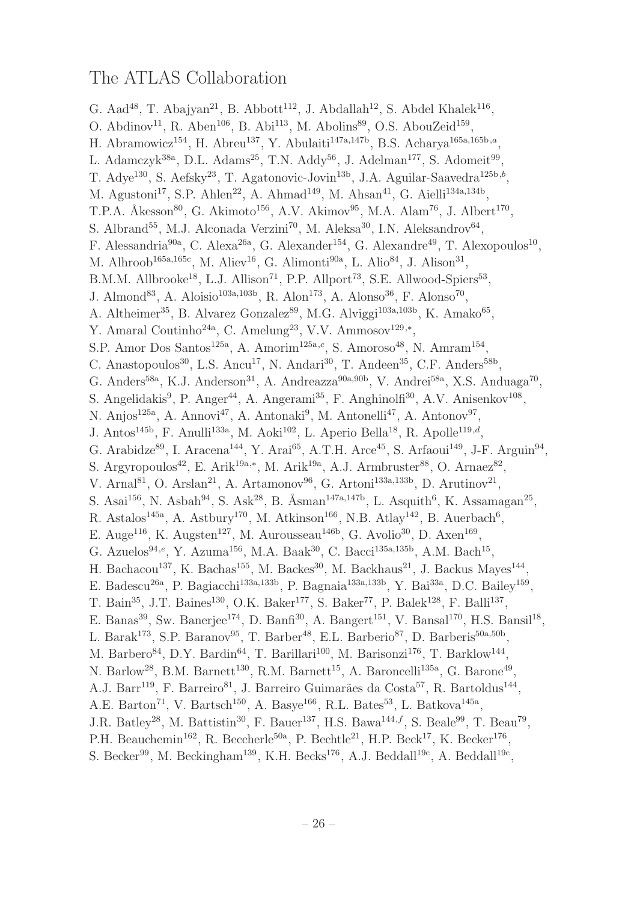# The ATLAS Collaboration

G. Aad[48], T. Abajyan[21], B. Abbott[112], J. Abdallah[12], S. Abdel Khalek[116],
O. Abdinov[11], R. Aben[106], B. Abi[113], M. Abolins[89], O.S. AbouZeid[159],
H. Abramowicz[154], H. Abreu[137], Y. Abulaiti[147a,147b], B.S. Acharya[165a,165b,a],
L. Adamczyk[38a], D.L. Adams[25], T.N. Addy[56], J. Adelman[177], S. Adomeit[99],
T. Adye[130], S. Aefsky[23], T. Agatonovic-Jovin[13b], J.A. Aguilar-Saavedra[125b,b],
M. Agustoni[17], S.P. Ahlen[22], A. Ahmad[149], M. Ahsan[41], G. Aielli[134a,134b],
T.P.A. Åkesson[80], G. Akimoto[156], A.V. Akimov[95], M.A. Alam[76], J. Albert[170],
S. Albrand[55], M.J. Alconada Verzini[70], M. Aleksa[30], I.N. Aleksandrov[64],
F. Alessandria[90a], C. Alexa[26a], G. Alexander[154], G. Alexandre[49], T. Alexopoulos[10],
M. Alhroob[165a,165c], M. Aliev[16], G. Alimonti[90a], L. Alio[84], J. Alison[31],
B.M.M. Allbrooke[18], L.J. Allison[71], P.P. Allport[73], S.E. Allwood-Spiers[53],
J. Almond[83], A. Aloisio[103a,103b], R. Alon[173], A. Alonso[36], F. Alonso[70],
A. Altheimer[35], B. Alvarez Gonzalez[89], M.G. Alviggi[103a,103b], K. Amako[65],
Y. Amaral Coutinho[24a], C. Amelung[23], V.V. Ammosov[129,*],
S.P. Amor Dos Santos[125a], A. Amorim[125a,c], S. Amoroso[48], N. Amram[154],
C. Anastopoulos[30], L.S. Ancu[17], N. Andari[30], T. Andeen[35], C.F. Anders[58b],
G. Anders[58a], K.J. Anderson[31], A. Andreazza[90a,90b], V. Andrei[58a], X.S. Anduaga[70],
S. Angelidakis[9], P. Anger[44], A. Angerami[35], F. Anghinolfi[30], A.V. Anisenkov[108],
N. Anjos[125a], A. Annovi[47], A. Antonaki[9], M. Antonelli[47], A. Antonov[97],
J. Antos[145b], F. Anulli[133a], M. Aoki[102], L. Aperio Bella[18], R. Apolle[119,d],
G. Arabidze[89], I. Aracena[144], Y. Arai[65], A.T.H. Arce[45], S. Arfaoui[149], J-F. Arguin[94],
S. Argyropoulos[42], E. Arik[19a,*], M. Arik[19a], A.J. Armbruster[88], O. Arnaez[82],
V. Arnal[81], O. Arslan[21], A. Artamonov[96], G. Artoni[133a,133b], D. Arutinov[21],
S. Asai[156], N. Asbah[94], S. Ask[28], B. Åsman[147a,147b], L. Asquith[6], K. Assamagan[25],
R. Astalos[145a], A. Astbury[170], M. Atkinson[166], N.B. Atlay[142], B. Auerbach[6],
E. Auge[116], K. Augsten[127], M. Aurousseau[146b], G. Avolio[30], D. Axen[169],
G. Azuelos[94,e], Y. Azuma[156], M.A. Baak[30], C. Bacci[135a,135b], A.M. Bach[15],
H. Bachacou[137], K. Bachas[155], M. Backes[30], M. Backhaus[21], J. Backus Mayes[144],
E. Badescu[26a], P. Bagiacchi[133a,133b], P. Bagnaia[133a,133b], Y. Bai[33a], D.C. Bailey[159],
T. Bain[35], J.T. Baines[130], O.K. Baker[177], S. Baker[77], P. Balek[128], F. Balli[137],
E. Banas[39], Sw. Banerjee[174], D. Banfi[30], A. Bangert[151], V. Bansal[170], H.S. Bansil[18],
L. Barak[173], S.P. Baranov[95], T. Barber[48], E.L. Barberio[87], D. Barberis[50a,50b],
M. Barbero[84], D.Y. Bardin[64], T. Barillari[100], M. Barisonzi[176], T. Barklow[144],
N. Barlow[28], B.M. Barnett[130], R.M. Barnett[15], A. Baroncelli[135a], G. Barone[49],
A.J. Barr[119], F. Barreiro[81], J. Barreiro Guimarães da Costa[57], R. Bartoldus[144],
A.E. Barton[71], V. Bartsch[150], A. Basye[166], R.L. Bates[53], L. Batkova[145a],
J.R. Batley[28], M. Battistin[30], F. Bauer[137], H.S. Bawa[144,f], S. Beale[99], T. Beau[79],
P.H. Beauchemin[162], R. Beccherle[50a], P. Bechtle[21], H.P. Beck[17], K. Becker[176],
S. Becker[99], M. Beckingham[139], K.H. Becks[176], A.J. Beddall[19c], A. Beddall[19c],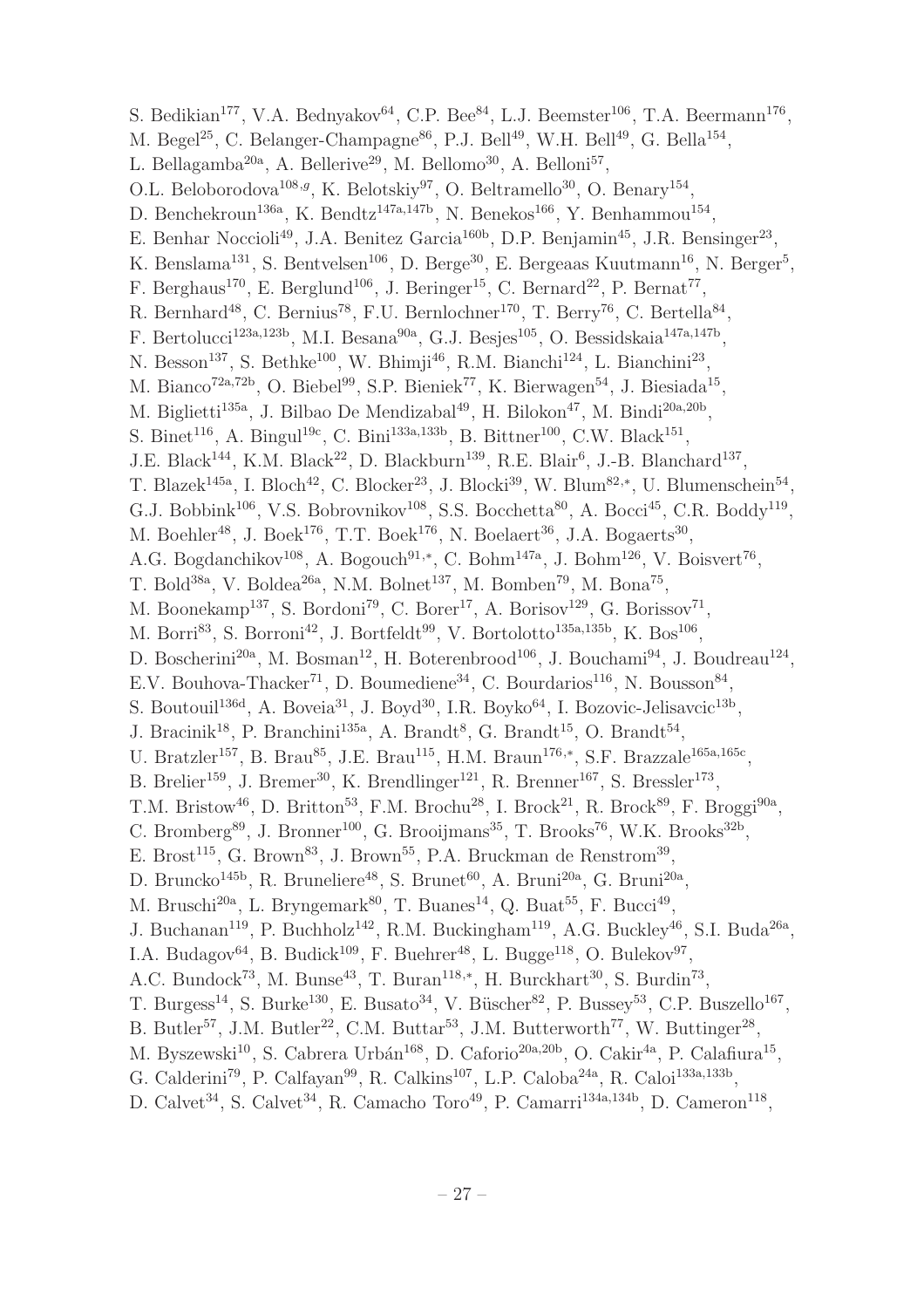S. Bedikian[177], V.A. Bednyakov[64], C.P. Bee[84], L.J. Beemster[106], T.A. Beermann[176],
M. Begel[25], C. Belanger-Champagne[86], P.J. Bell[49], W.H. Bell[49], G. Bella[154],
L. Bellagamba[20a], A. Bellerive[29], M. Bellomo[30], A. Belloni[57],
O.L. Beloborodova[108,g], K. Belotskiy[97], O. Beltramello[30], O. Benary[154],
D. Benchekroun[136a], K. Bendtz[147a,147b], N. Benekos[166], Y. Benhammou[154],
E. Benhar Noccioli[49], J.A. Benitez Garcia[160b], D.P. Benjamin[45], J.R. Bensinger[23],
K. Benslama[131], S. Bentvelsen[106], D. Berge[30], E. Bergeaas Kuutmann[16], N. Berger[5],
F. Berghaus[170], E. Berglund[106], J. Beringer[15], C. Bernard[22], P. Bernat[77],
R. Bernhard[48], C. Bernius[78], F.U. Bernlochner[170], T. Berry[76], C. Bertella[84],
F. Bertolucci[123a,123b], M.I. Besana[90a], G.J. Besjes[105], O. Bessidskaia[147a,147b],
N. Besson[137], S. Bethke[100], W. Bhimji[46], R.M. Bianchi[124], L. Bianchini[23],
M. Bianco[72a,72b], O. Biebel[99], S.P. Bieniek[77], K. Bierwagen[54], J. Biesiada[15],
M. Biglietti[135a], J. Bilbao De Mendizabal[49], H. Bilokon[47], M. Bindi[20a,20b],
S. Binet[116], A. Bingul[19c], C. Bini[133a,133b], B. Bittner[100], C.W. Black[151],
J.E. Black[144], K.M. Black[22], D. Blackburn[139], R.E. Blair[6], J.-B. Blanchard[137],
T. Blazek[145a], I. Bloch[42], C. Blocker[23], J. Blocki[39], W. Blum[82,*], U. Blumenschein[54],
G.J. Bobbink[106], V.S. Bobrovnikov[108], S.S. Bocchetta[80], A. Bocci[45], C.R. Boddy[119],
M. Boehler[48], J. Boek[176], T.T. Boek[176], N. Boelaert[36], J.A. Bogaerts[30],
A.G. Bogdanchikov[108], A. Bogouch[91,*], C. Bohm[147a], J. Bohm[126], V. Boisvert[76],
T. Bold[38a], V. Boldea[26a], N.M. Bolnet[137], M. Bomben[79], M. Bona[75],
M. Boonekamp[137], S. Bordoni[79], C. Borer[17], A. Borisov[129], G. Borissov[71],
M. Borri[83], S. Borroni[42], J. Bortfeldt[99], V. Bortolotto[135a,135b], K. Bos[106],
D. Boscherini[20a], M. Bosman[12], H. Boterenbrood[106], J. Bouchami[94], J. Boudreau[124],
E.V. Bouhova-Thacker[71], D. Boumediene[34], C. Bourdarios[116], N. Bousson[84],
S. Boutouil[136d], A. Boveia[31], J. Boyd[30], I.R. Boyko[64], I. Bozovic-Jelisavcic[13b],
J. Bracinik[18], P. Branchini[135a], A. Brandt[8], G. Brandt[15], O. Brandt[54],
U. Bratzler[157], B. Brau[85], J.E. Brau[115], H.M. Braun[176,*], S.F. Brazzale[165a,165c],
B. Brelier[159], J. Bremer[30], K. Brendlinger[121], R. Brenner[167], S. Bressler[173],
T.M. Bristow[46], D. Britton[53], F.M. Brochu[28], I. Brock[21], R. Brock[89], F. Broggi[90a],
C. Bromberg[89], J. Bronner[100], G. Brooijmans[35], T. Brooks[76], W.K. Brooks[32b],
E. Brost[115], G. Brown[83], J. Brown[55], P.A. Bruckman de Renstrom[39],
D. Bruncko[145b], R. Bruneliere[48], S. Brunet[60], A. Bruni[20a], G. Bruni[20a],
M. Bruschi[20a], L. Bryngemark[80], T. Buanes[14], Q. Buat[55], F. Bucci[49],
J. Buchanan[119], P. Buchholz[142], R.M. Buckingham[119], A.G. Buckley[46], S.I. Buda[26a],
I.A. Budagov[64], B. Budick[109], F. Buehrer[48], L. Bugge[118], O. Bulekov[97],
A.C. Bundock[73], M. Bunse[43], T. Buran[118,*], H. Burckhart[30], S. Burdin[73],
T. Burgess[14], S. Burke[130], E. Busato[34], V. Büscher[82], P. Bussey[53], C.P. Buszello[167],
B. Butler[57], J.M. Butler[22], C.M. Buttar[53], J.M. Butterworth[77], W. Buttinger[28],
M. Byszewski[10], S. Cabrera Urbán[168], D. Caforio[20a,20b], O. Cakir[4a], P. Calafiura[15],
G. Calderini[79], P. Calfayan[99], R. Calkins[107], L.P. Caloba[24a], R. Caloi[133a,133b],
D. Calvet[34], S. Calvet[34], R. Camacho Toro[49], P. Camarri[134a,134b], D. Cameron[118],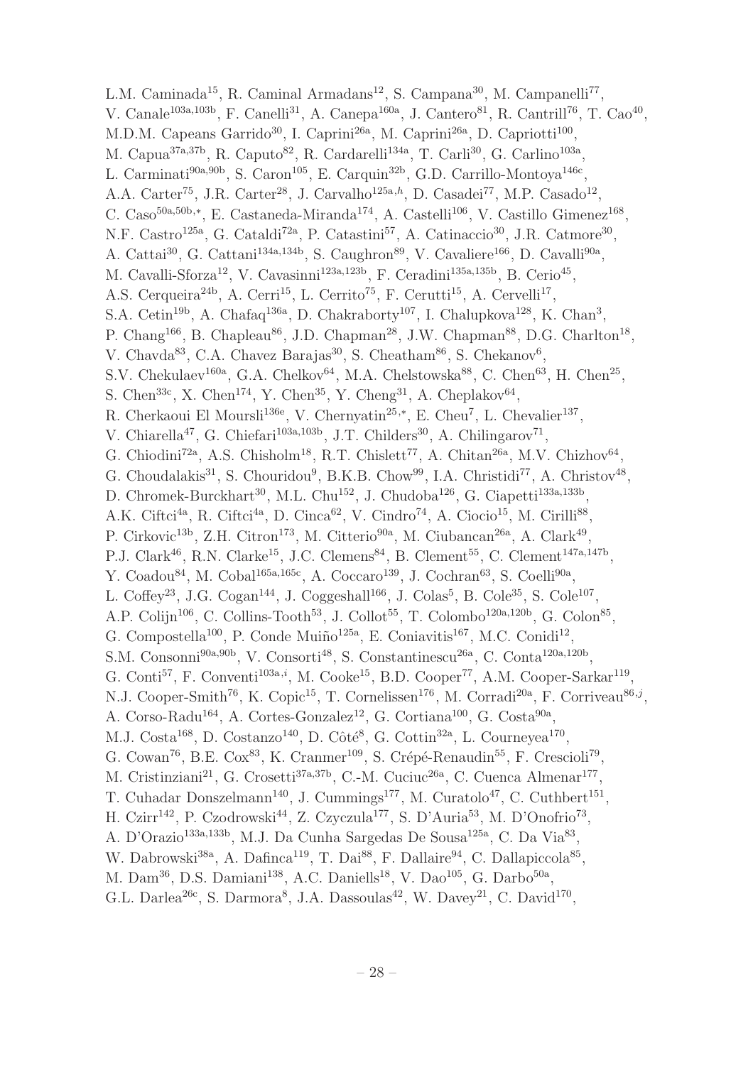L.M. Caminada[15], R. Caminal Armadans[12], S. Campana[30], M. Campanelli[77], V. Canale[103a,103b], F. Canelli[31], A. Canepa[160a], J. Cantero[81], R. Cantrill[76], T. Cao[40], M.D.M. Capeans Garrido[30], I. Caprini[26a], M. Caprini[26a], D. Capriotti[100], M. Capua[37a,37b], R. Caputo[82], R. Cardarelli[134a], T. Carli[30], G. Carlino[103a], L. Carminati[90a,90b], S. Caron[105], E. Carquin[32b], G.D. Carrillo-Montoya[146c], A.A. Carter[75], J.R. Carter[28], J. Carvalho[125a,h], D. Casadei[77], M.P. Casado[12], C. Caso[50a,50b,*], E. Castaneda-Miranda[174], A. Castelli[106], V. Castillo Gimenez[168], N.F. Castro[125a], G. Cataldi[72a], P. Catastini[57], A. Catinaccio[30], J.R. Catmore[30], A. Cattai[30], G. Cattani[134a,134b], S. Caughron[89], V. Cavaliere[166], D. Cavalli[90a], M. Cavalli-Sforza[12], V. Cavasinni[123a,123b], F. Ceradini[135a,135b], B. Cerio[45], A.S. Cerqueira[24b], A. Cerri[15], L. Cerrito[75], F. Cerutti[15], A. Cervelli[17], S.A. Cetin[19b], A. Chafaq[136a], D. Chakraborty[107], I. Chalupkova[128], K. Chan[3], P. Chang[166], B. Chapleau[86], J.D. Chapman[28], J.W. Chapman[88], D.G. Charlton[18], V. Chavda[83], C.A. Chavez Barajas[30], S. Cheatham[86], S. Chekanov[6], S.V. Chekulaev[160a], G.A. Chelkov[64], M.A. Chelstowska[88], C. Chen[63], H. Chen[25], S. Chen[33c], X. Chen[174], Y. Chen[35], Y. Cheng[31], A. Cheplakov[64], R. Cherkaoui El Moursli[136e], V. Chernyatin[25,*], E. Cheu[7], L. Chevalier[137], V. Chiarella[47], G. Chiefari[103a,103b], J.T. Childers[30], A. Chilingarov[71], G. Chiodini[72a], A.S. Chisholm[18], R.T. Chislett[77], A. Chitan[26a], M.V. Chizhov[64], G. Choudalakis[31], S. Chouridou[9], B.K.B. Chow[99], I.A. Christidi[77], A. Christov[48], D. Chromek-Burckhart[30], M.L. Chu[152], J. Chudoba[126], G. Ciapetti[133a,133b], A.K. Ciftci[4a], R. Ciftci[4a], D. Cinca[62], V. Cindro[74], A. Ciocio[15], M. Cirilli[88], P. Cirkovic[13b], Z.H. Citron[173], M. Citterio[90a], M. Ciubancan[26a], A. Clark[49], P.J. Clark[46], R.N. Clarke[15], J.C. Clemens[84], B. Clement[55], C. Clement[147a,147b], Y. Coadou[84], M. Cobal[165a,165c], A. Coccaro[139], J. Cochran[63], S. Coelli[90a], L. Coffey[23], J.G. Cogan[144], J. Coggeshall[166], J. Colas[5], B. Cole[35], S. Cole[107], A.P. Colijn[106], C. Collins-Tooth[53], J. Collot[55], T. Colombo[120a,120b], G. Colon[85], G. Compostella[100], P. Conde Muiño[125a], E. Coniavitis[167], M.C. Conidi[12], S.M. Consonni[90a,90b], V. Consorti[48], S. Constantinescu[26a], C. Conta[120a,120b], G. Conti[57], F. Conventi[103a,i], M. Cooke[15], B.D. Cooper[77], A.M. Cooper-Sarkar[119], N.J. Cooper-Smith[76], K. Copic[15], T. Cornelissen[176], M. Corradi[20a], F. Corriveau[86,j], A. Corso-Radu[164], A. Cortes-Gonzalez[12], G. Cortiana[100], G. Costa[90a], M.J. Costa[168], D. Costanzo[140], D. Côté[8], G. Cottin[32a], L. Courneyea[170], G. Cowan[76], B.E. Cox[83], K. Cranmer[109], S. Crépé-Renaudin[55], F. Crescioli[79], M. Cristinziani[21], G. Crosetti[37a,37b], C.-M. Cuciuc[26a], C. Cuenca Almenar[177], T. Cuhadar Donszelmann[140], J. Cummings[177], M. Curatolo[47], C. Cuthbert[151], H. Czirr[142], P. Czodrowski[44], Z. Czyczula[177], S. D'Auria[53], M. D'Onofrio[73], A. D'Orazio[133a,133b], M.J. Da Cunha Sargedas De Sousa[125a], C. Da Via[83], W. Dabrowski[38a], A. Dafinca[119], T. Dai[88], F. Dallaire[94], C. Dallapiccola[85], M. Dam[36], D.S. Damiani[138], A.C. Daniells[18], V. Dao[105], G. Darbo[50a], G.L. Darlea[26c], S. Darmora[8], J.A. Dassoulas[42], W. Davey[21], C. David[170],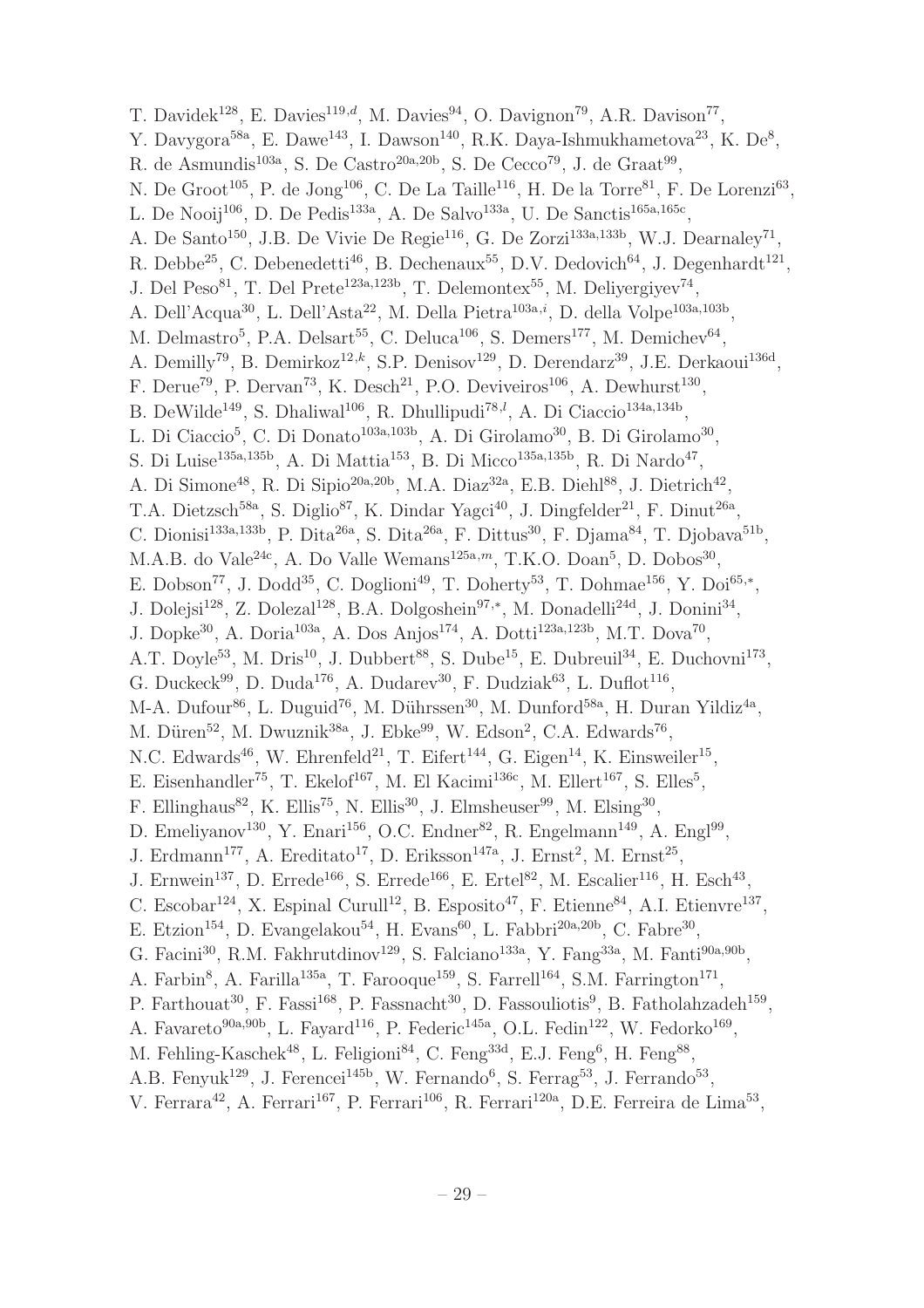T. Davidek[128], E. Davies[119,d], M. Davies[94], O. Davignon[79], A.R. Davison[77], Y. Davygora[58a], E. Dawe[143], I. Dawson[140], R.K. Daya-Ishmukhametova[23], K. De[8], R. de Asmundis[103a], S. De Castro[20a,20b], S. De Cecco[79], J. de Graat[99], N. De Groot[105], P. de Jong[106], C. De La Taille[116], H. De la Torre[81], F. De Lorenzi[63], L. De Nooij[106], D. De Pedis[133a], A. De Salvo[133a], U. De Sanctis[165a,165c], A. De Santo[150], J.B. De Vivie De Regie[116], G. De Zorzi[133a,133b], W.J. Dearnaley[71], R. Debbe[25], C. Debenedetti[46], B. Dechenaux[55], D.V. Dedovich[64], J. Degenhardt[121], J. Del Peso[81], T. Del Prete[123a,123b], T. Delemontex[55], M. Deliyergiyev[74], A. Dell'Acqua[30], L. Dell'Asta[22], M. Della Pietra[103a,i], D. della Volpe[103a,103b], M. Delmastro[5], P.A. Delsart[55], C. Deluca[106], S. Demers[177], M. Demichev[64], A. Demilly[79], B. Demirkoz[12,k], S.P. Denisov[129], D. Derendarz[39], J.E. Derkaoui[136d], F. Derue[79], P. Dervan[73], K. Desch[21], P.O. Deviveiros[106], A. Dewhurst[130], B. DeWilde[149], S. Dhaliwal[106], R. Dhullipudi[78,l], A. Di Ciaccio[134a,134b], L. Di Ciaccio[5], C. Di Donato[103a,103b], A. Di Girolamo[30], B. Di Girolamo[30], S. Di Luise[135a,135b], A. Di Mattia[153], B. Di Micco[135a,135b], R. Di Nardo[47], A. Di Simone[48], R. Di Sipio[20a,20b], M.A. Diaz[32a], E.B. Diehl[88], J. Dietrich[42], T.A. Dietzsch[58a], S. Diglio[87], K. Dindar Yagci[40], J. Dingfelder[21], F. Dinut[26a], C. Dionisi[133a,133b], P. Dita[26a], S. Dita[26a], F. Dittus[30], F. Djama[84], T. Djobava[51b], M.A.B. do Vale[24c], A. Do Valle Wemans[125a,m], T.K.O. Doan[5], D. Dobos[30], E. Dobson[77], J. Dodd[35], C. Doglioni[49], T. Doherty[53], T. Dohmae[156], Y. Doi[65,*], J. Dolejsi[128], Z. Dolezal[128], B.A. Dolgoshein[97,*], M. Donadelli[24d], J. Donini[34], J. Dopke[30], A. Doria[103a], A. Dos Anjos[174], A. Dotti[123a,123b], M.T. Dova[70], A.T. Doyle[53], M. Dris[10], J. Dubbert[88], S. Dube[15], E. Dubreuil[34], E. Duchovni[173], G. Duckeck[99], D. Duda[176], A. Dudarev[30], F. Dudziak[63], L. Duflot[116], M-A. Dufour[86], L. Duguid[76], M. Dührssen[30], M. Dunford[58a], H. Duran Yildiz[4a], M. Düren[52], M. Dwuznik[38a], J. Ebke[99], W. Edson[2], C.A. Edwards[76], N.C. Edwards[46], W. Ehrenfeld[21], T. Eifert[144], G. Eigen[14], K. Einsweiler[15], E. Eisenhandler[75], T. Ekelof[167], M. El Kacimi[136c], M. Ellert[167], S. Elles[5], F. Ellinghaus[82], K. Ellis[75], N. Ellis[30], J. Elmsheuser[99], M. Elsing[30], D. Emeliyanov[130], Y. Enari[156], O.C. Endner[82], R. Engelmann[149], A. Engl[99], J. Erdmann[177], A. Ereditato[17], D. Eriksson[147a], J. Ernst[2], M. Ernst[25], J. Ernwein[137], D. Errede[166], S. Errede[166], E. Ertel[82], M. Escalier[116], H. Esch[43], C. Escobar[124], X. Espinal Curull[12], B. Esposito[47], F. Etienne[84], A.I. Etienvre[137], E. Etzion[154], D. Evangelakou[54], H. Evans[60], L. Fabbri[20a,20b], C. Fabre[30], G. Facini[30], R.M. Fakhrutdinov[129], S. Falciano[133a], Y. Fang[33a], M. Fanti[90a,90b], A. Farbin[8], A. Farilla[135a], T. Farooque[159], S. Farrell[164], S.M. Farrington[171], P. Farthouat[30], F. Fassi[168], P. Fassnacht[30], D. Fassouliotis[9], B. Fatholahzadeh[159], A. Favareto[90a,90b], L. Fayard[116], P. Federic[145a], O.L. Fedin[122], W. Fedorko[169], M. Fehling-Kaschek[48], L. Feligioni[84], C. Feng[33d], E.J. Feng[6], H. Feng[88], A.B. Fenyuk[129], J. Ferencei[145b], W. Fernando[6], S. Ferrag[53], J. Ferrando[53], V. Ferrara[42], A. Ferrari[167], P. Ferrari[106], R. Ferrari[120a], D.E. Ferreira de Lima[53],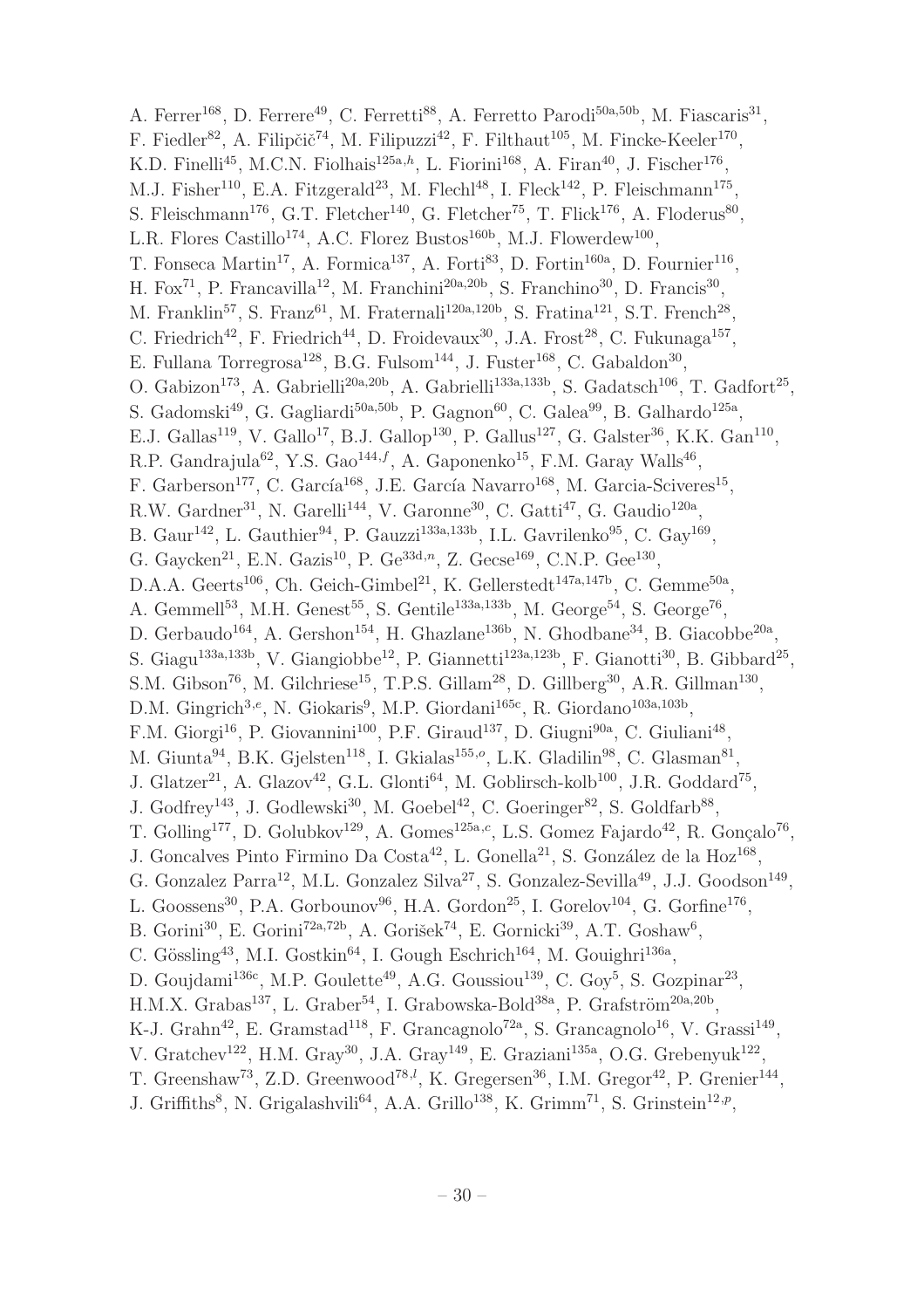A. Ferrer[168], D. Ferrere[49], C. Ferretti[88], A. Ferretto Parodi[50a,50b], M. Fiascaris[31], F. Fiedler[82], A. Filipčič[74], M. Filipuzzi[42], F. Filthaut[105], M. Fincke-Keeler[170], K.D. Finelli[45], M.C.N. Fiolhais[125a,h], L. Fiorini[168], A. Firan[40], J. Fischer[176], M.J. Fisher[110], E.A. Fitzgerald[23], M. Flechl[48], I. Fleck[142], P. Fleischmann[175], S. Fleischmann[176], G.T. Fletcher[140], G. Fletcher[75], T. Flick[176], A. Floderus[80], L.R. Flores Castillo[174], A.C. Florez Bustos[160b], M.J. Flowerdew[100], T. Fonseca Martin[17], A. Formica[137], A. Forti[83], D. Fortin[160a], D. Fournier[116], H. Fox[71], P. Francavilla[12], M. Franchini[20a,20b], S. Franchino[30], D. Francis[30], M. Franklin[57], S. Franz[61], M. Fraternali[120a,120b], S. Fratina[121], S.T. French[28], C. Friedrich[42], F. Friedrich[44], D. Froidevaux[30], J.A. Frost[28], C. Fukunaga[157], E. Fullana Torregrosa[128], B.G. Fulsom[144], J. Fuster[168], C. Gabaldon[30], O. Gabizon[173], A. Gabrielli[20a,20b], A. Gabrielli[133a,133b], S. Gadatsch[106], T. Gadfort[25], S. Gadomski[49], G. Gagliardi[50a,50b], P. Gagnon[60], C. Galea[99], B. Galhardo[125a], E.J. Gallas[119], V. Gallo[17], B.J. Gallop[130], P. Gallus[127], G. Galster[36], K.K. Gan[110], R.P. Gandrajula[62], Y.S. Gao[144,f], A. Gaponenko[15], F.M. Garay Walls[46], F. Garberson[177], C. García[168], J.E. García Navarro[168], M. Garcia-Sciveres[15], R.W. Gardner[31], N. Garelli[144], V. Garonne[30], C. Gatti[47], G. Gaudio[120a], B. Gaur[142], L. Gauthier[94], P. Gauzzi[133a,133b], I.L. Gavrilenko[95], C. Gay[169], G. Gaycken[21], E.N. Gazis[10], P. Ge[33d,n], Z. Gecse[169], C.N.P. Gee[130], D.A.A. Geerts[106], Ch. Geich-Gimbel[21], K. Gellerstedt[147a,147b], C. Gemme[50a], A. Gemmell[53], M.H. Genest[55], S. Gentile[133a,133b], M. George[54], S. George[76], D. Gerbaudo[164], A. Gershon[154], H. Ghazlane[136b], N. Ghodbane[34], B. Giacobbe[20a], S. Giagu[133a,133b], V. Giangiobbe[12], P. Giannetti[123a,123b], F. Gianotti[30], B. Gibbard[25], S.M. Gibson[76], M. Gilchriese[15], T.P.S. Gillam[28], D. Gillberg[30], A.R. Gillman[130], D.M. Gingrich[3,e], N. Giokaris[9], M.P. Giordani[165c], R. Giordano[103a,103b], F.M. Giorgi[16], P. Giovannini[100], P.F. Giraud[137], D. Giugni[90a], C. Giuliani[48], M. Giunta[94], B.K. Gjelsten[118], I. Gkialas[155,o], L.K. Gladilin[98], C. Glasman[81], J. Glatzer[21], A. Glazov[42], G.L. Glonti[64], M. Goblirsch-kolb[100], J.R. Goddard[75], J. Godfrey[143], J. Godlewski[30], M. Goebel[42], C. Goeringer[82], S. Goldfarb[88], T. Golling[177], D. Golubkov[129], A. Gomes[125a,c], L.S. Gomez Fajardo[42], R. Gonçalo[76], J. Goncalves Pinto Firmino Da Costa[42], L. Gonella[21], S. González de la Hoz[168], G. Gonzalez Parra[12], M.L. Gonzalez Silva[27], S. Gonzalez-Sevilla[49], J.J. Goodson[149], L. Goossens[30], P.A. Gorbounov[96], H.A. Gordon[25], I. Gorelov[104], G. Gorfine[176], B. Gorini[30], E. Gorini[72a,72b], A. Gorišek[74], E. Gornicki[39], A.T. Goshaw[6], C. Gössling[43], M.I. Gostkin[64], I. Gough Eschrich[164], M. Gouighri[136a], D. Goujdami[136c], M.P. Goulette[49], A.G. Goussiou[139], C. Goy[5], S. Gozpinar[23], H.M.X. Grabas[137], L. Graber[54], I. Grabowska-Bold[38a], P. Grafström[20a,20b], K-J. Grahn[42], E. Gramstad[118], F. Grancagnolo[72a], S. Grancagnolo[16], V. Grassi[149], V. Gratchev[122], H.M. Gray[30], J.A. Gray[149], E. Graziani[135a], O.G. Grebenyuk[122], T. Greenshaw[73], Z.D. Greenwood[78,l], K. Gregersen[36], I.M. Gregor[42], P. Grenier[144], J. Griffiths[8], N. Grigalashvili[64], A.A. Grillo[138], K. Grimm[71], S. Grinstein[12,p],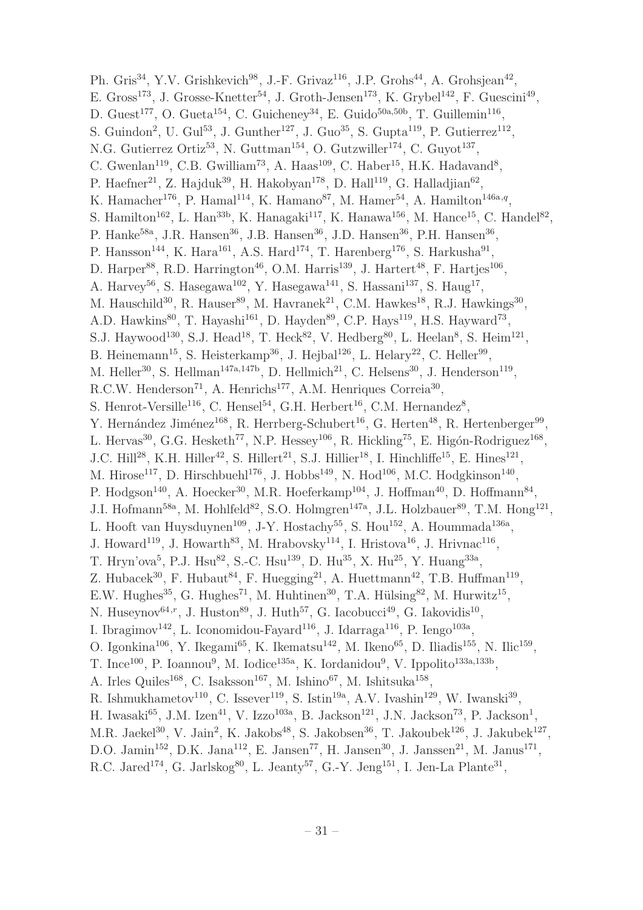Ph. Gris[34], Y.V. Grishkevich[98], J.-F. Grivaz[116], J.P. Grohs[44], A. Grohsjean[42], E. Gross[173], J. Grosse-Knetter[54], J. Groth-Jensen[173], K. Grybel[142], F. Guescini[49], D. Guest[177], O. Gueta[154], C. Guicheney[34], E. Guido[50a,50b], T. Guillemin[116], S. Guindon[2], U. Gul[53], J. Gunther[127], J. Guo[35], S. Gupta[119], P. Gutierrez[112], N.G. Gutierrez Ortiz[53], N. Guttman[154], O. Gutzwiller[174], C. Guyot[137], C. Gwenlan[119], C.B. Gwilliam[73], A. Haas[109], C. Haber[15], H.K. Hadavand[8], P. Haefner[21], Z. Hajduk[39], H. Hakobyan[178], D. Hall[119], G. Halladjian[62], K. Hamacher[176], P. Hamal[114], K. Hamano[87], M. Hamer[54], A. Hamilton[146a,q], S. Hamilton[162], L. Han[33b], K. Hanagaki[117], K. Hanawa[156], M. Hance[15], C. Handel[82], P. Hanke[58a], J.R. Hansen[36], J.B. Hansen[36], J.D. Hansen[36], P.H. Hansen[36], P. Hansson[144], K. Hara[161], A.S. Hard[174], T. Harenberg[176], S. Harkusha[91], D. Harper[88], R.D. Harrington[46], O.M. Harris[139], J. Hartert[48], F. Hartjes[106], A. Harvey[56], S. Hasegawa[102], Y. Hasegawa[141], S. Hassani[137], S. Haug[17], M. Hauschild[30], R. Hauser[89], M. Havranek[21], C.M. Hawkes[18], R.J. Hawkings[30], A.D. Hawkins[80], T. Hayashi[161], D. Hayden[89], C.P. Hays[119], H.S. Hayward[73], S.J. Haywood[130], S.J. Head[18], T. Heck[82], V. Hedberg[80], L. Heelan[8], S. Heim[121], B. Heinemann[15], S. Heisterkamp[36], J. Hejbal[126], L. Helary[22], C. Heller[99], M. Heller[30], S. Hellman[147a,147b], D. Hellmich[21], C. Helsens[30], J. Henderson[119], R.C.W. Henderson[71], A. Henrichs[177], A.M. Henriques Correia[30], S. Henrot-Versille[116], C. Hensel[54], G.H. Herbert[16], C.M. Hernandez[8], Y. Hernández Jiménez[168], R. Herrberg-Schubert[16], G. Herten[48], R. Hertenberger[99], L. Hervas[30], G.G. Hesketh[77], N.P. Hessey[106], R. Hickling[75], E. Higón-Rodriguez[168], J.C. Hill[28], K.H. Hiller[42], S. Hillert[21], S.J. Hillier[18], I. Hinchliffe[15], E. Hines[121], M. Hirose[117], D. Hirschbuehl[176], J. Hobbs[149], N. Hod[106], M.C. Hodgkinson[140], P. Hodgson[140], A. Hoecker[30], M.R. Hoeferkamp[104], J. Hoffman[40], D. Hoffmann[84], J.I. Hofmann[58a], M. Hohlfeld[82], S.O. Holmgren[147a], J.L. Holzbauer[89], T.M. Hong[121], L. Hooft van Huysduynen[109], J-Y. Hostachy[55], S. Hou[152], A. Hoummada[136a], J. Howard[119], J. Howarth[83], M. Hrabovsky[114], I. Hristova[16], J. Hrivnac[116], T. Hryn'ova[5], P.J. Hsu[82], S.-C. Hsu[139], D. Hu[35], X. Hu[25], Y. Huang[33a], Z. Hubacek[30], F. Hubaut[84], F. Huegging[21], A. Huettmann[42], T.B. Huffman[119], E.W. Hughes[35], G. Hughes[71], M. Huhtinen[30], T.A. Hülsing[82], M. Hurwitz[15], N. Huseynov[64,r], J. Huston[89], J. Huth[57], G. Iacobucci[49], G. Iakovidis[10], I. Ibragimov[142], L. Iconomidou-Fayard[116], J. Idarraga[116], P. Iengo[103a], O. Igonkina[106], Y. Ikegami[65], K. Ikematsu[142], M. Ikeno[65], D. Iliadis[155], N. Ilic[159], T. Ince[100], P. Ioannou[9], M. Iodice[135a], K. Iordanidou[9], V. Ippolito[133a,133b], A. Irles Quiles[168], C. Isaksson[167], M. Ishino[67], M. Ishitsuka[158], R. Ishmukhametov[110], C. Issever[119], S. Istin[19a], A.V. Ivashin[129], W. Iwanski[39], H. Iwasaki[65], J.M. Izen[41], V. Izzo[103a], B. Jackson[121], J.N. Jackson[73], P. Jackson[1], M.R. Jaekel[30], V. Jain[2], K. Jakobs[48], S. Jakobsen[36], T. Jakoubek[126], J. Jakubek[127], D.O. Jamin[152], D.K. Jana[112], E. Jansen[77], H. Jansen[30], J. Janssen[21], M. Janus[171], R.C. Jared[174], G. Jarlskog[80], L. Jeanty[57], G.-Y. Jeng[151], I. Jen-La Plante[31],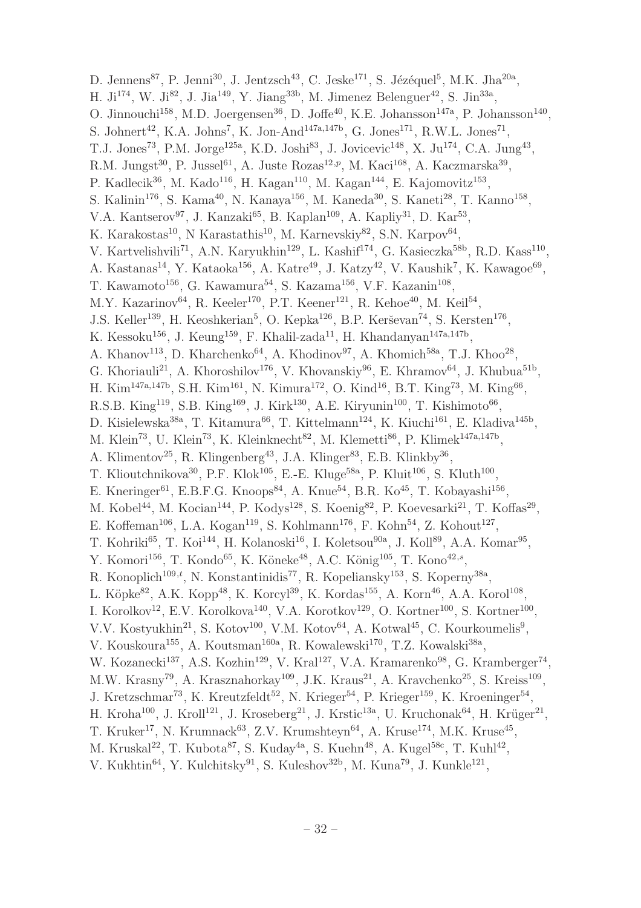D. Jennens[87], P. Jenni[30], J. Jentzsch[43], C. Jeske[171], S. Jézéquel[5], M.K. Jha[20a], H. Ji[174], W. Ji[82], J. Jia[149], Y. Jiang[33b], M. Jimenez Belenguer[42], S. Jin[33a], O. Jinnouchi[158], M.D. Joergensen[36], D. Joffe[40], K.E. Johansson[147a], P. Johansson[140], S. Johnert[42], K.A. Johns[7], K. Jon-And[147a,147b], G. Jones[171], R.W.L. Jones[71], T.J. Jones[73], P.M. Jorge[125a], K.D. Joshi[83], J. Jovicevic[148], X. Ju[174], C.A. Jung[43], R.M. Jungst[30], P. Jussel[61], A. Juste Rozas[12,p], M. Kaci[168], A. Kaczmarska[39], P. Kadlecik[36], M. Kado[116], H. Kagan[110], M. Kagan[144], E. Kajomovitz[153], S. Kalinin[176], S. Kama[40], N. Kanaya[156], M. Kaneda[30], S. Kaneti[28], T. Kanno[158], V.A. Kantserov[97], J. Kanzaki[65], B. Kaplan[109], A. Kapliy[31], D. Kar[53], K. Karakostas[10], N Karastathis[10], M. Karnevskiy[82], S.N. Karpov[64], V. Kartvelishvili[71], A.N. Karyukhin[129], L. Kashif[174], G. Kasieczka[58b], R.D. Kass[110], A. Kastanas[14], Y. Kataoka[156], A. Katre[49], J. Katzy[42], V. Kaushik[7], K. Kawagoe[69], T. Kawamoto[156], G. Kawamura[54], S. Kazama[156], V.F. Kazanin[108], M.Y. Kazarinov[64], R. Keeler[170], P.T. Keener[121], R. Kehoe[40], M. Keil[54], J.S. Keller[139], H. Keoshkerian[5], O. Kepka[126], B.P. Kerševan[74], S. Kersten[176], K. Kessoku[156], J. Keung[159], F. Khalil-zada[11], H. Khandanyan[147a,147b], A. Khanov[113], D. Kharchenko[64], A. Khodinov[97], A. Khomich[58a], T.J. Khoo[28], G. Khoriauli[21], A. Khoroshilov[176], V. Khovanskiy[96], E. Khramov[64], J. Khubua[51b], H. Kim[147a,147b], S.H. Kim[161], N. Kimura[172], O. Kind[16], B.T. King[73], M. King[66], R.S.B. King[119], S.B. King[169], J. Kirk[130], A.E. Kiryunin[100], T. Kishimoto[66], D. Kisielewska[38a], T. Kitamura[66], T. Kittelmann[124], K. Kiuchi[161], E. Kladiva[145b], M. Klein[73], U. Klein[73], K. Kleinknecht[82], M. Klemetti[86], P. Klimek[147a,147b], A. Klimentov[25], R. Klingenberg[43], J.A. Klinger[83], E.B. Klinkby[36], T. Klioutchnikova[30], P.F. Klok[105], E.-E. Kluge[58a], P. Kluit[106], S. Kluth[100], E. Kneringer[61], E.B.F.G. Knoops[84], A. Knue[54], B.R. Ko[45], T. Kobayashi[156], M. Kobel[44], M. Kocian[144], P. Kodys[128], S. Koenig[82], P. Koevesarki[21], T. Koffas[29], E. Koffeman[106], L.A. Kogan[119], S. Kohlmann[176], F. Kohn[54], Z. Kohout[127], T. Kohriki[65], T. Koi[144], H. Kolanoski[16], I. Koletsou[90a], J. Koll[89], A.A. Komar[95], Y. Komori[156], T. Kondo[65], K. Köneke[48], A.C. König[105], T. Kono[42,s], R. Konoplich[109,t], N. Konstantinidis[77], R. Kopeliansky[153], S. Koperny[38a], L. Köpke[82], A.K. Kopp[48], K. Korcyl[39], K. Kordas[155], A. Korn[46], A.A. Korol[108], I. Korolkov[12], E.V. Korolkova[140], V.A. Korotkov[129], O. Kortner[100], S. Kortner[100], V.V. Kostyukhin[21], S. Kotov[100], V.M. Kotov[64], A. Kotwal[45], C. Kourkoumelis[9], V. Kouskoura[155], A. Koutsman[160a], R. Kowalewski[170], T.Z. Kowalski[38a], W. Kozanecki[137], A.S. Kozhin[129], V. Kral[127], V.A. Kramarenko[98], G. Kramberger[74], M.W. Krasny[79], A. Krasznahorkay[109], J.K. Kraus[21], A. Kravchenko[25], S. Kreiss[109], J. Kretzschmar[73], K. Kreutzfeldt[52], N. Krieger[54], P. Krieger[159], K. Kroeninger[54], H. Kroha[100], J. Kroll[121], J. Kroseberg[21], J. Krstic[13a], U. Kruchonak[64], H. Krüger[21], T. Kruker[17], N. Krumnack[63], Z.V. Krumshteyn[64], A. Kruse[174], M.K. Kruse[45], M. Kruskal[22], T. Kubota[87], S. Kuday[4a], S. Kuehn[48], A. Kugel[58c], T. Kuhl[42], V. Kukhtin[64], Y. Kulchitsky[91], S. Kuleshov[32b], M. Kuna[79], J. Kunkle[121],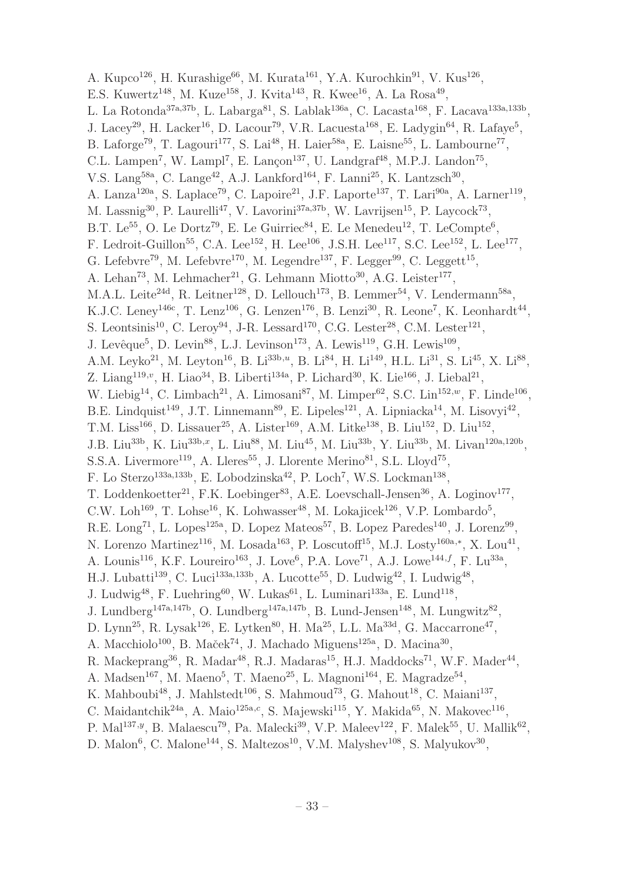A. Kupco[126], H. Kurashige[66], M. Kurata[161], Y.A. Kurochkin[91], V. Kus[126], E.S. Kuwertz[148], M. Kuze[158], J. Kvita[143], R. Kwee[16], A. La Rosa[49], L. La Rotonda[37a,37b], L. Labarga[81], S. Lablak[136a], C. Lacasta[168], F. Lacava[133a,133b], J. Lacey[29], H. Lacker[16], D. Lacour[79], V.R. Lacuesta[168], E. Ladygin[64], R. Lafaye[5], B. Laforge[79], T. Lagouri[177], S. Lai[48], H. Laier[58a], E. Laisne[55], L. Lambourne[77], C.L. Lampen[7], W. Lampl[7], E. Lançon[137], U. Landgraf[48], M.P.J. Landon[75], V.S. Lang[58a], C. Lange[42], A.J. Lankford[164], F. Lanni[25], K. Lantzsch[30], A. Lanza[120a], S. Laplace[79], C. Lapoire[21], J.F. Laporte[137], T. Lari[90a], A. Larner[119], M. Lassnig[30], P. Laurelli[47], V. Lavorini[37a,37b], W. Lavrijsen[15], P. Laycock[73], B.T. Le[55], O. Le Dortz[79], E. Le Guirriec[84], E. Le Menedeu[12], T. LeCompte[6], F. Ledroit-Guillon[55], C.A. Lee[152], H. Lee[106], J.S.H. Lee[117], S.C. Lee[152], L. Lee[177], G. Lefebvre[79], M. Lefebvre[170], M. Legendre[137], F. Legger[99], C. Leggett[15], A. Lehan[73], M. Lehmacher[21], G. Lehmann Miotto[30], A.G. Leister[177], M.A.L. Leite[24d], R. Leitner[128], D. Lellouch[173], B. Lemmer[54], V. Lendermann[58a], K.J.C. Leney[146c], T. Lenz[106], G. Lenzen[176], B. Lenzi[30], R. Leone[7], K. Leonhardt[44], S. Leontsinis[10], C. Leroy[94], J-R. Lessard[170], C.G. Lester[28], C.M. Lester[121], J. Levêque[5], D. Levin[88], L.J. Levinson[173], A. Lewis[119], G.H. Lewis[109], A.M. Leyko[21], M. Leyton[16], B. Li[33b,u], B. Li[84], H. Li[149], H.L. Li[31], S. Li[45], X. Li[88], Z. Liang[119,v], H. Liao[34], B. Liberti[134a], P. Lichard[30], K. Lie[166], J. Liebal[21], W. Liebig[14], C. Limbach[21], A. Limosani[87], M. Limper[62], S.C. Lin[152,w], F. Linde[106], B.E. Lindquist[149], J.T. Linnemann[89], E. Lipeles[121], A. Lipniacka[14], M. Lisovyi[42], T.M. Liss[166], D. Lissauer[25], A. Lister[169], A.M. Litke[138], B. Liu[152], D. Liu[152], J.B. Liu[33b], K. Liu[33b,x], L. Liu[88], M. Liu[45], M. Liu[33b], Y. Liu[33b], M. Livan[120a,120b], S.S.A. Livermore[119], A. Lleres[55], J. Llorente Merino[81], S.L. Lloyd[75], F. Lo Sterzo[133a,133b], E. Lobodzinska[42], P. Loch[7], W.S. Lockman[138], T. Loddenkoetter[21], F.K. Loebinger[83], A.E. Loevschall-Jensen[36], A. Loginov[177], C.W. Loh[169], T. Lohse[16], K. Lohwasser[48], M. Lokajicek[126], V.P. Lombardo[5], R.E. Long[71], L. Lopes[125a], D. Lopez Mateos[57], B. Lopez Paredes[140], J. Lorenz[99], N. Lorenzo Martinez[116], M. Losada[163], P. Loscutoff[15], M.J. Losty[160a,*], X. Lou[41], A. Lounis[116], K.F. Loureiro[163], J. Love[6], P.A. Love[71], A.J. Lowe[144,f], F. Lu[33a], H.J. Lubatti[139], C. Luci[133a,133b], A. Lucotte[55], D. Ludwig[42], I. Ludwig[48], J. Ludwig[48], F. Luehring[60], W. Lukas[61], L. Luminari[133a], E. Lund[118], J. Lundberg[147a,147b], O. Lundberg[147a,147b], B. Lund-Jensen[148], M. Lungwitz[82], D. Lynn[25], R. Lysak[126], E. Lytken[80], H. Ma[25], L.L. Ma[33d], G. Maccarrone[47], A. Macchiolo[100], B. Maček[74], J. Machado Miguens[125a], D. Macina[30], R. Mackeprang[36], R. Madar[48], R.J. Madaras[15], H.J. Maddocks[71], W.F. Mader[44], A. Madsen[167], M. Maeno[5], T. Maeno[25], L. Magnoni[164], E. Magradze[54], K. Mahboubi[48], J. Mahlstedt[106], S. Mahmoud[73], G. Mahout[18], C. Maiani[137], C. Maidantchik[24a], A. Maio[125a,c], S. Majewski[115], Y. Makida[65], N. Makovec[116], P. Mal[137,y], B. Malaescu[79], Pa. Malecki[39], V.P. Maleev[122], F. Malek[55], U. Mallik[62], D. Malon[6], C. Malone[144], S. Maltezos[10], V.M. Malyshev[108], S. Malyukov[30],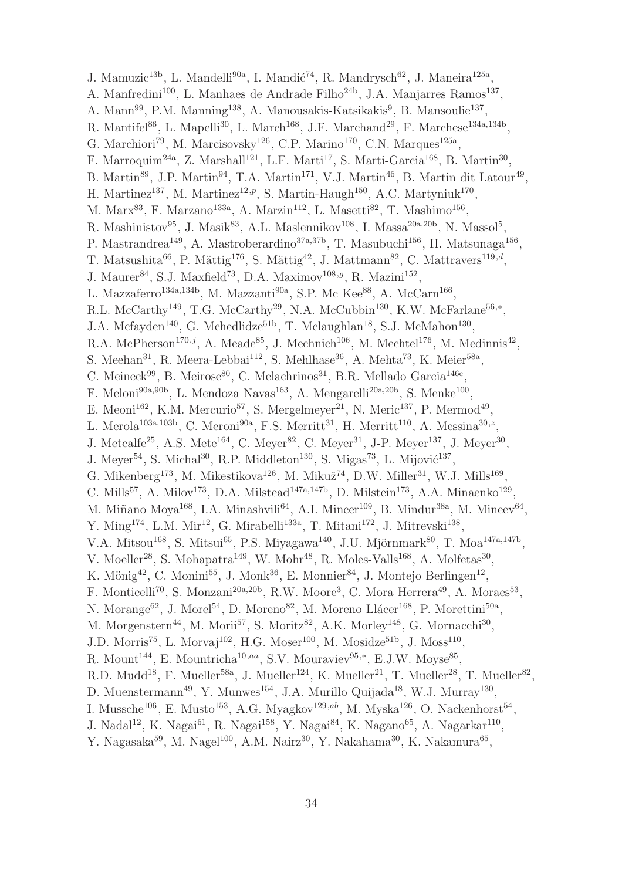J. Mamuzic[13b], L. Mandelli[90a], I. Mandić[74], R. Mandrysch[62], J. Maneira[125a], A. Manfredini[100], L. Manhaes de Andrade Filho[24b], J.A. Manjarres Ramos[137], A. Mann[99], P.M. Manning[138], A. Manousakis-Katsikakis[9], B. Mansoulie[137], R. Mantifel[86], L. Mapelli[30], L. March[168], J.F. Marchand[29], F. Marchese[134a,134b], G. Marchiori[79], M. Marcisovsky[126], C.P. Marino[170], C.N. Marques[125a], F. Marroquim[24a], Z. Marshall[121], L.F. Marti[17], S. Marti-Garcia[168], B. Martin[30], B. Martin[89], J.P. Martin[94], T.A. Martin[171], V.J. Martin[46], B. Martin dit Latour[49], H. Martinez[137], M. Martinez[12,p], S. Martin-Haugh[150], A.C. Martyniuk[170], M. Marx[83], F. Marzano[133a], A. Marzin[112], L. Masetti[82], T. Mashimo[156], R. Mashinistov[95], J. Masik[83], A.L. Maslennikov[108], I. Massa[20a,20b], N. Massol[5], P. Mastrandrea[149], A. Mastroberardino[37a,37b], T. Masubuchi[156], H. Matsunaga[156], T. Matsushita[66], P. Mättig[176], S. Mättig[42], J. Mattmann[82], C. Mattravers[119,d], J. Maurer[84], S.J. Maxfield[73], D.A. Maximov[108,g], R. Mazini[152], L. Mazzaferro[134a,134b], M. Mazzanti[90a], S.P. Mc Kee[88], A. McCarn[166], R.L. McCarthy[149], T.G. McCarthy[29], N.A. McCubbin[130], K.W. McFarlane[56,*], J.A. Mcfayden[140], G. Mchedlidze[51b], T. Mclaughlan[18], S.J. McMahon[130], R.A. McPherson[170,j], A. Meade[85], J. Mechnich[106], M. Mechtel[176], M. Medinnis[42], S. Meehan[31], R. Meera-Lebbai[112], S. Mehlhase[36], A. Mehta[73], K. Meier[58a], C. Meineck[99], B. Meirose[80], C. Melachrinos[31], B.R. Mellado Garcia[146c], F. Meloni[90a,90b], L. Mendoza Navas[163], A. Mengarelli[20a,20b], S. Menke[100], E. Meoni[162], K.M. Mercurio[57], S. Mergelmeyer[21], N. Meric[137], P. Mermod[49], L. Merola[103a,103b], C. Meroni[90a], F.S. Merritt[31], H. Merritt[110], A. Messina[30,z], J. Metcalfe[25], A.S. Mete[164], C. Meyer[82], C. Meyer[31], J-P. Meyer[137], J. Meyer[30], J. Meyer[54], S. Michal[30], R.P. Middleton[130], S. Migas[73], L. Mijović[137], G. Mikenberg[173], M. Mikestikova[126], M. Mikuž[74], D.W. Miller[31], W.J. Mills[169], C. Mills[57], A. Milov[173], D.A. Milstead[147a,147b], D. Milstein[173], A.A. Minaenko[129], M. Miñano Moya[168], I.A. Minashvili[64], A.I. Mincer[109], B. Mindur[38a], M. Mineev[64], Y. Ming[174], L.M. Mir[12], G. Mirabelli[133a], T. Mitani[172], J. Mitrevski[138], V.A. Mitsou[168], S. Mitsui[65], P.S. Miyagawa[140], J.U. Mjörnmark[80], T. Moa[147a,147b], V. Moeller[28], S. Mohapatra[149], W. Mohr[48], R. Moles-Valls[168], A. Molfetas[30], K. Mönig[42], C. Monini[55], J. Monk[36], E. Monnier[84], J. Montejo Berlingen[12], F. Monticelli[70], S. Monzani[20a,20b], R.W. Moore[3], C. Mora Herrera[49], A. Moraes[53], N. Morange[62], J. Morel[54], D. Moreno[82], M. Moreno Llácer[168], P. Morettini[50a], M. Morgenstern[44], M. Morii[57], S. Moritz[82], A.K. Morley[148], G. Mornacchi[30], J.D. Morris[75], L. Morvaj[102], H.G. Moser[100], M. Mosidze[51b], J. Moss[110], R. Mount[144], E. Mountricha[10,aa], S.V. Mouraviev[95,*], E.J.W. Moyse[85], R.D. Mudd[18], F. Mueller[58a], J. Mueller[124], K. Mueller[21], T. Mueller[28], T. Mueller[82], D. Muenstermann[49], Y. Munwes[154], J.A. Murillo Quijada[18], W.J. Murray[130], I. Mussche[106], E. Musto[153], A.G. Myagkov[129,ab], M. Myska[126], O. Nackenhorst[54], J. Nadal[12], K. Nagai[61], R. Nagai[158], Y. Nagai[84], K. Nagano[65], A. Nagarkar[110], Y. Nagasaka[59], M. Nagel[100], A.M. Nairz[30], Y. Nakahama[30], K. Nakamura[65],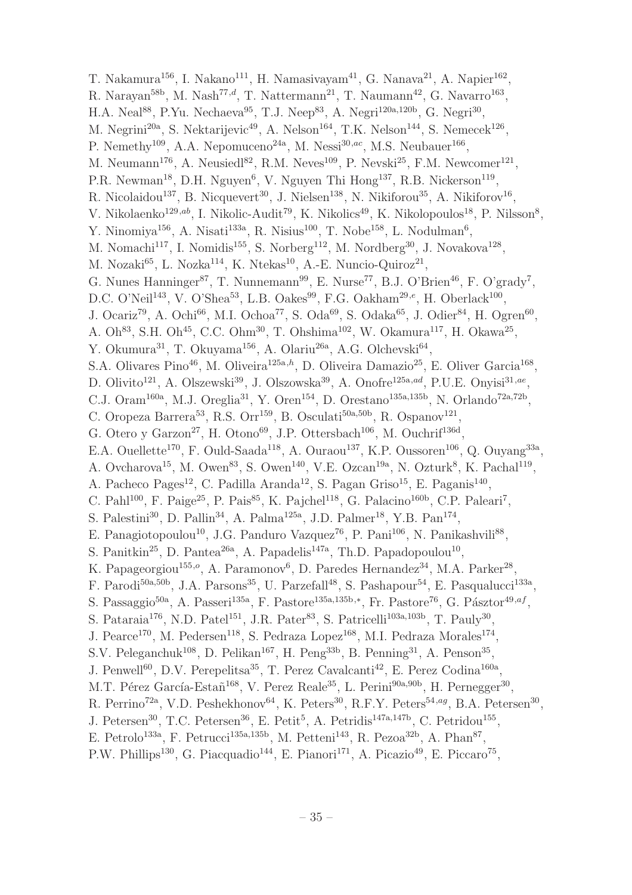T. Nakamura[156], I. Nakano[111], H. Namasivayam[41], G. Nanava[21], A. Napier[162], R. Narayan[58b], M. Nash[77,d], T. Nattermann[21], T. Naumann[42], G. Navarro[163], H.A. Neal[88], P.Yu. Nechaeva[95], T.J. Neep[83], A. Negri[120a,120b], G. Negri[30], M. Negrini[20a], S. Nektarijevic[49], A. Nelson[164], T.K. Nelson[144], S. Nemecek[126], P. Nemethy[109], A.A. Nepomuceno[24a], M. Nessi[30,ac], M.S. Neubauer[166], M. Neumann[176], A. Neusiedl[82], R.M. Neves[109], P. Nevski[25], F.M. Newcomer[121], P.R. Newman[18], D.H. Nguyen[6], V. Nguyen Thi Hong[137], R.B. Nickerson[119], R. Nicolaidou[137], B. Nicquevert[30], J. Nielsen[138], N. Nikiforou[35], A. Nikiforov[16], V. Nikolaenko[129,ab], I. Nikolic-Audit[79], K. Nikolics[49], K. Nikolopoulos[18], P. Nilsson[8], Y. Ninomiya[156], A. Nisati[133a], R. Nisius[100], T. Nobe[158], L. Nodulman[6], M. Nomachi[117], I. Nomidis[155], S. Norberg[112], M. Nordberg[30], J. Novakova[128], M. Nozaki[65], L. Nozka[114], K. Ntekas[10], A.-E. Nuncio-Quiroz[21], G. Nunes Hanninger[87], T. Nunnemann[99], E. Nurse[77], B.J. O'Brien[46], F. O'grady[7], D.C. O'Neil[143], V. O'Shea[53], L.B. Oakes[99], F.G. Oakham[29,e], H. Oberlack[100], J. Ocariz[79], A. Ochi[66], M.I. Ochoa[77], S. Oda[69], S. Odaka[65], J. Odier[84], H. Ogren[60], A. Oh[83], S.H. Oh[45], C.C. Ohm[30], T. Ohshima[102], W. Okamura[117], H. Okawa[25], Y. Okumura[31], T. Okuyama[156], A. Olariu[26a], A.G. Olchevski[64], S.A. Olivares Pino[46], M. Oliveira[125a,h], D. Oliveira Damazio[25], E. Oliver Garcia[168], D. Olivito[121], A. Olszewski[39], J. Olszowska[39], A. Onofre[125a,ad], P.U.E. Onyisi[31,ae], C.J. Oram[160a], M.J. Oreglia[31], Y. Oren[154], D. Orestano[135a,135b], N. Orlando[72a,72b], C. Oropeza Barrera[53], R.S. Orr[159], B. Osculati[50a,50b], R. Ospanov[121], G. Otero y Garzon[27], H. Otono[69], J.P. Ottersbach[106], M. Ouchrif[136d], E.A. Ouellette[170], F. Ould-Saada[118], A. Ouraou[137], K.P. Oussoren[106], Q. Ouyang[33a], A. Ovcharova[15], M. Owen[83], S. Owen[140], V.E. Ozcan[19a], N. Ozturk[8], K. Pachal[119], A. Pacheco Pages[12], C. Padilla Aranda[12], S. Pagan Griso[15], E. Paganis[140], C. Pahl[100], F. Paige[25], P. Pais[85], K. Pajchel[118], G. Palacino[160b], C.P. Paleari[7], S. Palestini[30], D. Pallin[34], A. Palma[125a], J.D. Palmer[18], Y.B. Pan[174], E. Panagiotopoulou[10], J.G. Panduro Vazquez[76], P. Pani[106], N. Panikashvili[88], S. Panitkin[25], D. Pantea[26a], A. Papadelis[147a], Th.D. Papadopoulou[10], K. Papageorgiou[155,o], A. Paramonov[6], D. Paredes Hernandez[34], M.A. Parker[28], F. Parodi[50a,50b], J.A. Parsons[35], U. Parzefall[48], S. Pashapour[54], E. Pasqualucci[133a], S. Passaggio[50a], A. Passeri[135a], F. Pastore[135a,135b,*], Fr. Pastore[76], G. Pásztor[49,af], S. Pataraia[176], N.D. Patel[151], J.R. Pater[83], S. Patricelli[103a,103b], T. Pauly[30], J. Pearce[170], M. Pedersen[118], S. Pedraza Lopez[168], M.I. Pedraza Morales[174], S.V. Peleganchuk[108], D. Pelikan[167], H. Peng[33b], B. Penning[31], A. Penson[35], J. Penwell[60], D.V. Perepelitsa[35], T. Perez Cavalcanti[42], E. Perez Codina[160a], M.T. Pérez García-Estañ[168], V. Perez Reale[35], L. Perini[90a,90b], H. Pernegger[30], R. Perrino[72a], V.D. Peshekhonov[64], K. Peters[30], R.F.Y. Peters[54,ag], B.A. Petersen[30], J. Petersen[30], T.C. Petersen[36], E. Petit[5], A. Petridis[147a,147b], C. Petridou[155], E. Petrolo[133a], F. Petrucci[135a,135b], M. Petteni[143], R. Pezoa[32b], A. Phan[87], P.W. Phillips[130], G. Piacquadio[144], E. Pianori[171], A. Picazio[49], E. Piccaro[75],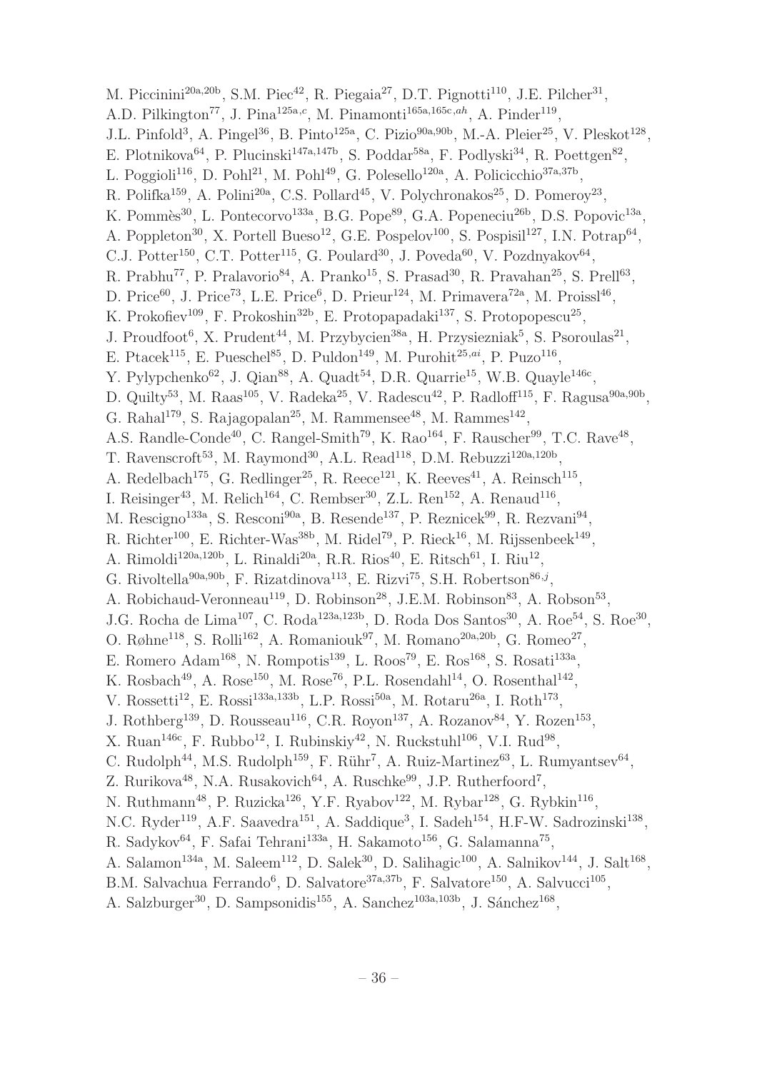M. Piccinini[20a,20b], S.M. Piec[42], R. Piegaia[27], D.T. Pignotti[110], J.E. Pilcher[31], A.D. Pilkington[77], J. Pina[125a,c], M. Pinamonti[165a,165c,ah], A. Pinder[119], J.L. Pinfold[3], A. Pingel[36], B. Pinto[125a], C. Pizio[90a,90b], M.-A. Pleier[25], V. Pleskot[128], E. Plotnikova[64], P. Plucinski[147a,147b], S. Poddar[58a], F. Podlyski[34], R. Poettgen[82], L. Poggioli[116], D. Pohl[21], M. Pohl[49], G. Polesello[120a], A. Policicchio[37a,37b], R. Polifka[159], A. Polini[20a], C.S. Pollard[45], V. Polychronakos[25], D. Pomeroy[23], K. Pommès[30], L. Pontecorvo[133a], B.G. Pope[89], G.A. Popeneciu[26b], D.S. Popovic[13a], A. Poppleton[30], X. Portell Bueso[12], G.E. Pospelov[100], S. Pospisil[127], I.N. Potrap[64], C.J. Potter[150], C.T. Potter[115], G. Poulard[30], J. Poveda[60], V. Pozdnyakov[64], R. Prabhu[77], P. Pralavorio[84], A. Pranko[15], S. Prasad[30], R. Pravahan[25], S. Prell[63], D. Price[60], J. Price[73], L.E. Price[6], D. Prieur[124], M. Primavera[72a], M. Proissl[46], K. Prokofiev[109], F. Prokoshin[32b], E. Protopapadaki[137], S. Protopopescu[25], J. Proudfoot[6], X. Prudent[44], M. Przybycien[38a], H. Przysiezniak[5], S. Psoroulas[21], E. Ptacek[115], E. Pueschel[85], D. Puldon[149], M. Purohit[25,ai], P. Puzo[116], Y. Pylypchenko[62], J. Qian[88], A. Quadt[54], D.R. Quarrie[15], W.B. Quayle[146c], D. Quilty[53], M. Raas[105], V. Radeka[25], V. Radescu[42], P. Radloff[115], F. Ragusa[90a,90b], G. Rahal[179], S. Rajagopalan[25], M. Rammensee[48], M. Rammes[142], A.S. Randle-Conde[40], C. Rangel-Smith[79], K. Rao[164], F. Rauscher[99], T.C. Rave[48], T. Ravenscroft[53], M. Raymond[30], A.L. Read[118], D.M. Rebuzzi[120a,120b], A. Redelbach[175], G. Redlinger[25], R. Reece[121], K. Reeves[41], A. Reinsch[115], I. Reisinger[43], M. Relich[164], C. Rembser[30], Z.L. Ren[152], A. Renaud[116], M. Rescigno[133a], S. Resconi[90a], B. Resende[137], P. Reznicek[99], R. Rezvani[94], R. Richter[100], E. Richter-Was[38b], M. Ridel[79], P. Rieck[16], M. Rijssenbeek[149], A. Rimoldi[120a,120b], L. Rinaldi[20a], R.R. Rios[40], E. Ritsch[61], I. Riu[12], G. Rivoltella[90a,90b], F. Rizatdinova[113], E. Rizvi[75], S.H. Robertson[86,j], A. Robichaud-Veronneau[119], D. Robinson[28], J.E.M. Robinson[83], A. Robson[53], J.G. Rocha de Lima[107], C. Roda[123a,123b], D. Roda Dos Santos[30], A. Roe[54], S. Roe[30], O. Røhne[118], S. Rolli[162], A. Romaniouk[97], M. Romano[20a,20b], G. Romeo[27], E. Romero Adam[168], N. Rompotis[139], L. Roos[79], E. Ros[168], S. Rosati[133a], K. Rosbach[49], A. Rose[150], M. Rose[76], P.L. Rosendahl[14], O. Rosenthal[142], V. Rossetti[12], E. Rossi[133a,133b], L.P. Rossi[50a], M. Rotaru[26a], I. Roth[173], J. Rothberg[139], D. Rousseau[116], C.R. Royon[137], A. Rozanov[84], Y. Rozen[153], X. Ruan[146c], F. Rubbo[12], I. Rubinskiy[42], N. Ruckstuhl[106], V.I. Rud[98], C. Rudolph[44], M.S. Rudolph[159], F. Rühr[7], A. Ruiz-Martinez[63], L. Rumyantsev[64], Z. Rurikova[48], N.A. Rusakovich[64], A. Ruschke[99], J.P. Rutherfoord[7], N. Ruthmann[48], P. Ruzicka[126], Y.F. Ryabov[122], M. Rybar[128], G. Rybkin[116], N.C. Ryder[119], A.F. Saavedra[151], A. Saddique[3], I. Sadeh[154], H.F-W. Sadrozinski[138], R. Sadykov[64], F. Safai Tehrani[133a], H. Sakamoto[156], G. Salamanna[75], A. Salamon[134a], M. Saleem[112], D. Salek[30], D. Salihagic[100], A. Salnikov[144], J. Salt[168], B.M. Salvachua Ferrando[6], D. Salvatore[37a,37b], F. Salvatore[150], A. Salvucci[105], A. Salzburger[30], D. Sampsonidis[155], A. Sanchez[103a,103b], J. Sánchez[168],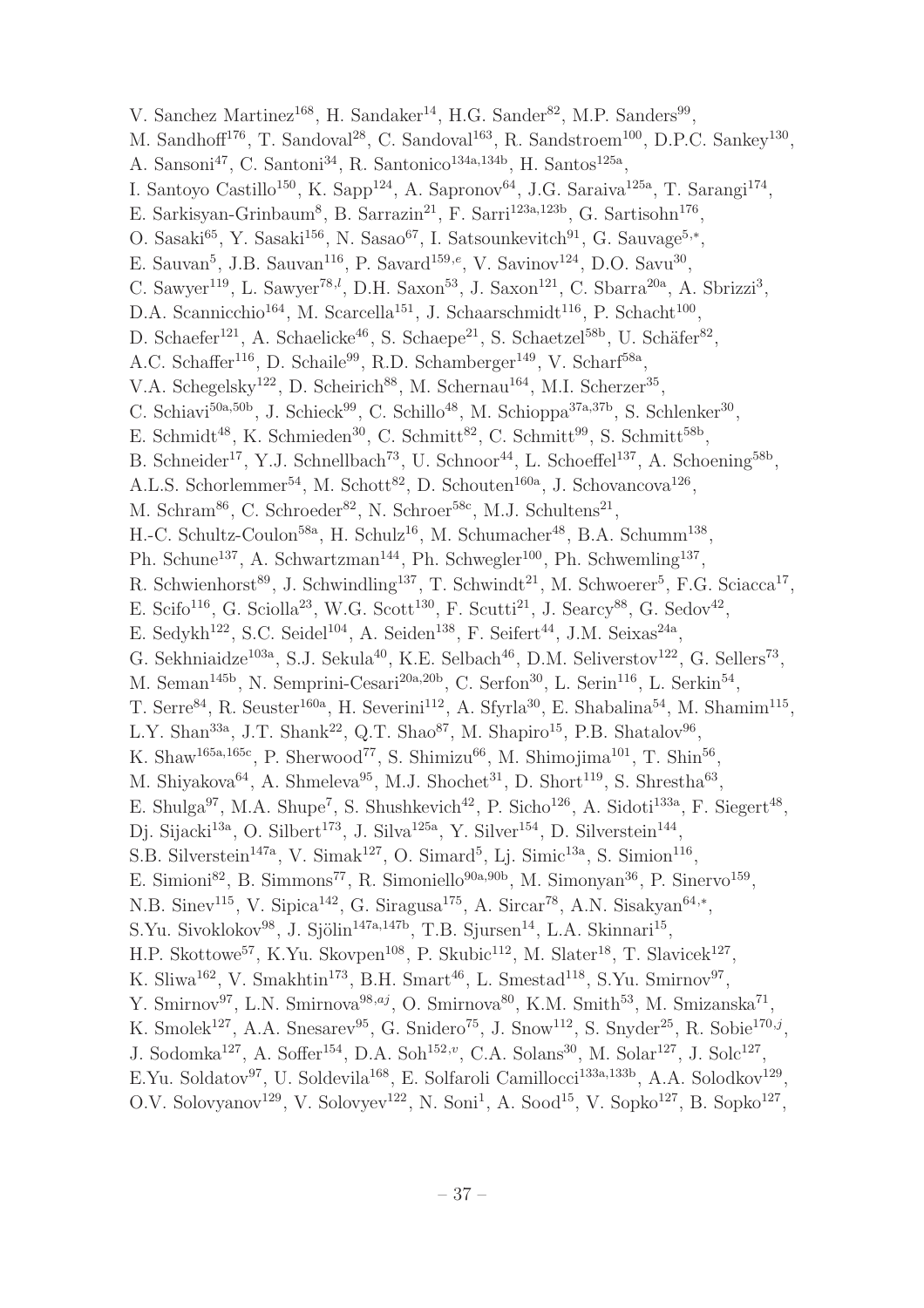V. Sanchez Martinez[168], H. Sandaker[14], H.G. Sander[82], M.P. Sanders[99], M. Sandhoff[176], T. Sandoval[28], C. Sandoval[163], R. Sandstroem[100], D.P.C. Sankey[130], A. Sansoni[47], C. Santoni[34], R. Santonico[134a,134b], H. Santos[125a], I. Santoyo Castillo[150], K. Sapp[124], A. Sapronov[64], J.G. Saraiva[125a], T. Sarangi[174], E. Sarkisyan-Grinbaum[8], B. Sarrazin[21], F. Sarri[123a,123b], G. Sartisohn[176], O. Sasaki[65], Y. Sasaki[156], N. Sasao[67], I. Satsounkevitch[91], G. Sauvage[5,*], E. Sauvan[5], J.B. Sauvan[116], P. Savard[159,e], V. Savinov[124], D.O. Savu[30], C. Sawyer[119], L. Sawyer[78,l], D.H. Saxon[53], J. Saxon[121], C. Sbarra[20a], A. Sbrizzi[3], D.A. Scannicchio[164], M. Scarcella[151], J. Schaarschmidt[116], P. Schacht[100], D. Schaefer[121], A. Schaelicke[46], S. Schaepe[21], S. Schaetzel[58b], U. Schäfer[82], A.C. Schaffer[116], D. Schaile[99], R.D. Schamberger[149], V. Scharf[58a], V.A. Schegelsky[122], D. Scheirich[88], M. Schernau[164], M.I. Scherzer[35], C. Schiavi[50a,50b], J. Schieck[99], C. Schillo[48], M. Schioppa[37a,37b], S. Schlenker[30], E. Schmidt[48], K. Schmieden[30], C. Schmitt[82], C. Schmitt[99], S. Schmitt[58b], B. Schneider[17], Y.J. Schnellbach[73], U. Schnoor[44], L. Schoeffel[137], A. Schoening[58b], A.L.S. Schorlemmer[54], M. Schott[82], D. Schouten[160a], J. Schovancova[126], M. Schram[86], C. Schroeder[82], N. Schroer[58c], M.J. Schultens[21], H.-C. Schultz-Coulon[58a], H. Schulz[16], M. Schumacher[48], B.A. Schumm[138], Ph. Schune[137], A. Schwartzman[144], Ph. Schwegler[100], Ph. Schwemling[137], R. Schwienhorst[89], J. Schwindling[137], T. Schwindt[21], M. Schwoerer[5], F.G. Sciacca[17], E. Scifo[116], G. Sciolla[23], W.G. Scott[130], F. Scutti[21], J. Searcy[88], G. Sedov[42], E. Sedykh[122], S.C. Seidel[104], A. Seiden[138], F. Seifert[44], J.M. Seixas[24a], G. Sekhniaidze[103a], S.J. Sekula[40], K.E. Selbach[46], D.M. Seliverstov[122], G. Sellers[73], M. Seman[145b], N. Semprini-Cesari[20a,20b], C. Serfon[30], L. Serin[116], L. Serkin[54], T. Serre[84], R. Seuster[160a], H. Severini[112], A. Sfyrla[30], E. Shabalina[54], M. Shamim[115], L.Y. Shan[33a], J.T. Shank[22], Q.T. Shao[87], M. Shapiro[15], P.B. Shatalov[96], K. Shaw[165a,165c], P. Sherwood[77], S. Shimizu[66], M. Shimojima[101], T. Shin[56], M. Shiyakova[64], A. Shmeleva[95], M.J. Shochet[31], D. Short[119], S. Shrestha[63], E. Shulga[97], M.A. Shupe[7], S. Shushkevich[42], P. Sicho[126], A. Sidoti[133a], F. Siegert[48], Dj. Sijacki[13a], O. Silbert[173], J. Silva[125a], Y. Silver[154], D. Silverstein[144], S.B. Silverstein[147a], V. Simak[127], O. Simard[5], Lj. Simic[13a], S. Simion[116], E. Simioni[82], B. Simmons[77], R. Simoniello[90a,90b], M. Simonyan[36], P. Sinervo[159], N.B. Sinev[115], V. Sipica[142], G. Siragusa[175], A. Sircar[78], A.N. Sisakyan[64,*], S.Yu. Sivoklokov[98], J. Sjölin[147a,147b], T.B. Sjursen[14], L.A. Skinnari[15], H.P. Skottowe[57], K.Yu. Skovpen[108], P. Skubic[112], M. Slater[18], T. Slavicek[127], K. Sliwa[162], V. Smakhtin[173], B.H. Smart[46], L. Smestad[118], S.Yu. Smirnov[97], Y. Smirnov[97], L.N. Smirnova[98,aj], O. Smirnova[80], K.M. Smith[53], M. Smizanska[71], K. Smolek[127], A.A. Snesarev[95], G. Snidero[75], J. Snow[112], S. Snyder[25], R. Sobie[170,j], J. Sodomka[127], A. Soffer[154], D.A. Soh[152,v], C.A. Solans[30], M. Solar[127], J. Solc[127], E.Yu. Soldatov[97], U. Soldevila[168], E. Solfaroli Camillocci[133a,133b], A.A. Solodkov[129], O.V. Solovyanov[129], V. Solovyev[122], N. Soni[1], A. Sood[15], V. Sopko[127], B. Sopko[127],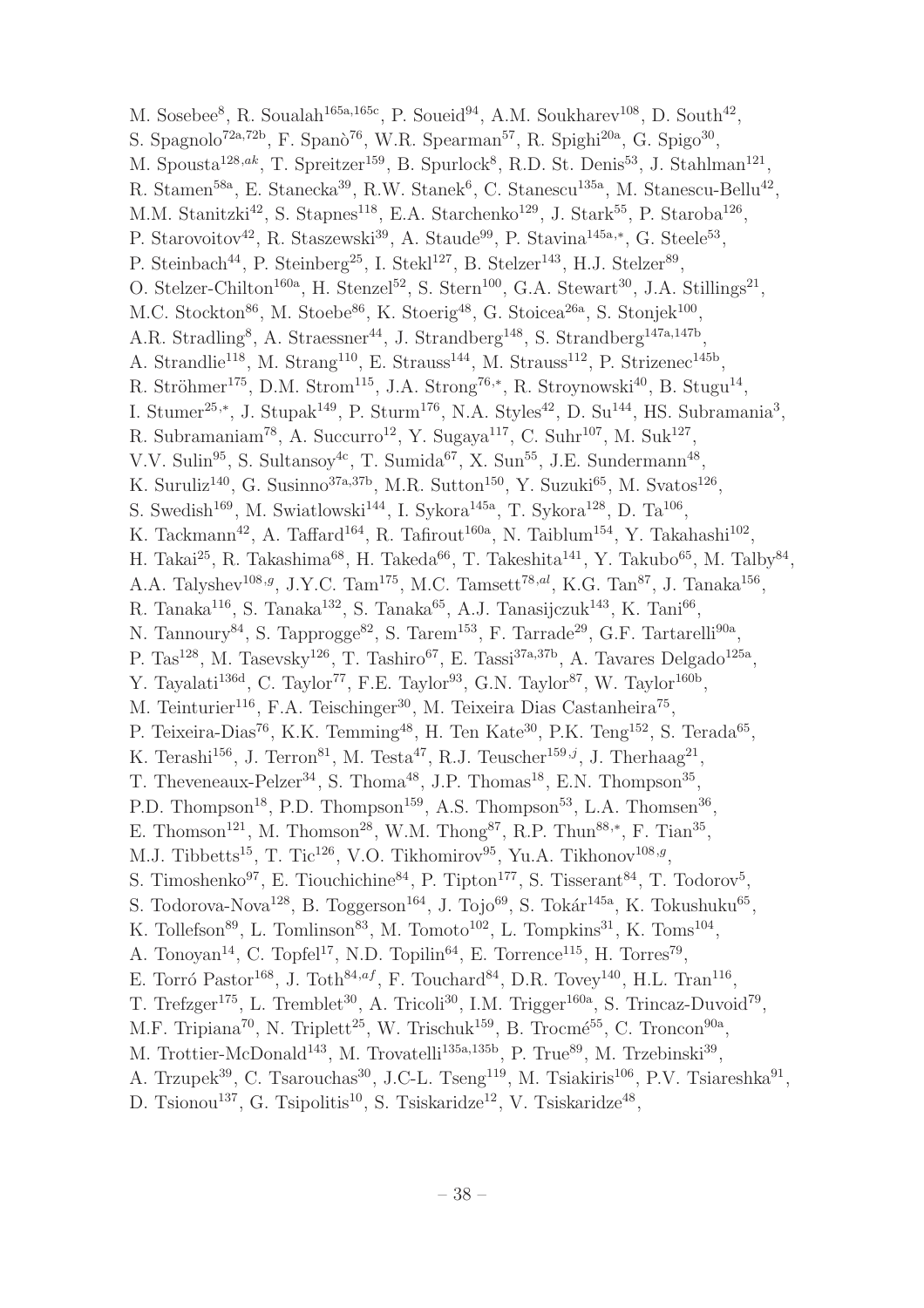M. Sosebee[8], R. Soualah[165a,165c], P. Soueid[94], A.M. Soukharev[108], D. South[42], S. Spagnolo[72a,72b], F. Spanò[76], W.R. Spearman[57], R. Spighi[20a], G. Spigo[30], M. Spousta[128,ak], T. Spreitzer[159], B. Spurlock[8], R.D. St. Denis[53], J. Stahlman[121], R. Stamen[58a], E. Stanecka[39], R.W. Stanek[6], C. Stanescu[135a], M. Stanescu-Bellu[42], M.M. Stanitzki[42], S. Stapnes[118], E.A. Starchenko[129], J. Stark[55], P. Staroba[126], P. Starovoitov[42], R. Staszewski[39], A. Staude[99], P. Stavina[145a,*], G. Steele[53], P. Steinbach[44], P. Steinberg[25], I. Stekl[127], B. Stelzer[143], H.J. Stelzer[89], O. Stelzer-Chilton[160a], H. Stenzel[52], S. Stern[100], G.A. Stewart[30], J.A. Stillings[21], M.C. Stockton[86], M. Stoebe[86], K. Stoerig[48], G. Stoicea[26a], S. Stonjek[100], A.R. Stradling[8], A. Straessner[44], J. Strandberg[148], S. Strandberg[147a,147b], A. Strandlie[118], M. Strang[110], E. Strauss[144], M. Strauss[112], P. Strizenec[145b], R. Ströhmer[175], D.M. Strom[115], J.A. Strong[76,*], R. Stroynowski[40], B. Stugu[14], I. Stumer[25,*], J. Stupak[149], P. Sturm[176], N.A. Styles[42], D. Su[144], HS. Subramania[3], R. Subramaniam[78], A. Succurro[12], Y. Sugaya[117], C. Suhr[107], M. Suk[127], V.V. Sulin[95], S. Sultansoy[4c], T. Sumida[67], X. Sun[55], J.E. Sundermann[48], K. Suruliz[140], G. Susinno[37a,37b], M.R. Sutton[150], Y. Suzuki[65], M. Svatos[126], S. Swedish[169], M. Swiatlowski[144], I. Sykora[145a], T. Sykora[128], D. Ta[106], K. Tackmann[42], A. Taffard[164], R. Tafirout[160a], N. Taiblum[154], Y. Takahashi[102], H. Takai[25], R. Takashima[68], H. Takeda[66], T. Takeshita[141], Y. Takubo[65], M. Talby[84], A.A. Talyshev[108,g], J.Y.C. Tam[175], M.C. Tamsett[78,al], K.G. Tan[87], J. Tanaka[156], R. Tanaka[116], S. Tanaka[132], S. Tanaka[65], A.J. Tanasijczuk[143], K. Tani[66], N. Tannoury[84], S. Tapprogge[82], S. Tarem[153], F. Tarrade[29], G.F. Tartarelli[90a], P. Tas[128], M. Tasevsky[126], T. Tashiro[67], E. Tassi[37a,37b], A. Tavares Delgado[125a], Y. Tayalati[136d], C. Taylor[77], F.E. Taylor[93], G.N. Taylor[87], W. Taylor[160b], M. Teinturier[116], F.A. Teischinger[30], M. Teixeira Dias Castanheira[75], P. Teixeira-Dias[76], K.K. Temming[48], H. Ten Kate[30], P.K. Teng[152], S. Terada[65], K. Terashi[156], J. Terron[81], M. Testa[47], R.J. Teuscher[159,j], J. Therhaag[21], T. Theveneaux-Pelzer[34], S. Thoma[48], J.P. Thomas[18], E.N. Thompson[35], P.D. Thompson[18], P.D. Thompson[159], A.S. Thompson[53], L.A. Thomsen[36], E. Thomson[121], M. Thomson[28], W.M. Thong[87], R.P. Thun[88,*], F. Tian[35], M.J. Tibbetts[15], T. Tic[126], V.O. Tikhomirov[95], Yu.A. Tikhonov[108,g], S. Timoshenko[97], E. Tiouchichine[84], P. Tipton[177], S. Tisserant[84], T. Todorov[5], S. Todorova-Nova[128], B. Toggerson[164], J. Tojo[69], S. Tokár[145a], K. Tokushuku[65], K. Tollefson[89], L. Tomlinson[83], M. Tomoto[102], L. Tompkins[31], K. Toms[104], A. Tonoyan[14], C. Topfel[17], N.D. Topilin[64], E. Torrence[115], H. Torres[79], E. Torró Pastor[168], J. Toth[84,af], F. Touchard[84], D.R. Tovey[140], H.L. Tran[116], T. Trefzger[175], L. Tremblet[30], A. Tricoli[30], I.M. Trigger[160a], S. Trincaz-Duvoid[79], M.F. Tripiana[70], N. Triplett[25], W. Trischuk[159], B. Trocmé[55], C. Troncon[90a], M. Trottier-McDonald[143], M. Trovatelli[135a,135b], P. True[89], M. Trzebinski[39], A. Trzupek[39], C. Tsarouchas[30], J.C-L. Tseng[119], M. Tsiakiris[106], P.V. Tsiareshka[91], D. Tsionou[137], G. Tsipolitis[10], S. Tsiskaridze[12], V. Tsiskaridze[48],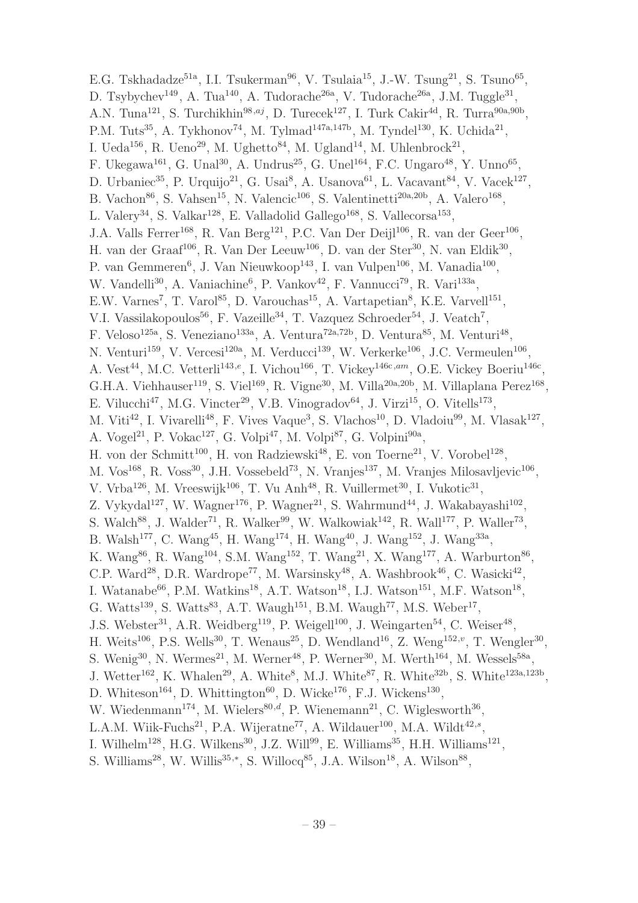E.G. Tskhadadze[51a], I.I. Tsukerman[96], V. Tsulaia[15], J.-W. Tsung[21], S. Tsuno[65], D. Tsybychev[149], A. Tua[140], A. Tudorache[26a], V. Tudorache[26a], J.M. Tuggle[31], A.N. Tuna[121], S. Turchikhin[98,aj], D. Turecek[127], I. Turk Cakir[4d], R. Turra[90a,90b], P.M. Tuts[35], A. Tykhonov[74], M. Tylmad[147a,147b], M. Tyndel[130], K. Uchida[21], I. Ueda[156], R. Ueno[29], M. Ughetto[84], M. Ugland[14], M. Uhlenbrock[21], F. Ukegawa[161], G. Unal[30], A. Undrus[25], G. Unel[164], F.C. Ungaro[48], Y. Unno[65], D. Urbaniec[35], P. Urquijo[21], G. Usai[8], A. Usanova[61], L. Vacavant[84], V. Vacek[127], B. Vachon[86], S. Vahsen[15], N. Valencic[106], S. Valentinetti[20a,20b], A. Valero[168], L. Valery[34], S. Valkar[128], E. Valladolid Gallego[168], S. Vallecorsa[153], J.A. Valls Ferrer[168], R. Van Berg[121], P.C. Van Der Deijl[106], R. van der Geer[106], H. van der Graaf[106], R. Van Der Leeuw[106], D. van der Ster[30], N. van Eldik[30], P. van Gemmeren[6], J. Van Nieuwkoop[143], I. van Vulpen[106], M. Vanadia[100], W. Vandelli[30], A. Vaniachine[6], P. Vankov[42], F. Vannucci[79], R. Vari[133a], E.W. Varnes[7], T. Varol[85], D. Varouchas[15], A. Vartapetian[8], K.E. Varvell[151], V.I. Vassilakopoulos[56], F. Vazeille[34], T. Vazquez Schroeder[54], J. Veatch[7], F. Veloso[125a], S. Veneziano[133a], A. Ventura[72a,72b], D. Ventura[85], M. Venturi[48], N. Venturi[159], V. Vercesi[120a], M. Verducci[139], W. Verkerke[106], J.C. Vermeulen[106], A. Vest[44], M.C. Vetterli[143,e], I. Vichou[166], T. Vickey[146c,am], O.E. Vickey Boeriu[146c], G.H.A. Viehhauser[119], S. Viel[169], R. Vigne[30], M. Villa[20a,20b], M. Villaplana Perez[168], E. Vilucchi[47], M.G. Vincter[29], V.B. Vinogradov[64], J. Virzi[15], O. Vitells[173], M. Viti[42], I. Vivarelli[48], F. Vives Vaque[3], S. Vlachos[10], D. Vladoiu[99], M. Vlasak[127], A. Vogel[21], P. Vokac[127], G. Volpi[47], M. Volpi[87], G. Volpini[90a], H. von der Schmitt[100], H. von Radziewski[48], E. von Toerne[21], V. Vorobel[128], M. Vos[168], R. Voss[30], J.H. Vossebeld[73], N. Vranjes[137], M. Vranjes Milosavljevic[106], V. Vrba[126], M. Vreeswijk[106], T. Vu Anh[48], R. Vuillermet[30], I. Vukotic[31], Z. Vykydal[127], W. Wagner[176], P. Wagner[21], S. Wahrmund[44], J. Wakabayashi[102], S. Walch[88], J. Walder[71], R. Walker[99], W. Walkowiak[142], R. Wall[177], P. Waller[73], B. Walsh[177], C. Wang[45], H. Wang[174], H. Wang[40], J. Wang[152], J. Wang[33a], K. Wang[86], R. Wang[104], S.M. Wang[152], T. Wang[21], X. Wang[177], A. Warburton[86], C.P. Ward[28], D.R. Wardrope[77], M. Warsinsky[48], A. Washbrook[46], C. Wasicki[42], I. Watanabe[66], P.M. Watkins[18], A.T. Watson[18], I.J. Watson[151], M.F. Watson[18], G. Watts[139], S. Watts[83], A.T. Waugh[151], B.M. Waugh[77], M.S. Weber[17], J.S. Webster[31], A.R. Weidberg[119], P. Weigell[100], J. Weingarten[54], C. Weiser[48], H. Weits[106], P.S. Wells[30], T. Wenaus[25], D. Wendland[16], Z. Weng[152,v], T. Wengler[30], S. Wenig[30], N. Wermes[21], M. Werner[48], P. Werner[30], M. Werth[164], M. Wessels[58a], J. Wetter[162], K. Whalen[29], A. White[8], M.J. White[87], R. White[32b], S. White[123a,123b], D. Whiteson[164], D. Whittington[60], D. Wicke[176], F.J. Wickens[130], W. Wiedenmann[174], M. Wielers[80,d], P. Wienemann[21], C. Wiglesworth[36], L.A.M. Wiik-Fuchs[21], P.A. Wijeratne[77], A. Wildauer[100], M.A. Wildt[42,s], I. Wilhelm[128], H.G. Wilkens[30], J.Z. Will[99], E. Williams[35], H.H. Williams[121], S. Williams[28], W. Willis[35,*], S. Willocq[85], J.A. Wilson[18], A. Wilson[88],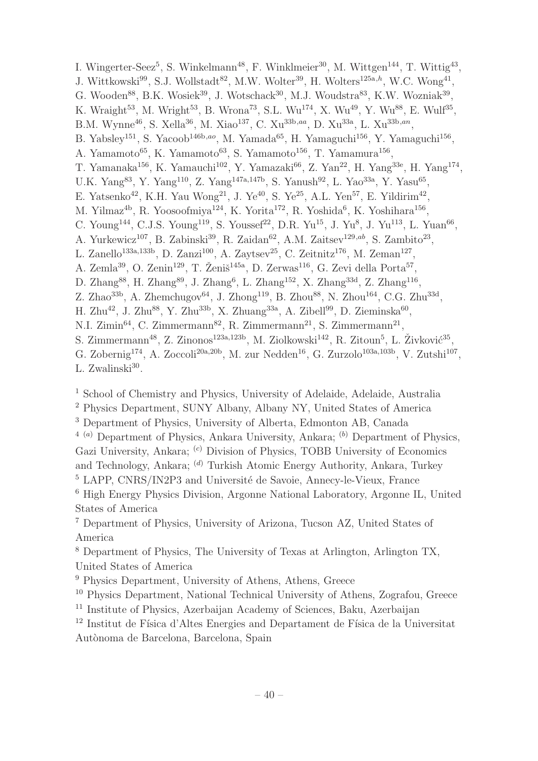I. Wingerter-Seez[5], S. Winkelmann[48], F. Winklmeier[30], M. Wittgen[144], T. Wittig[43], J. Wittkowski[99], S.J. Wollstadt[82], M.W. Wolter[39], H. Wolters[125a,h], W.C. Wong[41], G. Wooden[88], B.K. Wosiek[39], J. Wotschack[30], M.J. Woudstra[83], K.W. Wozniak[39], K. Wraight[53], M. Wright[53], B. Wrona[73], S.L. Wu[174], X. Wu[49], Y. Wu[88], E. Wulf[35], B.M. Wynne[46], S. Xella[36], M. Xiao[137], C. Xu[33b,aa], D. Xu[33a], L. Xu[33b,an], B. Yabsley[151], S. Yacoob[146b,ao], M. Yamada[65], H. Yamaguchi[156], Y. Yamaguchi[156], A. Yamamoto[65], K. Yamamoto[63], S. Yamamoto[156], T. Yamamura[156], T. Yamanaka[156], K. Yamauchi[102], Y. Yamazaki[66], Z. Yan[22], H. Yang[33e], H. Yang[174], U.K. Yang[83], Y. Yang[110], Z. Yang[147a,147b], S. Yanush[92], L. Yao[33a], Y. Yasu[65], E. Yatsenko[42], K.H. Yau Wong[21], J. Ye[40], S. Ye[25], A.L. Yen[57], E. Yildirim[42], M. Yilmaz[4b], R. Yoosoofmiya[124], K. Yorita[172], R. Yoshida[6], K. Yoshihara[156], C. Young[144], C.J.S. Young[119], S. Youssef[22], D.R. Yu[15], J. Yu[8], J. Yu[113], L. Yuan[66], A. Yurkewicz[107], B. Zabinski[39], R. Zaidan[62], A.M. Zaitsev[129,ab], S. Zambito[23], L. Zanello[133a,133b], D. Zanzi[100], A. Zaytsev[25], C. Zeitnitz[176], M. Zeman[127], A. Zemla[39], O. Zenin[129], T. Ženiš[145a], D. Zerwas[116], G. Zevi della Porta[57], D. Zhang[88], H. Zhang[89], J. Zhang[6], L. Zhang[152], X. Zhang[33d], Z. Zhang[116], Z. Zhao[33b], A. Zhemchugov[64], J. Zhong[119], B. Zhou[88], N. Zhou[164], C.G. Zhu[33d], H. Zhu[42], J. Zhu[88], Y. Zhu[33b], X. Zhuang[33a], A. Zibell[99], D. Zieminska[60], N.I. Zimin[64], C. Zimmermann[82], R. Zimmermann[21], S. Zimmermann[21], S. Zimmermann[48], Z. Zinonos[123a,123b], M. Ziolkowski[142], R. Zitoun[5], L. Živković[35], G. Zobernig[174], A. Zoccoli[20a,20b], M. zur Nedden[16], G. Zurzolo[103a,103b], V. Zutshi[107], L. Zwalinski[30].

[1] School of Chemistry and Physics, University of Adelaide, Adelaide, Australia
[2] Physics Department, SUNY Albany, Albany NY, United States of America
[3] Department of Physics, University of Alberta, Edmonton AB, Canada
[4] [(a)] Department of Physics, Ankara University, Ankara; [(b)] Department of Physics, Gazi University, Ankara; [(c)] Division of Physics, TOBB University of Economics and Technology, Ankara; [(d)] Turkish Atomic Energy Authority, Ankara, Turkey
[5] LAPP, CNRS/IN2P3 and Université de Savoie, Annecy-le-Vieux, France
[6] High Energy Physics Division, Argonne National Laboratory, Argonne IL, United States of America
[7] Department of Physics, University of Arizona, Tucson AZ, United States of America
[8] Department of Physics, The University of Texas at Arlington, Arlington TX, United States of America
[9] Physics Department, University of Athens, Athens, Greece
[10] Physics Department, National Technical University of Athens, Zografou, Greece
[11] Institute of Physics, Azerbaijan Academy of Sciences, Baku, Azerbaijan
[12] Institut de Física d'Altes Energies and Departament de Física de la Universitat Autònoma de Barcelona, Barcelona, Spain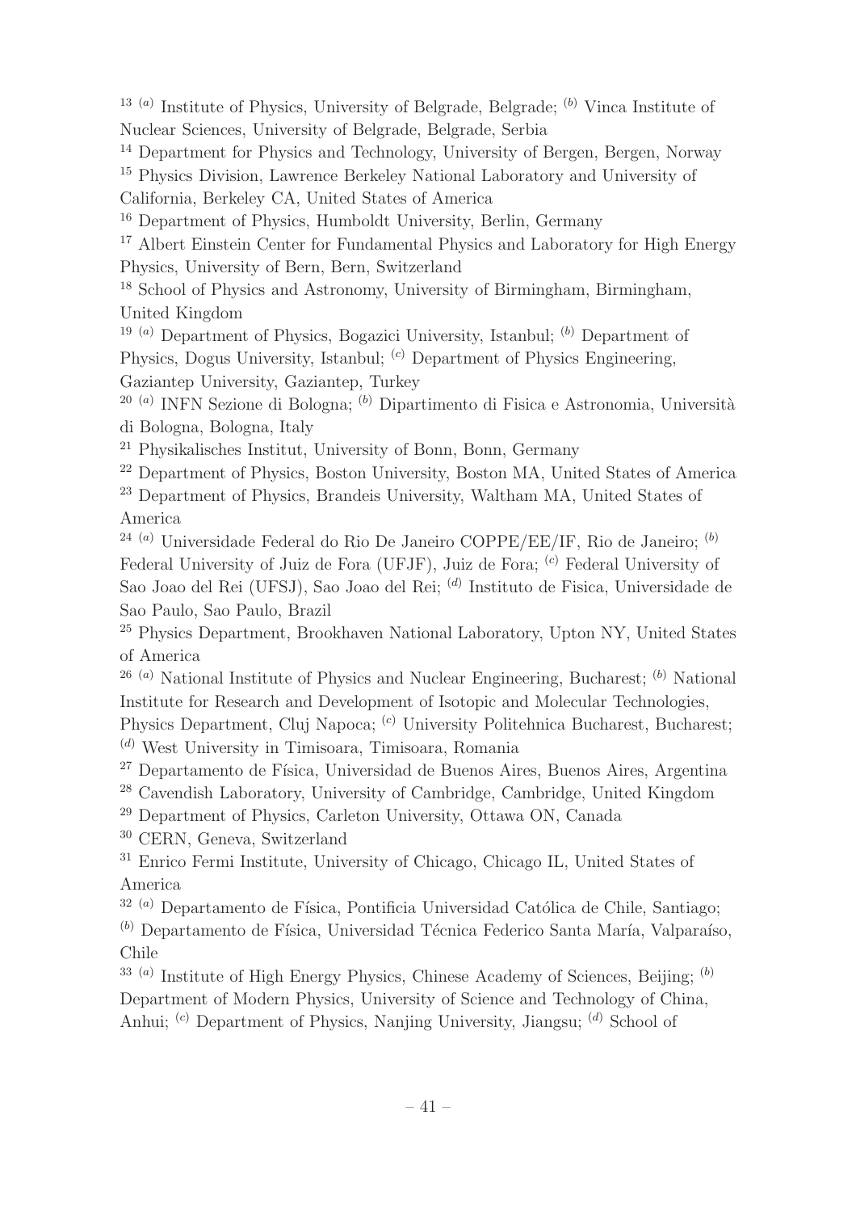[13] [(a)] Institute of Physics, University of Belgrade, Belgrade; [(b)] Vinca Institute of Nuclear Sciences, University of Belgrade, Belgrade, Serbia

[14] Department for Physics and Technology, University of Bergen, Bergen, Norway

[15] Physics Division, Lawrence Berkeley National Laboratory and University of California, Berkeley CA, United States of America

[16] Department of Physics, Humboldt University, Berlin, Germany

[17] Albert Einstein Center for Fundamental Physics and Laboratory for High Energy Physics, University of Bern, Bern, Switzerland

[18] School of Physics and Astronomy, University of Birmingham, Birmingham, United Kingdom

[19] [(a)] Department of Physics, Bogazici University, Istanbul; [(b)] Department of Physics, Dogus University, Istanbul; [(c)] Department of Physics Engineering, Gaziantep University, Gaziantep, Turkey

[20] [(a)] INFN Sezione di Bologna; [(b)] Dipartimento di Fisica e Astronomia, Università di Bologna, Bologna, Italy

[21] Physikalisches Institut, University of Bonn, Bonn, Germany

[22] Department of Physics, Boston University, Boston MA, United States of America

[23] Department of Physics, Brandeis University, Waltham MA, United States of America

[24] [(a)] Universidade Federal do Rio De Janeiro COPPE/EE/IF, Rio de Janeiro; [(b)] Federal University of Juiz de Fora (UFJF), Juiz de Fora; [(c)] Federal University of Sao Joao del Rei (UFSJ), Sao Joao del Rei; [(d)] Instituto de Fisica, Universidade de Sao Paulo, Sao Paulo, Brazil

[25] Physics Department, Brookhaven National Laboratory, Upton NY, United States of America

[26] [(a)] National Institute of Physics and Nuclear Engineering, Bucharest; [(b)] National Institute for Research and Development of Isotopic and Molecular Technologies, Physics Department, Cluj Napoca; [(c)] University Politehnica Bucharest, Bucharest; [(d)] West University in Timisoara, Timisoara, Romania

[27] Departamento de Física, Universidad de Buenos Aires, Buenos Aires, Argentina

[28] Cavendish Laboratory, University of Cambridge, Cambridge, United Kingdom

[29] Department of Physics, Carleton University, Ottawa ON, Canada

[30] CERN, Geneva, Switzerland

[31] Enrico Fermi Institute, University of Chicago, Chicago IL, United States of America

[32] [(a)] Departamento de Física, Pontificia Universidad Católica de Chile, Santiago; [(b)] Departamento de Física, Universidad Técnica Federico Santa María, Valparaíso, Chile

[33] [(a)] Institute of High Energy Physics, Chinese Academy of Sciences, Beijing; [(b)] Department of Modern Physics, University of Science and Technology of China, Anhui; [(c)] Department of Physics, Nanjing University, Jiangsu; [(d)] School of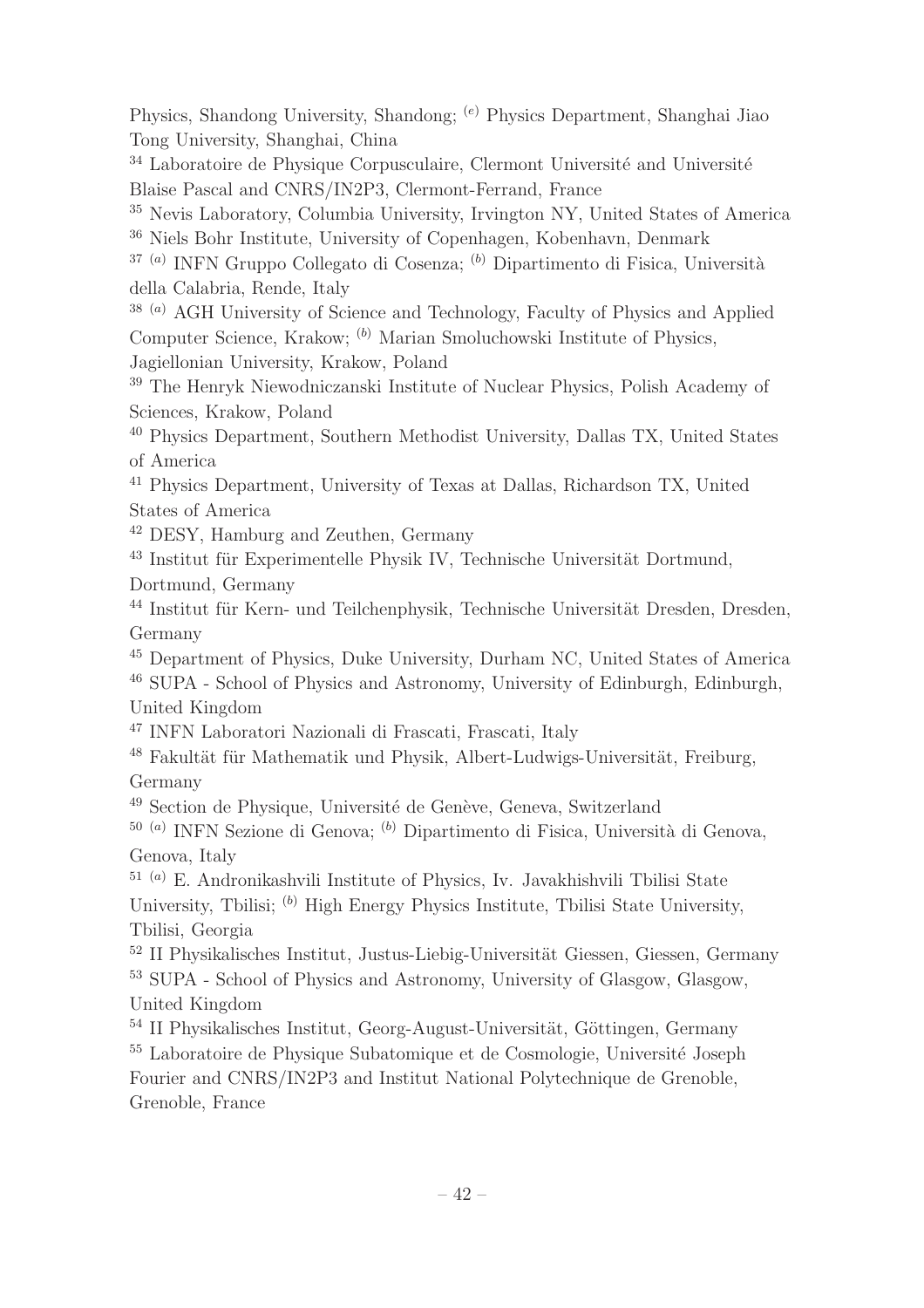Physics, Shandong University, Shandong; [(e)] Physics Department, Shanghai Jiao Tong University, Shanghai, China

[34] Laboratoire de Physique Corpusculaire, Clermont Université and Université Blaise Pascal and CNRS/IN2P3, Clermont-Ferrand, France

[35] Nevis Laboratory, Columbia University, Irvington NY, United States of America

[36] Niels Bohr Institute, University of Copenhagen, Kobenhavn, Denmark

[37] [(a)] INFN Gruppo Collegato di Cosenza; [(b)] Dipartimento di Fisica, Università della Calabria, Rende, Italy

[38] [(a)] AGH University of Science and Technology, Faculty of Physics and Applied Computer Science, Krakow; [(b)] Marian Smoluchowski Institute of Physics, Jagiellonian University, Krakow, Poland

[39] The Henryk Niewodniczanski Institute of Nuclear Physics, Polish Academy of Sciences, Krakow, Poland

[40] Physics Department, Southern Methodist University, Dallas TX, United States of America

[41] Physics Department, University of Texas at Dallas, Richardson TX, United States of America

[42] DESY, Hamburg and Zeuthen, Germany

[43] Institut für Experimentelle Physik IV, Technische Universität Dortmund, Dortmund, Germany

[44] Institut für Kern- und Teilchenphysik, Technische Universität Dresden, Dresden, Germany

[45] Department of Physics, Duke University, Durham NC, United States of America

[46] SUPA - School of Physics and Astronomy, University of Edinburgh, Edinburgh, United Kingdom

[47] INFN Laboratori Nazionali di Frascati, Frascati, Italy

[48] Fakultät für Mathematik und Physik, Albert-Ludwigs-Universität, Freiburg, Germany

[49] Section de Physique, Université de Genève, Geneva, Switzerland

[50] [(a)] INFN Sezione di Genova; [(b)] Dipartimento di Fisica, Università di Genova, Genova, Italy

[51] [(a)] E. Andronikashvili Institute of Physics, Iv. Javakhishvili Tbilisi State University, Tbilisi; [(b)] High Energy Physics Institute, Tbilisi State University, Tbilisi, Georgia

[52] II Physikalisches Institut, Justus-Liebig-Universität Giessen, Giessen, Germany

[53] SUPA - School of Physics and Astronomy, University of Glasgow, Glasgow, United Kingdom

[54] II Physikalisches Institut, Georg-August-Universität, Göttingen, Germany

[55] Laboratoire de Physique Subatomique et de Cosmologie, Université Joseph Fourier and CNRS/IN2P3 and Institut National Polytechnique de Grenoble, Grenoble, France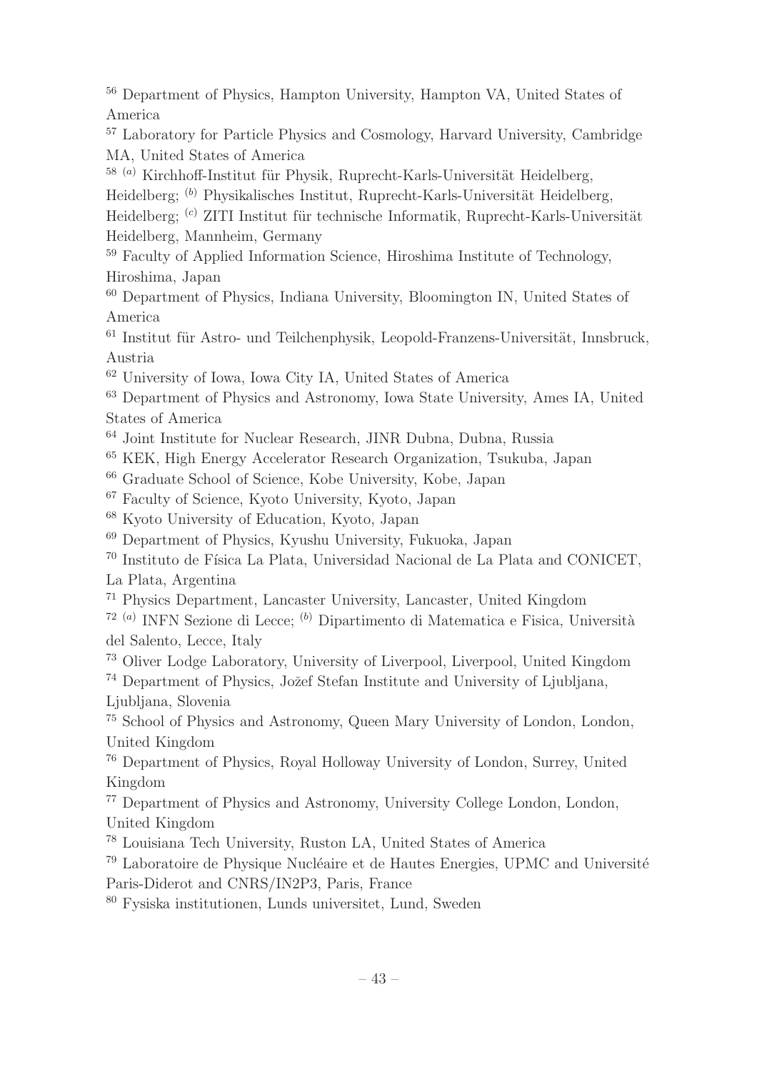[56] Department of Physics, Hampton University, Hampton VA, United States of America

[57] Laboratory for Particle Physics and Cosmology, Harvard University, Cambridge MA, United States of America

[58] [(a)] Kirchhoff-Institut für Physik, Ruprecht-Karls-Universität Heidelberg, Heidelberg; [(b)] Physikalisches Institut, Ruprecht-Karls-Universität Heidelberg, Heidelberg; [(c)] ZITI Institut für technische Informatik, Ruprecht-Karls-Universität Heidelberg, Mannheim, Germany

[59] Faculty of Applied Information Science, Hiroshima Institute of Technology, Hiroshima, Japan

[60] Department of Physics, Indiana University, Bloomington IN, United States of America

[61] Institut für Astro- und Teilchenphysik, Leopold-Franzens-Universität, Innsbruck, Austria

[62] University of Iowa, Iowa City IA, United States of America

[63] Department of Physics and Astronomy, Iowa State University, Ames IA, United States of America

[64] Joint Institute for Nuclear Research, JINR Dubna, Dubna, Russia

[65] KEK, High Energy Accelerator Research Organization, Tsukuba, Japan

[66] Graduate School of Science, Kobe University, Kobe, Japan

[67] Faculty of Science, Kyoto University, Kyoto, Japan

[68] Kyoto University of Education, Kyoto, Japan

[69] Department of Physics, Kyushu University, Fukuoka, Japan

[70] Instituto de Física La Plata, Universidad Nacional de La Plata and CONICET, La Plata, Argentina

[71] Physics Department, Lancaster University, Lancaster, United Kingdom

[72] [(a)] INFN Sezione di Lecce; [(b)] Dipartimento di Matematica e Fisica, Università del Salento, Lecce, Italy

[73] Oliver Lodge Laboratory, University of Liverpool, Liverpool, United Kingdom

[74] Department of Physics, Jožef Stefan Institute and University of Ljubljana, Ljubljana, Slovenia

[75] School of Physics and Astronomy, Queen Mary University of London, London, United Kingdom

[76] Department of Physics, Royal Holloway University of London, Surrey, United Kingdom

[77] Department of Physics and Astronomy, University College London, London, United Kingdom

[78] Louisiana Tech University, Ruston LA, United States of America

[79] Laboratoire de Physique Nucléaire et de Hautes Energies, UPMC and Université Paris-Diderot and CNRS/IN2P3, Paris, France

[80] Fysiska institutionen, Lunds universitet, Lund, Sweden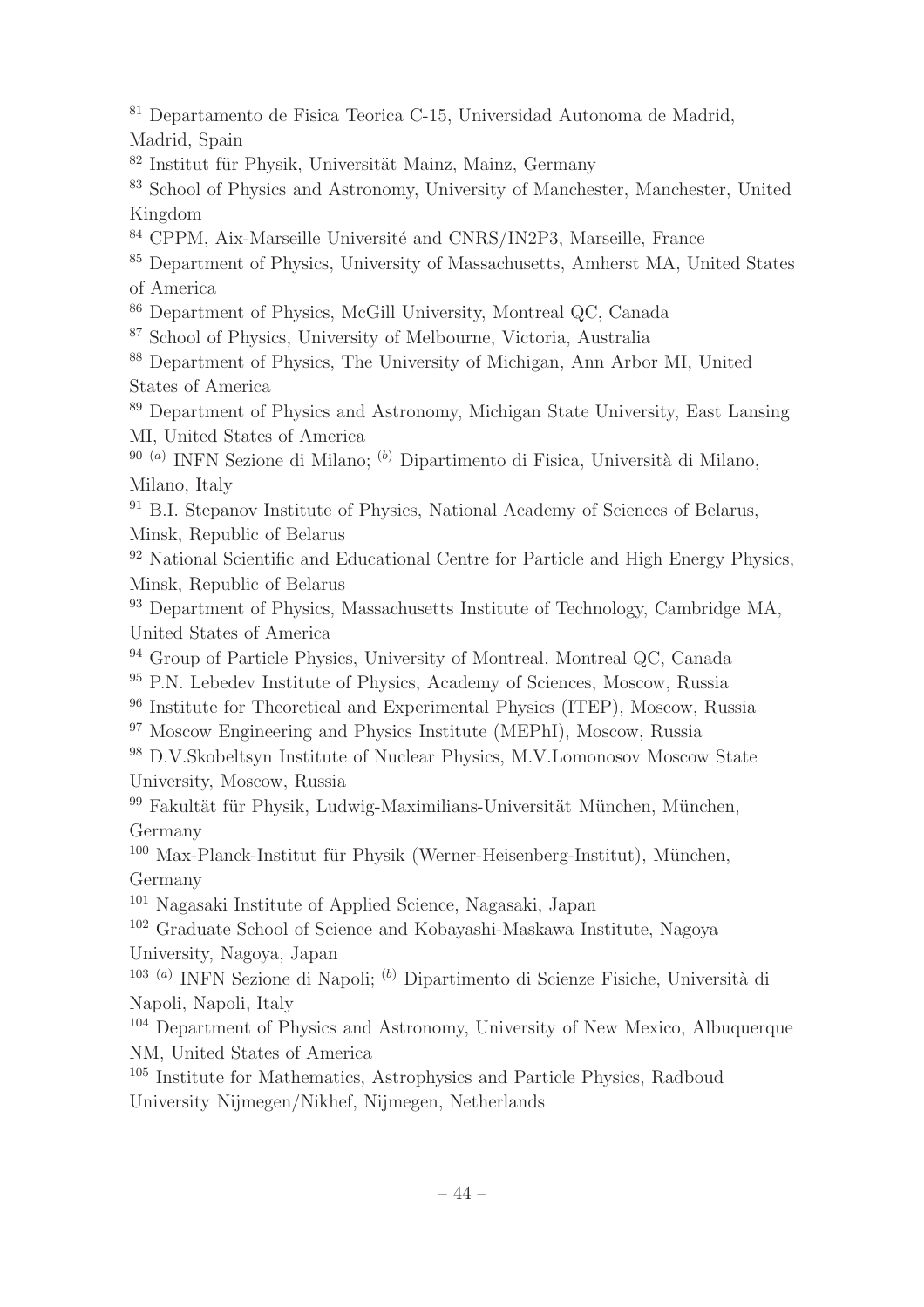[81] Departamento de Fisica Teorica C-15, Universidad Autonoma de Madrid, Madrid, Spain
[82] Institut für Physik, Universität Mainz, Mainz, Germany
[83] School of Physics and Astronomy, University of Manchester, Manchester, United Kingdom
[84] CPPM, Aix-Marseille Université and CNRS/IN2P3, Marseille, France
[85] Department of Physics, University of Massachusetts, Amherst MA, United States of America
[86] Department of Physics, McGill University, Montreal QC, Canada
[87] School of Physics, University of Melbourne, Victoria, Australia
[88] Department of Physics, The University of Michigan, Ann Arbor MI, United States of America
[89] Department of Physics and Astronomy, Michigan State University, East Lansing MI, United States of America
[90] [(a)] INFN Sezione di Milano; [(b)] Dipartimento di Fisica, Università di Milano, Milano, Italy
[91] B.I. Stepanov Institute of Physics, National Academy of Sciences of Belarus, Minsk, Republic of Belarus
[92] National Scientific and Educational Centre for Particle and High Energy Physics, Minsk, Republic of Belarus
[93] Department of Physics, Massachusetts Institute of Technology, Cambridge MA, United States of America
[94] Group of Particle Physics, University of Montreal, Montreal QC, Canada
[95] P.N. Lebedev Institute of Physics, Academy of Sciences, Moscow, Russia
[96] Institute for Theoretical and Experimental Physics (ITEP), Moscow, Russia
[97] Moscow Engineering and Physics Institute (MEPhI), Moscow, Russia
[98] D.V.Skobeltsyn Institute of Nuclear Physics, M.V.Lomonosov Moscow State University, Moscow, Russia
[99] Fakultät für Physik, Ludwig-Maximilians-Universität München, München, Germany
[100] Max-Planck-Institut für Physik (Werner-Heisenberg-Institut), München, Germany
[101] Nagasaki Institute of Applied Science, Nagasaki, Japan
[102] Graduate School of Science and Kobayashi-Maskawa Institute, Nagoya University, Nagoya, Japan
[103] [(a)] INFN Sezione di Napoli; [(b)] Dipartimento di Scienze Fisiche, Università di Napoli, Napoli, Italy
[104] Department of Physics and Astronomy, University of New Mexico, Albuquerque NM, United States of America
[105] Institute for Mathematics, Astrophysics and Particle Physics, Radboud University Nijmegen/Nikhef, Nijmegen, Netherlands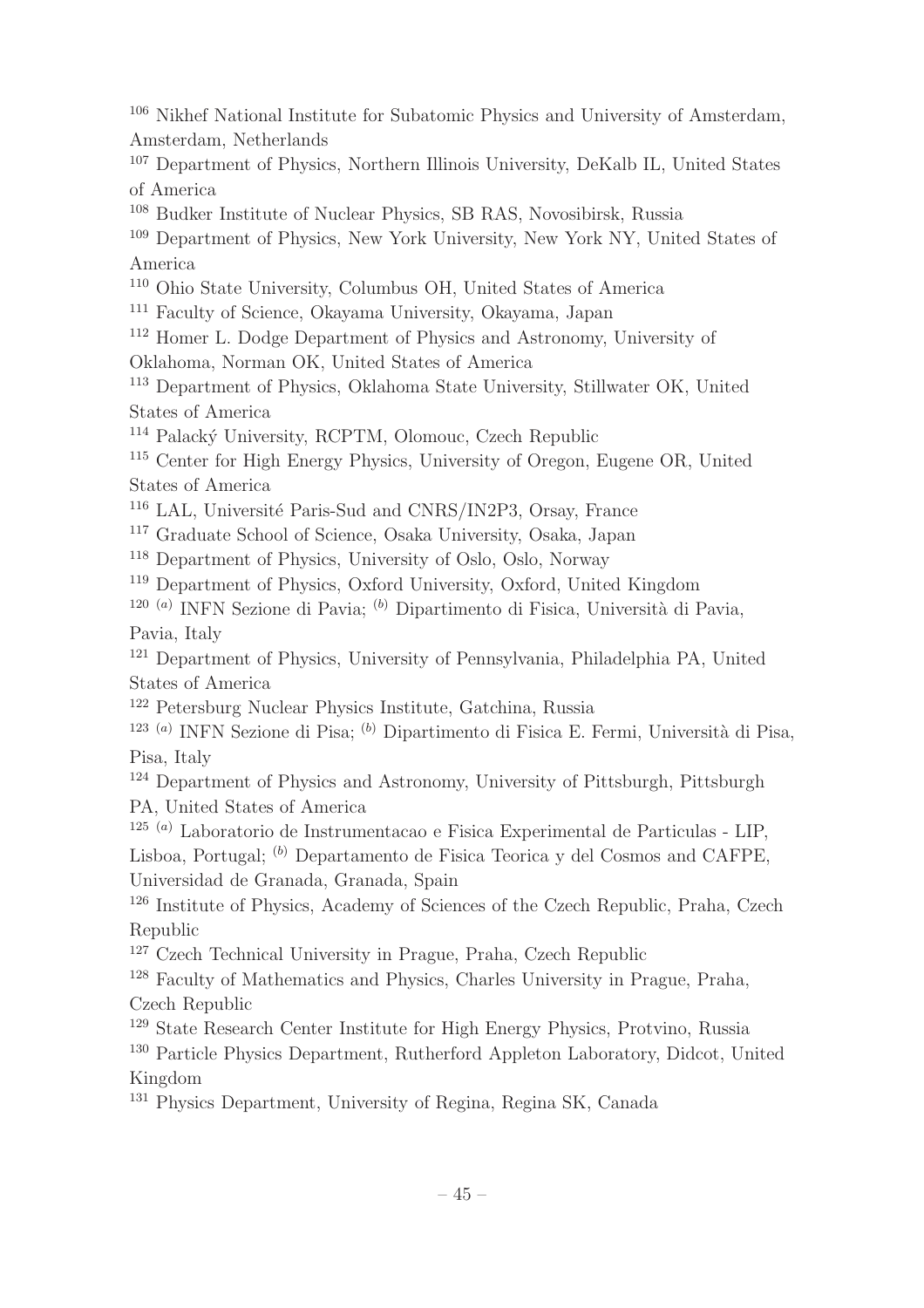[106] Nikhef National Institute for Subatomic Physics and University of Amsterdam, Amsterdam, Netherlands
[107] Department of Physics, Northern Illinois University, DeKalb IL, United States of America
[108] Budker Institute of Nuclear Physics, SB RAS, Novosibirsk, Russia
[109] Department of Physics, New York University, New York NY, United States of America
[110] Ohio State University, Columbus OH, United States of America
[111] Faculty of Science, Okayama University, Okayama, Japan
[112] Homer L. Dodge Department of Physics and Astronomy, University of Oklahoma, Norman OK, United States of America
[113] Department of Physics, Oklahoma State University, Stillwater OK, United States of America
[114] Palacký University, RCPTM, Olomouc, Czech Republic
[115] Center for High Energy Physics, University of Oregon, Eugene OR, United States of America
[116] LAL, Université Paris-Sud and CNRS/IN2P3, Orsay, France
[117] Graduate School of Science, Osaka University, Osaka, Japan
[118] Department of Physics, University of Oslo, Oslo, Norway
[119] Department of Physics, Oxford University, Oxford, United Kingdom
[120] [(a)] INFN Sezione di Pavia; [(b)] Dipartimento di Fisica, Università di Pavia, Pavia, Italy
[121] Department of Physics, University of Pennsylvania, Philadelphia PA, United States of America
[122] Petersburg Nuclear Physics Institute, Gatchina, Russia
[123] [(a)] INFN Sezione di Pisa; [(b)] Dipartimento di Fisica E. Fermi, Università di Pisa, Pisa, Italy
[124] Department of Physics and Astronomy, University of Pittsburgh, Pittsburgh PA, United States of America
[125] [(a)] Laboratorio de Instrumentacao e Fisica Experimental de Particulas - LIP, Lisboa, Portugal; [(b)] Departamento de Fisica Teorica y del Cosmos and CAFPE, Universidad de Granada, Granada, Spain
[126] Institute of Physics, Academy of Sciences of the Czech Republic, Praha, Czech Republic
[127] Czech Technical University in Prague, Praha, Czech Republic
[128] Faculty of Mathematics and Physics, Charles University in Prague, Praha, Czech Republic
[129] State Research Center Institute for High Energy Physics, Protvino, Russia
[130] Particle Physics Department, Rutherford Appleton Laboratory, Didcot, United Kingdom
[131] Physics Department, University of Regina, Regina SK, Canada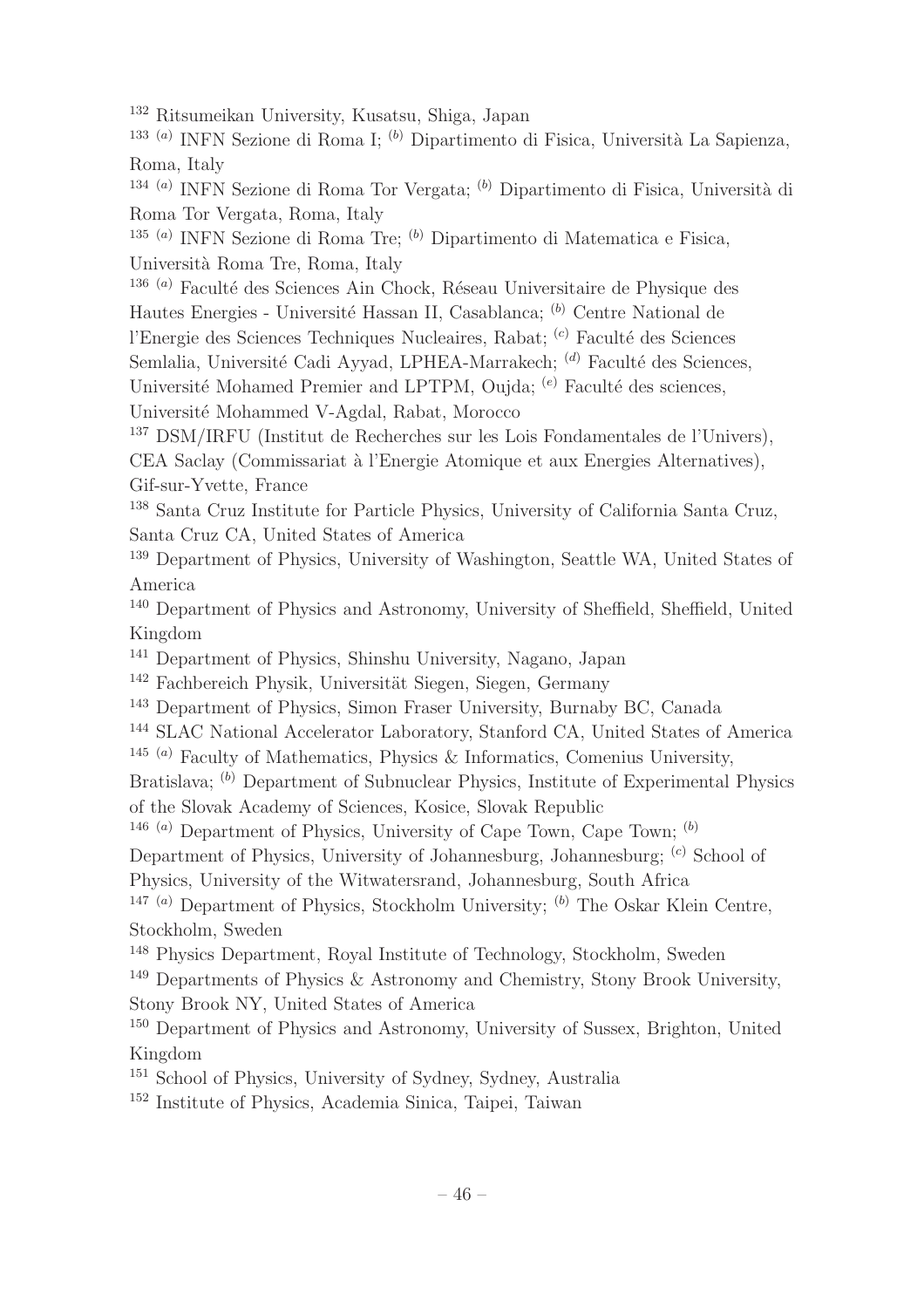[132] Ritsumeikan University, Kusatsu, Shiga, Japan
[133] [(a)] INFN Sezione di Roma I; [(b)] Dipartimento di Fisica, Università La Sapienza, Roma, Italy
[134] [(a)] INFN Sezione di Roma Tor Vergata; [(b)] Dipartimento di Fisica, Università di Roma Tor Vergata, Roma, Italy
[135] [(a)] INFN Sezione di Roma Tre; [(b)] Dipartimento di Matematica e Fisica, Università Roma Tre, Roma, Italy
[136] [(a)] Faculté des Sciences Ain Chock, Réseau Universitaire de Physique des Hautes Energies - Université Hassan II, Casablanca; [(b)] Centre National de l'Energie des Sciences Techniques Nucleaires, Rabat; [(c)] Faculté des Sciences Semlalia, Université Cadi Ayyad, LPHEA-Marrakech; [(d)] Faculté des Sciences, Université Mohamed Premier and LPTPM, Oujda; [(e)] Faculté des sciences, Université Mohammed V-Agdal, Rabat, Morocco
[137] DSM/IRFU (Institut de Recherches sur les Lois Fondamentales de l'Univers), CEA Saclay (Commissariat à l'Energie Atomique et aux Energies Alternatives), Gif-sur-Yvette, France
[138] Santa Cruz Institute for Particle Physics, University of California Santa Cruz, Santa Cruz CA, United States of America
[139] Department of Physics, University of Washington, Seattle WA, United States of America
[140] Department of Physics and Astronomy, University of Sheffield, Sheffield, United Kingdom
[141] Department of Physics, Shinshu University, Nagano, Japan
[142] Fachbereich Physik, Universität Siegen, Siegen, Germany
[143] Department of Physics, Simon Fraser University, Burnaby BC, Canada
[144] SLAC National Accelerator Laboratory, Stanford CA, United States of America
[145] [(a)] Faculty of Mathematics, Physics & Informatics, Comenius University, Bratislava; [(b)] Department of Subnuclear Physics, Institute of Experimental Physics of the Slovak Academy of Sciences, Kosice, Slovak Republic
[146] [(a)] Department of Physics, University of Cape Town, Cape Town; [(b)] Department of Physics, University of Johannesburg, Johannesburg; [(c)] School of Physics, University of the Witwatersrand, Johannesburg, South Africa
[147] [(a)] Department of Physics, Stockholm University; [(b)] The Oskar Klein Centre, Stockholm, Sweden
[148] Physics Department, Royal Institute of Technology, Stockholm, Sweden
[149] Departments of Physics & Astronomy and Chemistry, Stony Brook University, Stony Brook NY, United States of America
[150] Department of Physics and Astronomy, University of Sussex, Brighton, United Kingdom
[151] School of Physics, University of Sydney, Sydney, Australia
[152] Institute of Physics, Academia Sinica, Taipei, Taiwan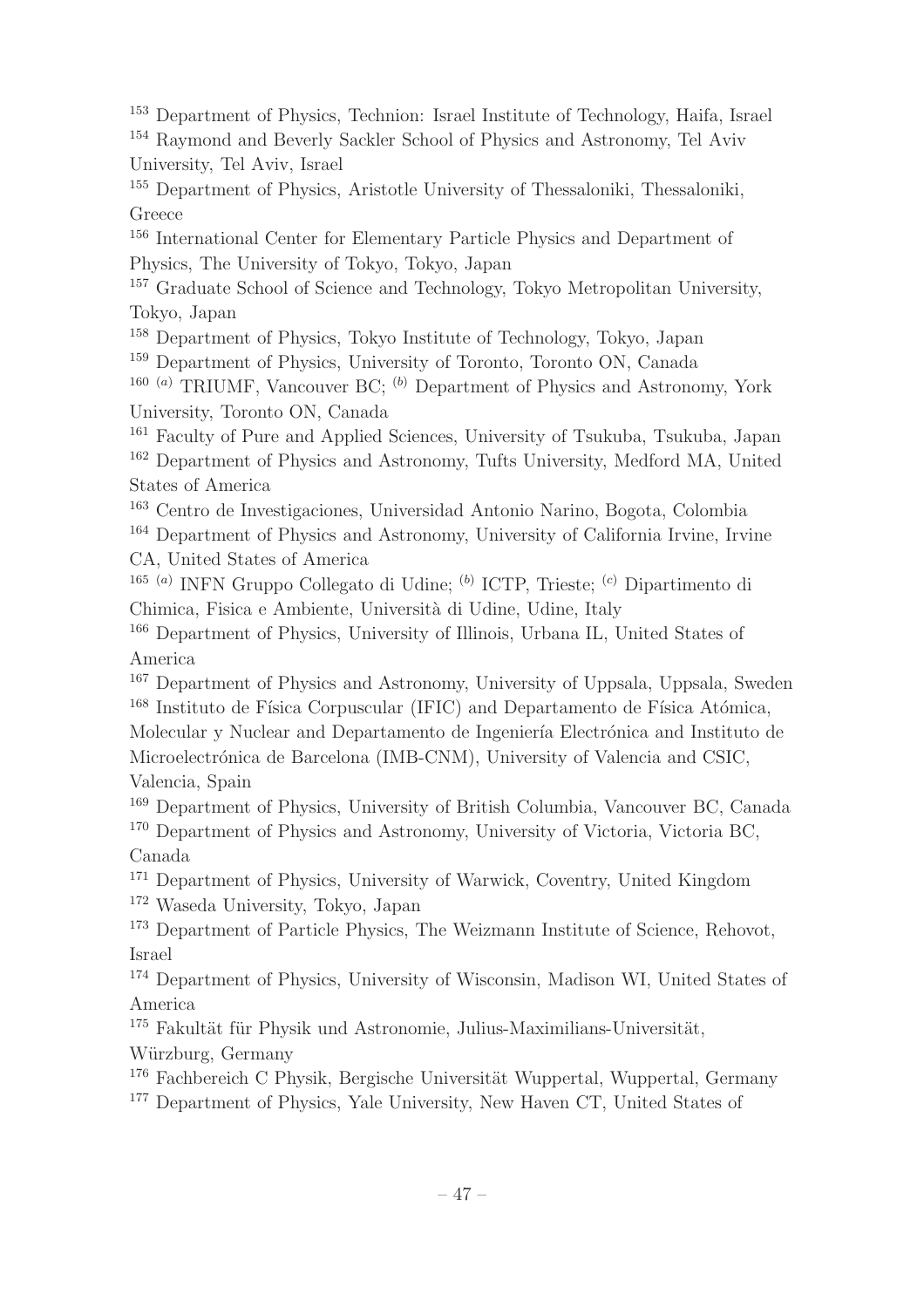[153] Department of Physics, Technion: Israel Institute of Technology, Haifa, Israel
[154] Raymond and Beverly Sackler School of Physics and Astronomy, Tel Aviv University, Tel Aviv, Israel
[155] Department of Physics, Aristotle University of Thessaloniki, Thessaloniki, Greece
[156] International Center for Elementary Particle Physics and Department of Physics, The University of Tokyo, Tokyo, Japan
[157] Graduate School of Science and Technology, Tokyo Metropolitan University, Tokyo, Japan
[158] Department of Physics, Tokyo Institute of Technology, Tokyo, Japan
[159] Department of Physics, University of Toronto, Toronto ON, Canada
[160] [(a)] TRIUMF, Vancouver BC; [(b)] Department of Physics and Astronomy, York University, Toronto ON, Canada
[161] Faculty of Pure and Applied Sciences, University of Tsukuba, Tsukuba, Japan
[162] Department of Physics and Astronomy, Tufts University, Medford MA, United States of America
[163] Centro de Investigaciones, Universidad Antonio Narino, Bogota, Colombia
[164] Department of Physics and Astronomy, University of California Irvine, Irvine CA, United States of America
[165] [(a)] INFN Gruppo Collegato di Udine; [(b)] ICTP, Trieste; [(c)] Dipartimento di Chimica, Fisica e Ambiente, Università di Udine, Udine, Italy
[166] Department of Physics, University of Illinois, Urbana IL, United States of America
[167] Department of Physics and Astronomy, University of Uppsala, Uppsala, Sweden
[168] Instituto de Física Corpuscular (IFIC) and Departamento de Física Atómica, Molecular y Nuclear and Departamento de Ingeniería Electrónica and Instituto de Microelectrónica de Barcelona (IMB-CNM), University of Valencia and CSIC, Valencia, Spain
[169] Department of Physics, University of British Columbia, Vancouver BC, Canada
[170] Department of Physics and Astronomy, University of Victoria, Victoria BC, Canada
[171] Department of Physics, University of Warwick, Coventry, United Kingdom
[172] Waseda University, Tokyo, Japan
[173] Department of Particle Physics, The Weizmann Institute of Science, Rehovot, Israel
[174] Department of Physics, University of Wisconsin, Madison WI, United States of America
[175] Fakultät für Physik und Astronomie, Julius-Maximilians-Universität, Würzburg, Germany
[176] Fachbereich C Physik, Bergische Universität Wuppertal, Wuppertal, Germany
[177] Department of Physics, Yale University, New Haven CT, United States of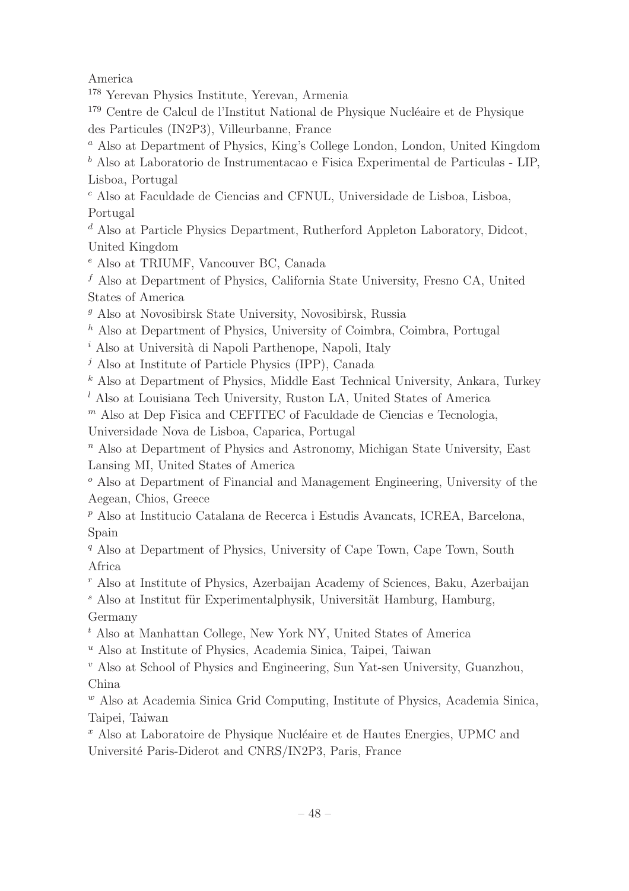America

[178] Yerevan Physics Institute, Yerevan, Armenia

[179] Centre de Calcul de l'Institut National de Physique Nucléaire et de Physique des Particules (IN2P3), Villeurbanne, France

[a] Also at Department of Physics, King's College London, London, United Kingdom

[b] Also at Laboratorio de Instrumentacao e Fisica Experimental de Particulas - LIP, Lisboa, Portugal

[c] Also at Faculdade de Ciencias and CFNUL, Universidade de Lisboa, Lisboa, Portugal

[d] Also at Particle Physics Department, Rutherford Appleton Laboratory, Didcot, United Kingdom

[e] Also at TRIUMF, Vancouver BC, Canada

[f] Also at Department of Physics, California State University, Fresno CA, United States of America

[g] Also at Novosibirsk State University, Novosibirsk, Russia

[h] Also at Department of Physics, University of Coimbra, Coimbra, Portugal

[i] Also at Università di Napoli Parthenope, Napoli, Italy

[j] Also at Institute of Particle Physics (IPP), Canada

[k] Also at Department of Physics, Middle East Technical University, Ankara, Turkey

[l] Also at Louisiana Tech University, Ruston LA, United States of America

[m] Also at Dep Fisica and CEFITEC of Faculdade de Ciencias e Tecnologia, Universidade Nova de Lisboa, Caparica, Portugal

[n] Also at Department of Physics and Astronomy, Michigan State University, East Lansing MI, United States of America

[o] Also at Department of Financial and Management Engineering, University of the Aegean, Chios, Greece

[p] Also at Institucio Catalana de Recerca i Estudis Avancats, ICREA, Barcelona, Spain

[q] Also at Department of Physics, University of Cape Town, Cape Town, South Africa

[r] Also at Institute of Physics, Azerbaijan Academy of Sciences, Baku, Azerbaijan

[s] Also at Institut für Experimentalphysik, Universität Hamburg, Hamburg, Germany

[t] Also at Manhattan College, New York NY, United States of America

[u] Also at Institute of Physics, Academia Sinica, Taipei, Taiwan

[v] Also at School of Physics and Engineering, Sun Yat-sen University, Guanzhou, China

[w] Also at Academia Sinica Grid Computing, Institute of Physics, Academia Sinica, Taipei, Taiwan

[x] Also at Laboratoire de Physique Nucléaire et de Hautes Energies, UPMC and Université Paris-Diderot and CNRS/IN2P3, Paris, France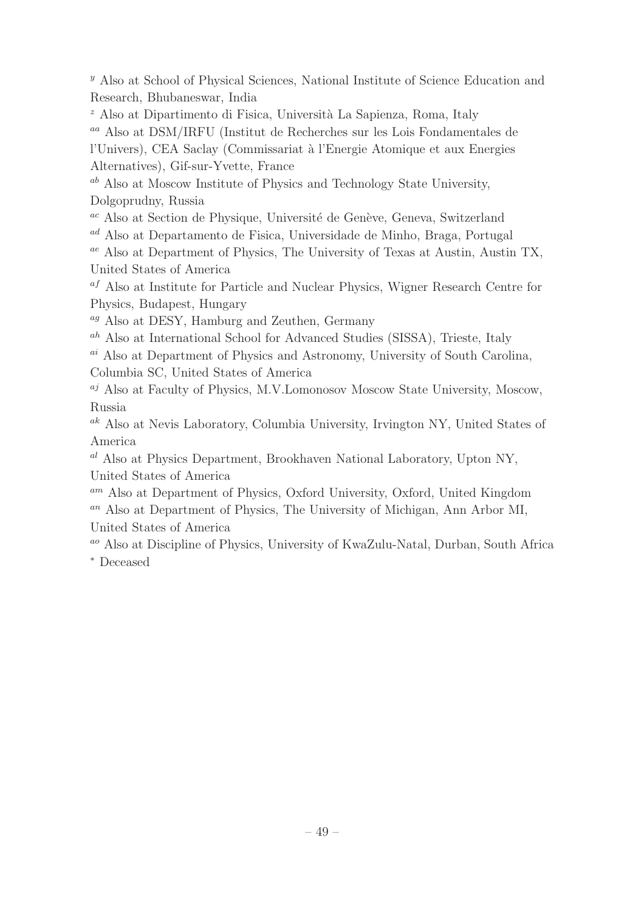[y] Also at School of Physical Sciences, National Institute of Science Education and Research, Bhubaneswar, India

[z] Also at Dipartimento di Fisica, Università La Sapienza, Roma, Italy

[aa] Also at DSM/IRFU (Institut de Recherches sur les Lois Fondamentales de l'Univers), CEA Saclay (Commissariat à l'Energie Atomique et aux Energies Alternatives), Gif-sur-Yvette, France

[ab] Also at Moscow Institute of Physics and Technology State University, Dolgoprudny, Russia

[ac] Also at Section de Physique, Université de Genève, Geneva, Switzerland

[ad] Also at Departamento de Fisica, Universidade de Minho, Braga, Portugal

[ae] Also at Department of Physics, The University of Texas at Austin, Austin TX, United States of America

[af] Also at Institute for Particle and Nuclear Physics, Wigner Research Centre for Physics, Budapest, Hungary

[ag] Also at DESY, Hamburg and Zeuthen, Germany

[ah] Also at International School for Advanced Studies (SISSA), Trieste, Italy

[ai] Also at Department of Physics and Astronomy, University of South Carolina, Columbia SC, United States of America

[aj] Also at Faculty of Physics, M.V.Lomonosov Moscow State University, Moscow, Russia

[ak] Also at Nevis Laboratory, Columbia University, Irvington NY, United States of America

[al] Also at Physics Department, Brookhaven National Laboratory, Upton NY, United States of America

[am] Also at Department of Physics, Oxford University, Oxford, United Kingdom

[an] Also at Department of Physics, The University of Michigan, Ann Arbor MI, United States of America

[ao] Also at Discipline of Physics, University of KwaZulu-Natal, Durban, South Africa

[*] Deceased